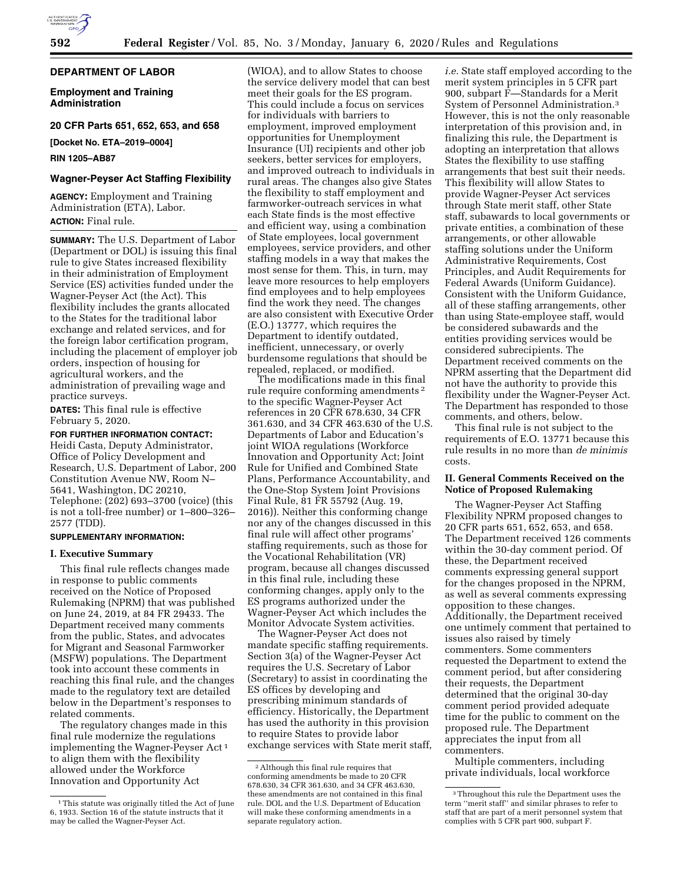**DEPARTMENT OF LABOR**

**Employment and Training Administration**

**20 CFR Parts 651, 652, 653, and 658**

**[Docket No. ETA–2019–0004]**

**RIN 1205–AB87**

# Wagner-Peyser Act Staffing Flexibility

**AGENCY:** Employment and Training Administration (ETA), Labor.

**ACTION:** Final rule.

**SUMMARY:** The U.S. Department of Labor (Department or DOL) is issuing this final rule to give States increased flexibility in their administration of Employment Service (ES) activities funded under the Wagner-Peyser Act (the Act). This flexibility includes the grants allocated to the States for the traditional labor exchange and related services, and for the foreign labor certification program, including the placement of employer job orders, inspection of housing for agricultural workers, and the administration of prevailing wage and practice surveys.

**DATES:** This final rule is effective February 5, 2020.

**FOR FURTHER INFORMATION CONTACT:** Heidi Casta, Deputy Administrator, Office of Policy Development and Research, U.S. Department of Labor, 200 Constitution Avenue NW, Room N–5641, Washington, DC 20210, Telephone: (202) 693–3700 (voice) (this is not a toll-free number) or 1–800–326–2577 (TDD).

**SUPPLEMENTARY INFORMATION:**

## I. Executive Summary

This final rule reflects changes made in response to public comments received on the Notice of Proposed Rulemaking (NPRM) that was published on June 24, 2019, at 84 FR 29433. The Department received many comments from the public, States, and advocates for Migrant and Seasonal Farmworker (MSFW) populations. The Department took into account these comments in reaching this final rule, and the changes made to the regulatory text are detailed below in the Department's responses to related comments.

The regulatory changes made in this final rule modernize the regulations implementing the Wagner-Peyser Act [1] to align them with the flexibility allowed under the Workforce Innovation and Opportunity Act (WIOA), and to allow States to choose the service delivery model that can best meet their goals for the ES program. This could include a focus on services for individuals with barriers to employment, improved employment opportunities for Unemployment Insurance (UI) recipients and other job seekers, better services for employers, and improved outreach to individuals in rural areas. The changes also give States the flexibility to staff employment and farmworker-outreach services in what each State finds is the most effective and efficient way, using a combination of State employees, local government employees, service providers, and other staffing models in a way that makes the most sense for them. This, in turn, may leave more resources to help employers find employees and to help employees find the work they need. The changes are also consistent with Executive Order (E.O.) 13777, which requires the Department to identify outdated, inefficient, unnecessary, or overly burdensome regulations that should be repealed, replaced, or modified.

The modifications made in this final rule require conforming amendments [2] to the specific Wagner-Peyser Act references in 20 CFR 678.630, 34 CFR 361.630, and 34 CFR 463.630 of the U.S. Departments of Labor and Education's joint WIOA regulations (Workforce Innovation and Opportunity Act; Joint Rule for Unified and Combined State Plans, Performance Accountability, and the One-Stop System Joint Provisions Final Rule, 81 FR 55792 (Aug. 19, 2016)). Neither this conforming change nor any of the changes discussed in this final rule will affect other programs' staffing requirements, such as those for the Vocational Rehabilitation (VR) program, because all changes discussed in this final rule, including these conforming changes, apply only to the ES programs authorized under the Wagner-Peyser Act which includes the Monitor Advocate System activities.

The Wagner-Peyser Act does not mandate specific staffing requirements. Section 3(a) of the Wagner-Peyser Act requires the U.S. Secretary of Labor (Secretary) to assist in coordinating the ES offices by developing and prescribing minimum standards of efficiency. Historically, the Department has used the authority in this provision to require States to provide labor exchange services with State merit staff, *i.e.* State staff employed according to the merit system principles in 5 CFR part 900, subpart F—Standards for a Merit System of Personnel Administration.[3] However, this is not the only reasonable interpretation of this provision and, in finalizing this rule, the Department is adopting an interpretation that allows States the flexibility to use staffing arrangements that best suit their needs. This flexibility will allow States to provide Wagner-Peyser Act services through State merit staff, other State staff, subawards to local governments or private entities, a combination of these arrangements, or other allowable staffing solutions under the Uniform Administrative Requirements, Cost Principles, and Audit Requirements for Federal Awards (Uniform Guidance). Consistent with the Uniform Guidance, all of these staffing arrangements, other than using State-employee staff, would be considered subawards and the entities providing services would be considered subrecipients. The Department received comments on the NPRM asserting that the Department did not have the authority to provide this flexibility under the Wagner-Peyser Act. The Department has responded to those comments, and others, below.

This final rule is not subject to the requirements of E.O. 13771 because this rule results in no more than *de minimis* costs.

## II. General Comments Received on the Notice of Proposed Rulemaking

The Wagner-Peyser Act Staffing Flexibility NPRM proposed changes to 20 CFR parts 651, 652, 653, and 658. The Department received 126 comments within the 30-day comment period. Of these, the Department received comments expressing general support for the changes proposed in the NPRM, as well as several comments expressing opposition to these changes. Additionally, the Department received one untimely comment that pertained to issues also raised by timely commenters. Some commenters requested the Department to extend the comment period, but after considering their requests, the Department determined that the original 30-day comment period provided adequate time for the public to comment on the proposed rule. The Department appreciates the input from all commenters.

Multiple commenters, including private individuals, local workforce

---

[1] This statute was originally titled the Act of June 6, 1933. Section 16 of the statute instructs that it may be called the Wagner-Peyser Act.

[2] Although this final rule requires that conforming amendments be made to 20 CFR 678.630, 34 CFR 361.630, and 34 CFR 463.630, these amendments are not contained in this final rule. DOL and the U.S. Department of Education will make these conforming amendments in a separate regulatory action.

[3] Throughout this rule the Department uses the term ''merit staff'' and similar phrases to refer to staff that are part of a merit personnel system that complies with 5 CFR part 900, subpart F.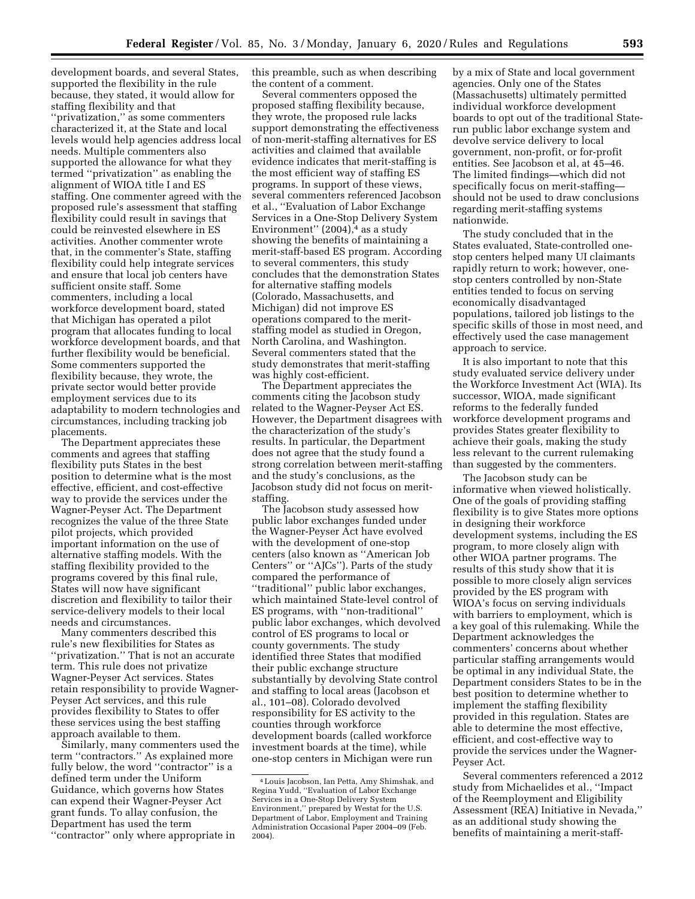development boards, and several States, supported the flexibility in the rule because, they stated, it would allow for staffing flexibility and that "privatization," as some commenters characterized it, at the State and local levels would help agencies address local needs. Multiple commenters also supported the allowance for what they termed "privatization" as enabling the alignment of WIOA title I and ES staffing. One commenter agreed with the proposed rule's assessment that staffing flexibility could result in savings that could be reinvested elsewhere in ES activities. Another commenter wrote that, in the commenter's State, staffing flexibility could help integrate services and ensure that local job centers have sufficient onsite staff. Some commenters, including a local workforce development board, stated that Michigan has operated a pilot program that allocates funding to local workforce development boards, and that further flexibility would be beneficial. Some commenters supported the flexibility because, they wrote, the private sector would better provide employment services due to its adaptability to modern technologies and circumstances, including tracking job placements.

The Department appreciates these comments and agrees that staffing flexibility puts States in the best position to determine what is the most effective, efficient, and cost-effective way to provide the services under the Wagner-Peyser Act. The Department recognizes the value of the three State pilot projects, which provided important information on the use of alternative staffing models. With the staffing flexibility provided to the programs covered by this final rule, States will now have significant discretion and flexibility to tailor their service-delivery models to their local needs and circumstances.

Many commenters described this rule's new flexibilities for States as "privatization." That is not an accurate term. This rule does not privatize Wagner-Peyser Act services. States retain responsibility to provide Wagner-Peyser Act services, and this rule provides flexibility to States to offer these services using the best staffing approach available to them.

Similarly, many commenters used the term "contractors." As explained more fully below, the word "contractor" is a defined term under the Uniform Guidance, which governs how States can expend their Wagner-Peyser Act grant funds. To allay confusion, the Department has used the term "contractor" only where appropriate in this preamble, such as when describing the content of a comment.

Several commenters opposed the proposed staffing flexibility because, they wrote, the proposed rule lacks support demonstrating the effectiveness of non-merit-staffing alternatives for ES activities and claimed that available evidence indicates that merit-staffing is the most efficient way of staffing ES programs. In support of these views, several commenters referenced Jacobson et al., "Evaluation of Labor Exchange Services in a One-Stop Delivery System Environment" (2004),[4] as a study showing the benefits of maintaining a merit-staff-based ES program. According to several commenters, this study concludes that the demonstration States for alternative staffing models (Colorado, Massachusetts, and Michigan) did not improve ES operations compared to the merit-staffing model as studied in Oregon, North Carolina, and Washington. Several commenters stated that the study demonstrates that merit-staffing was highly cost-efficient.

The Department appreciates the comments citing the Jacobson study related to the Wagner-Peyser Act ES. However, the Department disagrees with the characterization of the study's results. In particular, the Department does not agree that the study found a strong correlation between merit-staffing and the study's conclusions, as the Jacobson study did not focus on merit-staffing.

The Jacobson study assessed how public labor exchanges funded under the Wagner-Peyser Act have evolved with the development of one-stop centers (also known as "American Job Centers" or "AJCs"). Parts of the study compared the performance of "traditional" public labor exchanges, which maintained State-level control of ES programs, with "non-traditional" public labor exchanges, which devolved control of ES programs to local or county governments. The study identified three States that modified their public exchange structure substantially by devolving State control and staffing to local areas (Jacobson et al., 101–08). Colorado devolved responsibility for ES activity to the counties through workforce development boards (called workforce investment boards at the time), while one-stop centers in Michigan were run by a mix of State and local government agencies. Only one of the States (Massachusetts) ultimately permitted individual workforce development boards to opt out of the traditional State-run public labor exchange system and devolve service delivery to local government, non-profit, or for-profit entities. See Jacobson et al, at 45–46. The limited findings—which did not specifically focus on merit-staffing—should not be used to draw conclusions regarding merit-staffing systems nationwide.

The study concluded that in the States evaluated, State-controlled one-stop centers helped many UI claimants rapidly return to work; however, one-stop centers controlled by non-State entities tended to focus on serving economically disadvantaged populations, tailored job listings to the specific skills of those in most need, and effectively used the case management approach to service.

It is also important to note that this study evaluated service delivery under the Workforce Investment Act (WIA). Its successor, WIOA, made significant reforms to the federally funded workforce development programs and provides States greater flexibility to achieve their goals, making the study less relevant to the current rulemaking than suggested by the commenters.

The Jacobson study can be informative when viewed holistically. One of the goals of providing staffing flexibility is to give States more options in designing their workforce development systems, including the ES program, to more closely align with other WIOA partner programs. The results of this study show that it is possible to more closely align services provided by the ES program with WIOA's focus on serving individuals with barriers to employment, which is a key goal of this rulemaking. While the Department acknowledges the commenters' concerns about whether particular staffing arrangements would be optimal in any individual State, the Department considers States to be in the best position to determine whether to implement the staffing flexibility provided in this regulation. States are able to determine the most effective, efficient, and cost-effective way to provide the services under the Wagner-Peyser Act.

Several commenters referenced a 2012 study from Michaelides et al., "Impact of the Reemployment and Eligibility Assessment (REA) Initiative in Nevada," as an additional study showing the benefits of maintaining a merit-staff-

[4] Louis Jacobson, Ian Petta, Amy Shimshak, and Regina Yudd, "Evaluation of Labor Exchange Services in a One-Stop Delivery System Environment," prepared by Westat for the U.S. Department of Labor, Employment and Training Administration Occasional Paper 2004–09 (Feb. 2004).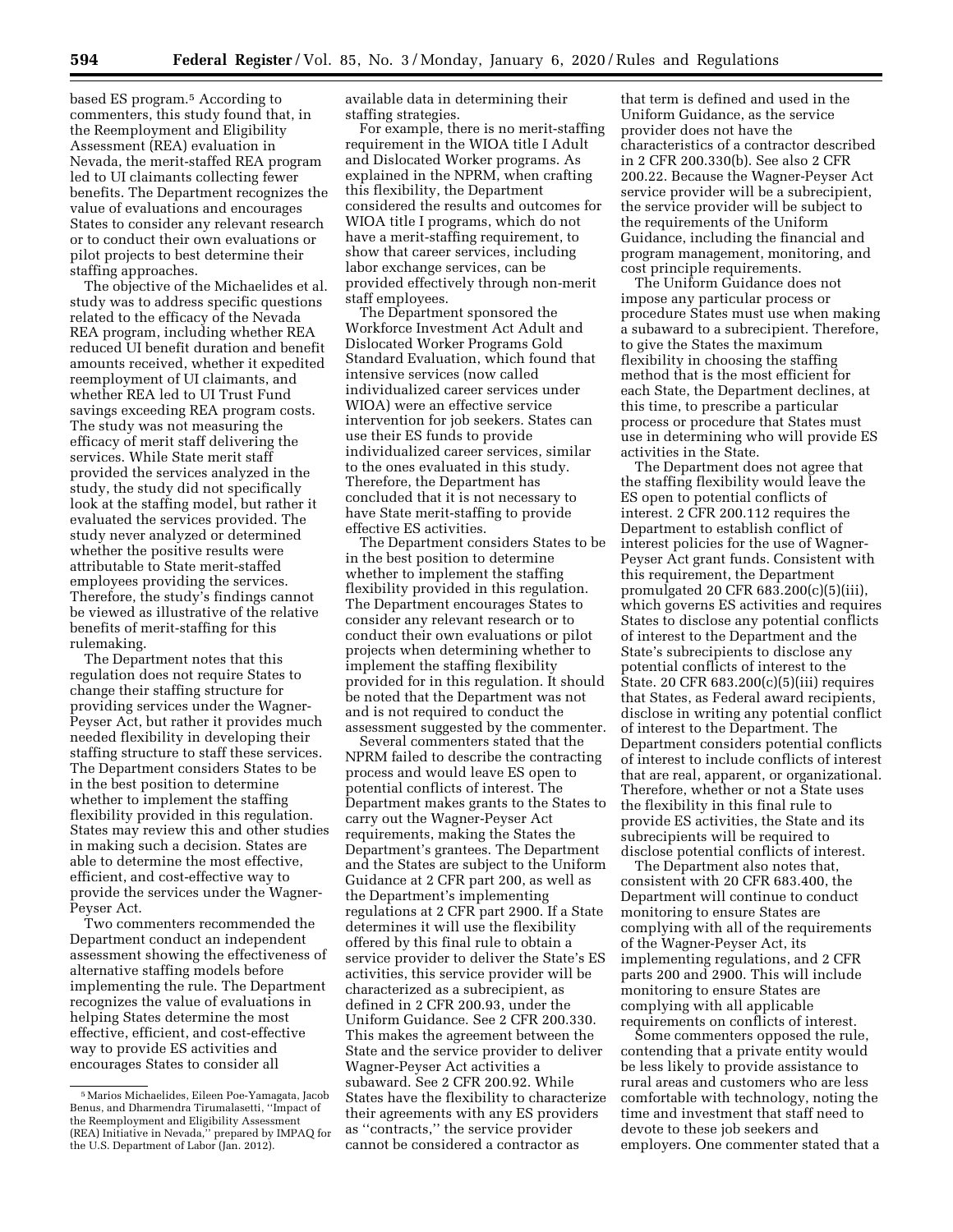based ES program.[5] According to commenters, this study found that, in the Reemployment and Eligibility Assessment (REA) evaluation in Nevada, the merit-staffed REA program led to UI claimants collecting fewer benefits. The Department recognizes the value of evaluations and encourages States to consider any relevant research or to conduct their own evaluations or pilot projects to best determine their staffing approaches.

The objective of the Michaelides et al. study was to address specific questions related to the efficacy of the Nevada REA program, including whether REA reduced UI benefit duration and benefit amounts received, whether it expedited reemployment of UI claimants, and whether REA led to UI Trust Fund savings exceeding REA program costs. The study was not measuring the efficacy of merit staff delivering the services. While State merit staff provided the services analyzed in the study, the study did not specifically look at the staffing model, but rather it evaluated the services provided. The study never analyzed or determined whether the positive results were attributable to State merit-staffed employees providing the services. Therefore, the study's findings cannot be viewed as illustrative of the relative benefits of merit-staffing for this rulemaking.

The Department notes that this regulation does not require States to change their staffing structure for providing services under the Wagner-Peyser Act, but rather it provides much needed flexibility in developing their staffing structure to staff these services. The Department considers States to be in the best position to determine whether to implement the staffing flexibility provided in this regulation. States may review this and other studies in making such a decision. States are able to determine the most effective, efficient, and cost-effective way to provide the services under the Wagner-Peyser Act.

Two commenters recommended the Department conduct an independent assessment showing the effectiveness of alternative staffing models before implementing the rule. The Department recognizes the value of evaluations in helping States determine the most effective, efficient, and cost-effective way to provide ES activities and encourages States to consider all available data in determining their staffing strategies.

For example, there is no merit-staffing requirement in the WIOA title I Adult and Dislocated Worker programs. As explained in the NPRM, when crafting this flexibility, the Department considered the results and outcomes for WIOA title I programs, which do not have a merit-staffing requirement, to show that career services, including labor exchange services, can be provided effectively through non-merit staff employees.

The Department sponsored the Workforce Investment Act Adult and Dislocated Worker Programs Gold Standard Evaluation, which found that intensive services (now called individualized career services under WIOA) were an effective service intervention for job seekers. States can use their ES funds to provide individualized career services, similar to the ones evaluated in this study. Therefore, the Department has concluded that it is not necessary to have State merit-staffing to provide effective ES activities.

The Department considers States to be in the best position to determine whether to implement the staffing flexibility provided in this regulation. The Department encourages States to consider any relevant research or to conduct their own evaluations or pilot projects when determining whether to implement the staffing flexibility provided for in this regulation. It should be noted that the Department was not and is not required to conduct the assessment suggested by the commenter.

Several commenters stated that the NPRM failed to describe the contracting process and would leave ES open to potential conflicts of interest. The Department makes grants to the States to carry out the Wagner-Peyser Act requirements, making the States the Department's grantees. The Department and the States are subject to the Uniform Guidance at 2 CFR part 200, as well as the Department's implementing regulations at 2 CFR part 2900. If a State determines it will use the flexibility offered by this final rule to obtain a service provider to deliver the State's ES activities, this service provider will be characterized as a subrecipient, as defined in 2 CFR 200.93, under the Uniform Guidance. See 2 CFR 200.330. This makes the agreement between the State and the service provider to deliver Wagner-Peyser Act activities a subaward. See 2 CFR 200.92. While States have the flexibility to characterize their agreements with any ES providers as "contracts," the service provider cannot be considered a contractor as that term is defined and used in the Uniform Guidance, as the service provider does not have the characteristics of a contractor described in 2 CFR 200.330(b). See also 2 CFR 200.22. Because the Wagner-Peyser Act service provider will be a subrecipient, the service provider will be subject to the requirements of the Uniform Guidance, including the financial and program management, monitoring, and cost principle requirements.

The Uniform Guidance does not impose any particular process or procedure States must use when making a subaward to a subrecipient. Therefore, to give the States the maximum flexibility in choosing the staffing method that is the most efficient for each State, the Department declines, at this time, to prescribe a particular process or procedure that States must use in determining who will provide ES activities in the State.

The Department does not agree that the staffing flexibility would leave the ES open to potential conflicts of interest. 2 CFR 200.112 requires the Department to establish conflict of interest policies for the use of Wagner-Peyser Act grant funds. Consistent with this requirement, the Department promulgated 20 CFR 683.200(c)(5)(iii), which governs ES activities and requires States to disclose any potential conflicts of interest to the Department and the State's subrecipients to disclose any potential conflicts of interest to the State. 20 CFR 683.200(c)(5)(iii) requires that States, as Federal award recipients, disclose in writing any potential conflict of interest to the Department. The Department considers potential conflicts of interest to include conflicts of interest that are real, apparent, or organizational. Therefore, whether or not a State uses the flexibility in this final rule to provide ES activities, the State and its subrecipients will be required to disclose potential conflicts of interest.

The Department also notes that, consistent with 20 CFR 683.400, the Department will continue to conduct monitoring to ensure States are complying with all of the requirements of the Wagner-Peyser Act, its implementing regulations, and 2 CFR parts 200 and 2900. This will include monitoring to ensure States are complying with all applicable requirements on conflicts of interest.

Some commenters opposed the rule, contending that a private entity would be less likely to provide assistance to rural areas and customers who are less comfortable with technology, noting the time and investment that staff need to devote to these job seekers and employers. One commenter stated that a

[5] Marios Michaelides, Eileen Poe-Yamagata, Jacob Benus, and Dharmendra Tirumalasetti, "Impact of the Reemployment and Eligibility Assessment (REA) Initiative in Nevada," prepared by IMPAQ for the U.S. Department of Labor (Jan. 2012).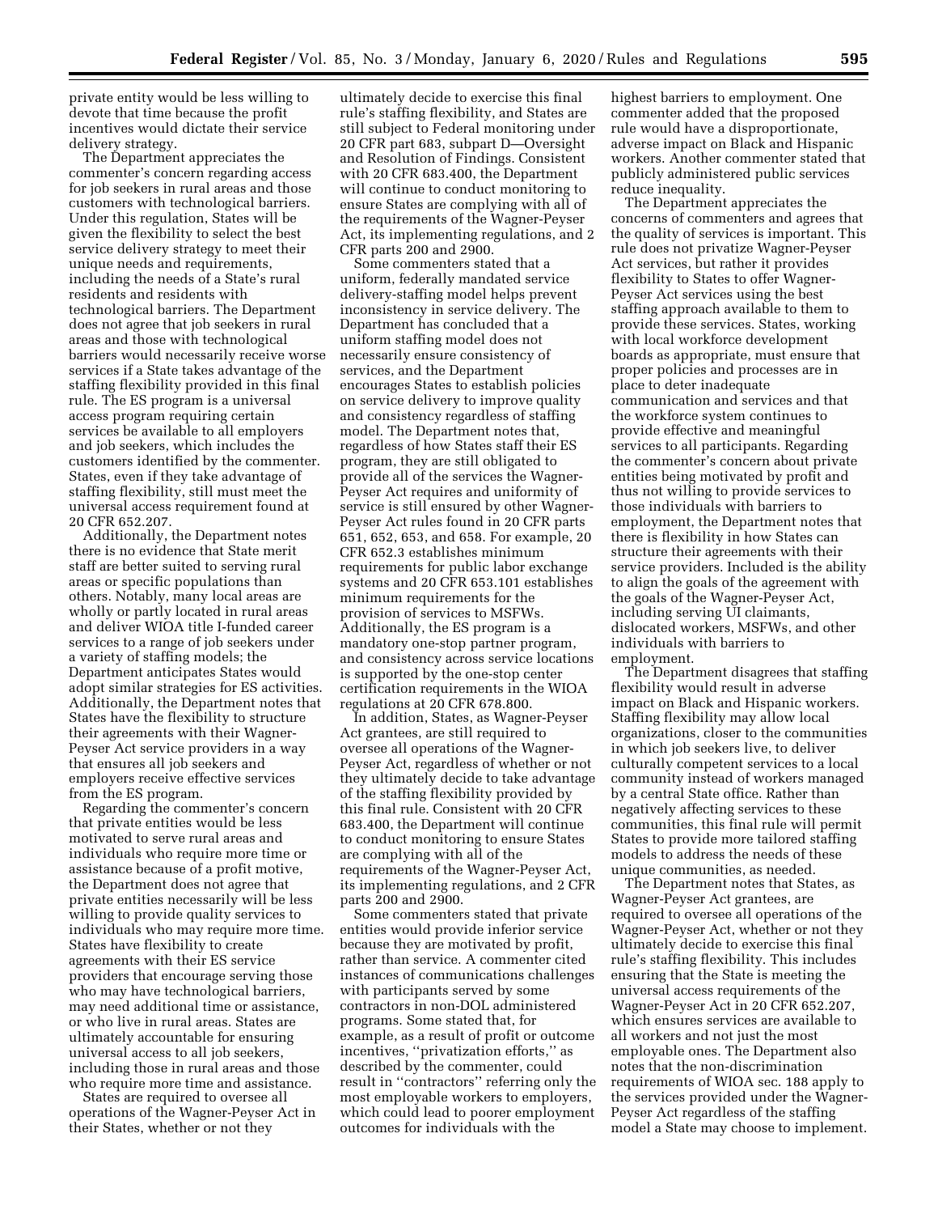private entity would be less willing to devote that time because the profit incentives would dictate their service delivery strategy.

The Department appreciates the commenter's concern regarding access for job seekers in rural areas and those customers with technological barriers. Under this regulation, States will be given the flexibility to select the best service delivery strategy to meet their unique needs and requirements, including the needs of a State's rural residents and residents with technological barriers. The Department does not agree that job seekers in rural areas and those with technological barriers would necessarily receive worse services if a State takes advantage of the staffing flexibility provided in this final rule. The ES program is a universal access program requiring certain services be available to all employers and job seekers, which includes the customers identified by the commenter. States, even if they take advantage of staffing flexibility, still must meet the universal access requirement found at 20 CFR 652.207.

Additionally, the Department notes there is no evidence that State merit staff are better suited to serving rural areas or specific populations than others. Notably, many local areas are wholly or partly located in rural areas and deliver WIOA title I-funded career services to a range of job seekers under a variety of staffing models; the Department anticipates States would adopt similar strategies for ES activities. Additionally, the Department notes that States have the flexibility to structure their agreements with their Wagner-Peyser Act service providers in a way that ensures all job seekers and employers receive effective services from the ES program.

Regarding the commenter's concern that private entities would be less motivated to serve rural areas and individuals who require more time or assistance because of a profit motive, the Department does not agree that private entities necessarily will be less willing to provide quality services to individuals who may require more time. States have flexibility to create agreements with their ES service providers that encourage serving those who may have technological barriers, may need additional time or assistance, or who live in rural areas. States are ultimately accountable for ensuring universal access to all job seekers, including those in rural areas and those who require more time and assistance.

States are required to oversee all operations of the Wagner-Peyser Act in their States, whether or not they ultimately decide to exercise this final rule's staffing flexibility, and States are still subject to Federal monitoring under 20 CFR part 683, subpart D—Oversight and Resolution of Findings. Consistent with 20 CFR 683.400, the Department will continue to conduct monitoring to ensure States are complying with all of the requirements of the Wagner-Peyser Act, its implementing regulations, and 2 CFR parts 200 and 2900.

Some commenters stated that a uniform, federally mandated service delivery-staffing model helps prevent inconsistency in service delivery. The Department has concluded that a uniform staffing model does not necessarily ensure consistency of services, and the Department encourages States to establish policies on service delivery to improve quality and consistency regardless of staffing model. The Department notes that, regardless of how States staff their ES program, they are still obligated to provide all of the services the Wagner-Peyser Act requires and uniformity of service is still ensured by other Wagner-Peyser Act rules found in 20 CFR parts 651, 652, 653, and 658. For example, 20 CFR 652.3 establishes minimum requirements for public labor exchange systems and 20 CFR 653.101 establishes minimum requirements for the provision of services to MSFWs. Additionally, the ES program is a mandatory one-stop partner program, and consistency across service locations is supported by the one-stop center certification requirements in the WIOA regulations at 20 CFR 678.800.

In addition, States, as Wagner-Peyser Act grantees, are still required to oversee all operations of the Wagner-Peyser Act, regardless of whether or not they ultimately decide to take advantage of the staffing flexibility provided by this final rule. Consistent with 20 CFR 683.400, the Department will continue to conduct monitoring to ensure States are complying with all of the requirements of the Wagner-Peyser Act, its implementing regulations, and 2 CFR parts 200 and 2900.

Some commenters stated that private entities would provide inferior service because they are motivated by profit, rather than service. A commenter cited instances of communications challenges with participants served by some contractors in non-DOL administered programs. Some stated that, for example, as a result of profit or outcome incentives, ''privatization efforts,'' as described by the commenter, could result in ''contractors'' referring only the most employable workers to employers, which could lead to poorer employment outcomes for individuals with the highest barriers to employment. One commenter added that the proposed rule would have a disproportionate, adverse impact on Black and Hispanic workers. Another commenter stated that publicly administered public services reduce inequality.

The Department appreciates the concerns of commenters and agrees that the quality of services is important. This rule does not privatize Wagner-Peyser Act services, but rather it provides flexibility to States to offer Wagner-Peyser Act services using the best staffing approach available to them to provide these services. States, working with local workforce development boards as appropriate, must ensure that proper policies and processes are in place to deter inadequate communication and services and that the workforce system continues to provide effective and meaningful services to all participants. Regarding the commenter's concern about private entities being motivated by profit and thus not willing to provide services to those individuals with barriers to employment, the Department notes that there is flexibility in how States can structure their agreements with their service providers. Included is the ability to align the goals of the agreement with the goals of the Wagner-Peyser Act, including serving UI claimants, dislocated workers, MSFWs, and other individuals with barriers to employment.

The Department disagrees that staffing flexibility would result in adverse impact on Black and Hispanic workers. Staffing flexibility may allow local organizations, closer to the communities in which job seekers live, to deliver culturally competent services to a local community instead of workers managed by a central State office. Rather than negatively affecting services to these communities, this final rule will permit States to provide more tailored staffing models to address the needs of these unique communities, as needed.

The Department notes that States, as Wagner-Peyser Act grantees, are required to oversee all operations of the Wagner-Peyser Act, whether or not they ultimately decide to exercise this final rule's staffing flexibility. This includes ensuring that the State is meeting the universal access requirements of the Wagner-Peyser Act in 20 CFR 652.207, which ensures services are available to all workers and not just the most employable ones. The Department also notes that the non-discrimination requirements of WIOA sec. 188 apply to the services provided under the Wagner-Peyser Act regardless of the staffing model a State may choose to implement.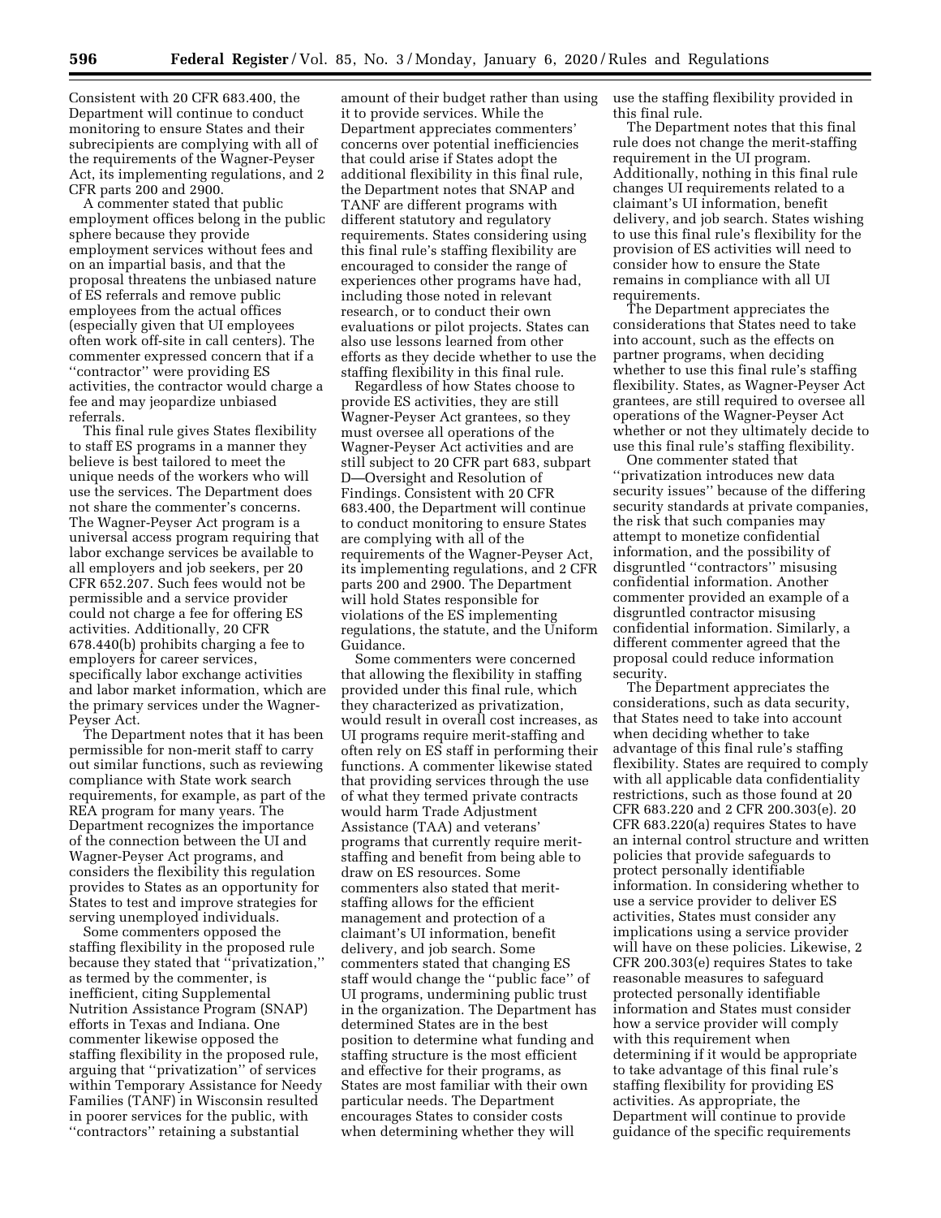Consistent with 20 CFR 683.400, the Department will continue to conduct monitoring to ensure States and their subrecipients are complying with all of the requirements of the Wagner-Peyser Act, its implementing regulations, and 2 CFR parts 200 and 2900.

A commenter stated that public employment offices belong in the public sphere because they provide employment services without fees and on an impartial basis, and that the proposal threatens the unbiased nature of ES referrals and remove public employees from the actual offices (especially given that UI employees often work off-site in call centers). The commenter expressed concern that if a "contractor" were providing ES activities, the contractor would charge a fee and may jeopardize unbiased referrals.

This final rule gives States flexibility to staff ES programs in a manner they believe is best tailored to meet the unique needs of the workers who will use the services. The Department does not share the commenter's concerns. The Wagner-Peyser Act program is a universal access program requiring that labor exchange services be available to all employers and job seekers, per 20 CFR 652.207. Such fees would not be permissible and a service provider could not charge a fee for offering ES activities. Additionally, 20 CFR 678.440(b) prohibits charging a fee to employers for career services, specifically labor exchange activities and labor market information, which are the primary services under the Wagner-Peyser Act.

The Department notes that it has been permissible for non-merit staff to carry out similar functions, such as reviewing compliance with State work search requirements, for example, as part of the REA program for many years. The Department recognizes the importance of the connection between the UI and Wagner-Peyser Act programs, and considers the flexibility this regulation provides to States as an opportunity for States to test and improve strategies for serving unemployed individuals.

Some commenters opposed the staffing flexibility in the proposed rule because they stated that "privatization," as termed by the commenter, is inefficient, citing Supplemental Nutrition Assistance Program (SNAP) efforts in Texas and Indiana. One commenter likewise opposed the staffing flexibility in the proposed rule, arguing that "privatization" of services within Temporary Assistance for Needy Families (TANF) in Wisconsin resulted in poorer services for the public, with "contractors" retaining a substantial amount of their budget rather than using it to provide services. While the Department appreciates commenters' concerns over potential inefficiencies that could arise if States adopt the additional flexibility in this final rule, the Department notes that SNAP and TANF are different programs with different statutory and regulatory requirements. States considering using this final rule's staffing flexibility are encouraged to consider the range of experiences other programs have had, including those noted in relevant research, or to conduct their own evaluations or pilot projects. States can also use lessons learned from other efforts as they decide whether to use the staffing flexibility in this final rule.

Regardless of how States choose to provide ES activities, they are still Wagner-Peyser Act grantees, so they must oversee all operations of the Wagner-Peyser Act activities and are still subject to 20 CFR part 683, subpart D—Oversight and Resolution of Findings. Consistent with 20 CFR 683.400, the Department will continue to conduct monitoring to ensure States are complying with all of the requirements of the Wagner-Peyser Act, its implementing regulations, and 2 CFR parts 200 and 2900. The Department will hold States responsible for violations of the ES implementing regulations, the statute, and the Uniform Guidance.

Some commenters were concerned that allowing the flexibility in staffing provided under this final rule, which they characterized as privatization, would result in overall cost increases, as UI programs require merit-staffing and often rely on ES staff in performing their functions. A commenter likewise stated that providing services through the use of what they termed private contracts would harm Trade Adjustment Assistance (TAA) and veterans' programs that currently require merit-staffing and benefit from being able to draw on ES resources. Some commenters also stated that merit-staffing allows for the efficient management and protection of a claimant's UI information, benefit delivery, and job search. Some commenters stated that changing ES staff would change the "public face" of UI programs, undermining public trust in the organization. The Department has determined States are in the best position to determine what funding and staffing structure is the most efficient and effective for their programs, as States are most familiar with their own particular needs. The Department encourages States to consider costs when determining whether they will use the staffing flexibility provided in this final rule.

The Department notes that this final rule does not change the merit-staffing requirement in the UI program. Additionally, nothing in this final rule changes UI requirements related to a claimant's UI information, benefit delivery, and job search. States wishing to use this final rule's flexibility for the provision of ES activities will need to consider how to ensure the State remains in compliance with all UI requirements.

The Department appreciates the considerations that States need to take into account, such as the effects on partner programs, when deciding whether to use this final rule's staffing flexibility. States, as Wagner-Peyser Act grantees, are still required to oversee all operations of the Wagner-Peyser Act whether or not they ultimately decide to use this final rule's staffing flexibility.

One commenter stated that "privatization introduces new data security issues" because of the differing security standards at private companies, the risk that such companies may attempt to monetize confidential information, and the possibility of disgruntled "contractors" misusing confidential information. Another commenter provided an example of a disgruntled contractor misusing confidential information. Similarly, a different commenter agreed that the proposal could reduce information security.

The Department appreciates the considerations, such as data security, that States need to take into account when deciding whether to take advantage of this final rule's staffing flexibility. States are required to comply with all applicable data confidentiality restrictions, such as those found at 20 CFR 683.220 and 2 CFR 200.303(e). 20 CFR 683.220(a) requires States to have an internal control structure and written policies that provide safeguards to protect personally identifiable information. In considering whether to use a service provider to deliver ES activities, States must consider any implications using a service provider will have on these policies. Likewise, 2 CFR 200.303(e) requires States to take reasonable measures to safeguard protected personally identifiable information and States must consider how a service provider will comply with this requirement when determining if it would be appropriate to take advantage of this final rule's staffing flexibility for providing ES activities. As appropriate, the Department will continue to provide guidance of the specific requirements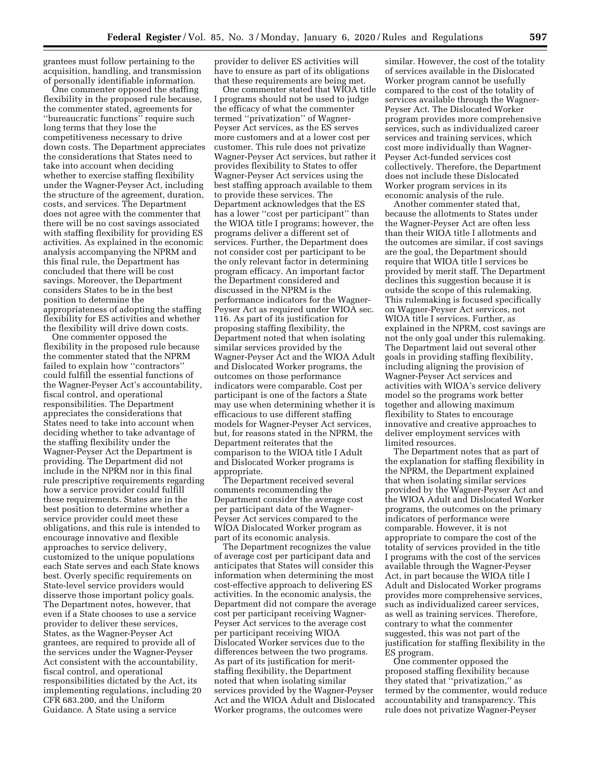grantees must follow pertaining to the acquisition, handling, and transmission of personally identifiable information.

One commenter opposed the staffing flexibility in the proposed rule because, the commenter stated, agreements for "bureaucratic functions" require such long terms that they lose the competitiveness necessary to drive down costs. The Department appreciates the considerations that States need to take into account when deciding whether to exercise staffing flexibility under the Wagner-Peyser Act, including the structure of the agreement, duration, costs, and services. The Department does not agree with the commenter that there will be no cost savings associated with staffing flexibility for providing ES activities. As explained in the economic analysis accompanying the NPRM and this final rule, the Department has concluded that there will be cost savings. Moreover, the Department considers States to be in the best position to determine the appropriateness of adopting the staffing flexibility for ES activities and whether the flexibility will drive down costs.

One commenter opposed the flexibility in the proposed rule because the commenter stated that the NPRM failed to explain how "contractors" could fulfill the essential functions of the Wagner-Peyser Act's accountability, fiscal control, and operational responsibilities. The Department appreciates the considerations that States need to take into account when deciding whether to take advantage of the staffing flexibility under the Wagner-Peyser Act the Department is providing. The Department did not include in the NPRM nor in this final rule prescriptive requirements regarding how a service provider could fulfill these requirements. States are in the best position to determine whether a service provider could meet these obligations, and this rule is intended to encourage innovative and flexible approaches to service delivery, customized to the unique populations each State serves and each State knows best. Overly specific requirements on State-level service providers would disserve those important policy goals. The Department notes, however, that even if a State chooses to use a service provider to deliver these services, States, as the Wagner-Peyser Act grantees, are required to provide all of the services under the Wagner-Peyser Act consistent with the accountability, fiscal control, and operational responsibilities dictated by the Act, its implementing regulations, including 20 CFR 683.200, and the Uniform Guidance. A State using a service provider to deliver ES activities will have to ensure as part of its obligations that these requirements are being met.

One commenter stated that WIOA title I programs should not be used to judge the efficacy of what the commenter termed "privatization" of Wagner-Peyser Act services, as the ES serves more customers and at a lower cost per customer. This rule does not privatize Wagner-Peyser Act services, but rather it provides flexibility to States to offer Wagner-Peyser Act services using the best staffing approach available to them to provide these services. The Department acknowledges that the ES has a lower "cost per participant" than the WIOA title I programs; however, the programs deliver a different set of services. Further, the Department does not consider cost per participant to be the only relevant factor in determining program efficacy. An important factor the Department considered and discussed in the NPRM is the performance indicators for the Wagner-Peyser Act as required under WIOA sec. 116. As part of its justification for proposing staffing flexibility, the Department noted that when isolating similar services provided by the Wagner-Peyser Act and the WIOA Adult and Dislocated Worker programs, the outcomes on those performance indicators were comparable. Cost per participant is one of the factors a State may use when determining whether it is efficacious to use different staffing models for Wagner-Peyser Act services, but, for reasons stated in the NPRM, the Department reiterates that the comparison to the WIOA title I Adult and Dislocated Worker programs is appropriate.

The Department received several comments recommending the Department consider the average cost per participant data of the Wagner-Peyser Act services compared to the WIOA Dislocated Worker program as part of its economic analysis.

The Department recognizes the value of average cost per participant data and anticipates that States will consider this information when determining the most cost-effective approach to delivering ES activities. In the economic analysis, the Department did not compare the average cost per participant receiving Wagner-Peyser Act services to the average cost per participant receiving WIOA Dislocated Worker services due to the differences between the two programs. As part of its justification for merit-staffing flexibility, the Department noted that when isolating similar services provided by the Wagner-Peyser Act and the WIOA Adult and Dislocated Worker programs, the outcomes were similar. However, the cost of the totality of services available in the Dislocated Worker program cannot be usefully compared to the cost of the totality of services available through the Wagner-Peyser Act. The Dislocated Worker program provides more comprehensive services, such as individualized career services and training services, which cost more individually than Wagner-Peyser Act-funded services cost collectively. Therefore, the Department does not include these Dislocated Worker program services in its economic analysis of the rule.

Another commenter stated that, because the allotments to States under the Wagner-Peyser Act are often less than their WIOA title I allotments and the outcomes are similar, if cost savings are the goal, the Department should require that WIOA title I services be provided by merit staff. The Department declines this suggestion because it is outside the scope of this rulemaking. This rulemaking is focused specifically on Wagner-Peyser Act services, not WIOA title I services. Further, as explained in the NPRM, cost savings are not the only goal under this rulemaking. The Department laid out several other goals in providing staffing flexibility, including aligning the provision of Wagner-Peyser Act services and activities with WIOA's service delivery model so the programs work better together and allowing maximum flexibility to States to encourage innovative and creative approaches to deliver employment services with limited resources.

The Department notes that as part of the explanation for staffing flexibility in the NPRM, the Department explained that when isolating similar services provided by the Wagner-Peyser Act and the WIOA Adult and Dislocated Worker programs, the outcomes on the primary indicators of performance were comparable. However, it is not appropriate to compare the cost of the totality of services provided in the title I programs with the cost of the services available through the Wagner-Peyser Act, in part because the WIOA title I Adult and Dislocated Worker programs provides more comprehensive services, such as individualized career services, as well as training services. Therefore, contrary to what the commenter suggested, this was not part of the justification for staffing flexibility in the ES program.

One commenter opposed the proposed staffing flexibility because they stated that "privatization," as termed by the commenter, would reduce accountability and transparency. This rule does not privatize Wagner-Peyser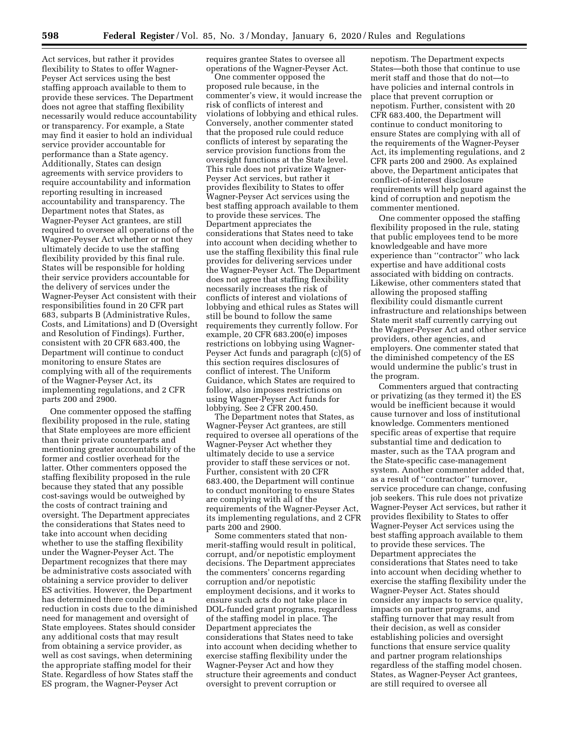Act services, but rather it provides flexibility to States to offer Wagner-Peyser Act services using the best staffing approach available to them to provide these services. The Department does not agree that staffing flexibility necessarily would reduce accountability or transparency. For example, a State may find it easier to hold an individual service provider accountable for performance than a State agency. Additionally, States can design agreements with service providers to require accountability and information reporting resulting in increased accountability and transparency. The Department notes that States, as Wagner-Peyser Act grantees, are still required to oversee all operations of the Wagner-Peyser Act whether or not they ultimately decide to use the staffing flexibility provided by this final rule. States will be responsible for holding their service providers accountable for the delivery of services under the Wagner-Peyser Act consistent with their responsibilities found in 20 CFR part 683, subparts B (Administrative Rules, Costs, and Limitations) and D (Oversight and Resolution of Findings). Further, consistent with 20 CFR 683.400, the Department will continue to conduct monitoring to ensure States are complying with all of the requirements of the Wagner-Peyser Act, its implementing regulations, and 2 CFR parts 200 and 2900.

One commenter opposed the staffing flexibility proposed in the rule, stating that State employees are more efficient than their private counterparts and mentioning greater accountability of the former and costlier overhead for the latter. Other commenters opposed the staffing flexibility proposed in the rule because they stated that any possible cost-savings would be outweighed by the costs of contract training and oversight. The Department appreciates the considerations that States need to take into account when deciding whether to use the staffing flexibility under the Wagner-Peyser Act. The Department recognizes that there may be administrative costs associated with obtaining a service provider to deliver ES activities. However, the Department has determined there could be a reduction in costs due to the diminished need for management and oversight of State employees. States should consider any additional costs that may result from obtaining a service provider, as well as cost savings, when determining the appropriate staffing model for their State. Regardless of how States staff the ES program, the Wagner-Peyser Act requires grantee States to oversee all operations of the Wagner-Peyser Act.

One commenter opposed the proposed rule because, in the commenter's view, it would increase the risk of conflicts of interest and violations of lobbying and ethical rules. Conversely, another commenter stated that the proposed rule could reduce conflicts of interest by separating the service provision functions from the oversight functions at the State level. This rule does not privatize Wagner-Peyser Act services, but rather it provides flexibility to States to offer Wagner-Peyser Act services using the best staffing approach available to them to provide these services. The Department appreciates the considerations that States need to take into account when deciding whether to use the staffing flexibility this final rule provides for delivering services under the Wagner-Peyser Act. The Department does not agree that staffing flexibility necessarily increases the risk of conflicts of interest and violations of lobbying and ethical rules as States will still be bound to follow the same requirements they currently follow. For example, 20 CFR 683.200(e) imposes restrictions on lobbying using Wagner-Peyser Act funds and paragraph (c)(5) of this section requires disclosures of conflict of interest. The Uniform Guidance, which States are required to follow, also imposes restrictions on using Wagner-Peyser Act funds for lobbying. See 2 CFR 200.450.

The Department notes that States, as Wagner-Peyser Act grantees, are still required to oversee all operations of the Wagner-Peyser Act whether they ultimately decide to use a service provider to staff these services or not. Further, consistent with 20 CFR 683.400, the Department will continue to conduct monitoring to ensure States are complying with all of the requirements of the Wagner-Peyser Act, its implementing regulations, and 2 CFR parts 200 and 2900.

Some commenters stated that non-merit-staffing would result in political, corrupt, and/or nepotistic employment decisions. The Department appreciates the commenters' concerns regarding corruption and/or nepotistic employment decisions, and it works to ensure such acts do not take place in DOL-funded grant programs, regardless of the staffing model in place. The Department appreciates the considerations that States need to take into account when deciding whether to exercise staffing flexibility under the Wagner-Peyser Act and how they structure their agreements and conduct oversight to prevent corruption or nepotism. The Department expects States—both those that continue to use merit staff and those that do not—to have policies and internal controls in place that prevent corruption or nepotism. Further, consistent with 20 CFR 683.400, the Department will continue to conduct monitoring to ensure States are complying with all of the requirements of the Wagner-Peyser Act, its implementing regulations, and 2 CFR parts 200 and 2900. As explained above, the Department anticipates that conflict-of-interest disclosure requirements will help guard against the kind of corruption and nepotism the commenter mentioned.

One commenter opposed the staffing flexibility proposed in the rule, stating that public employees tend to be more knowledgeable and have more experience than "contractor" who lack expertise and have additional costs associated with bidding on contracts. Likewise, other commenters stated that allowing the proposed staffing flexibility could dismantle current infrastructure and relationships between State merit staff currently carrying out the Wagner-Peyser Act and other service providers, other agencies, and employers. One commenter stated that the diminished competency of the ES would undermine the public's trust in the program.

Commenters argued that contracting or privatizing (as they termed it) the ES would be inefficient because it would cause turnover and loss of institutional knowledge. Commenters mentioned specific areas of expertise that require substantial time and dedication to master, such as the TAA program and the State-specific case-management system. Another commenter added that, as a result of "contractor" turnover, service procedure can change, confusing job seekers. This rule does not privatize Wagner-Peyser Act services, but rather it provides flexibility to States to offer Wagner-Peyser Act services using the best staffing approach available to them to provide these services. The Department appreciates the considerations that States need to take into account when deciding whether to exercise the staffing flexibility under the Wagner-Peyser Act. States should consider any impacts to service quality, impacts on partner programs, and staffing turnover that may result from their decision, as well as consider establishing policies and oversight functions that ensure service quality and partner program relationships regardless of the staffing model chosen. States, as Wagner-Peyser Act grantees, are still required to oversee all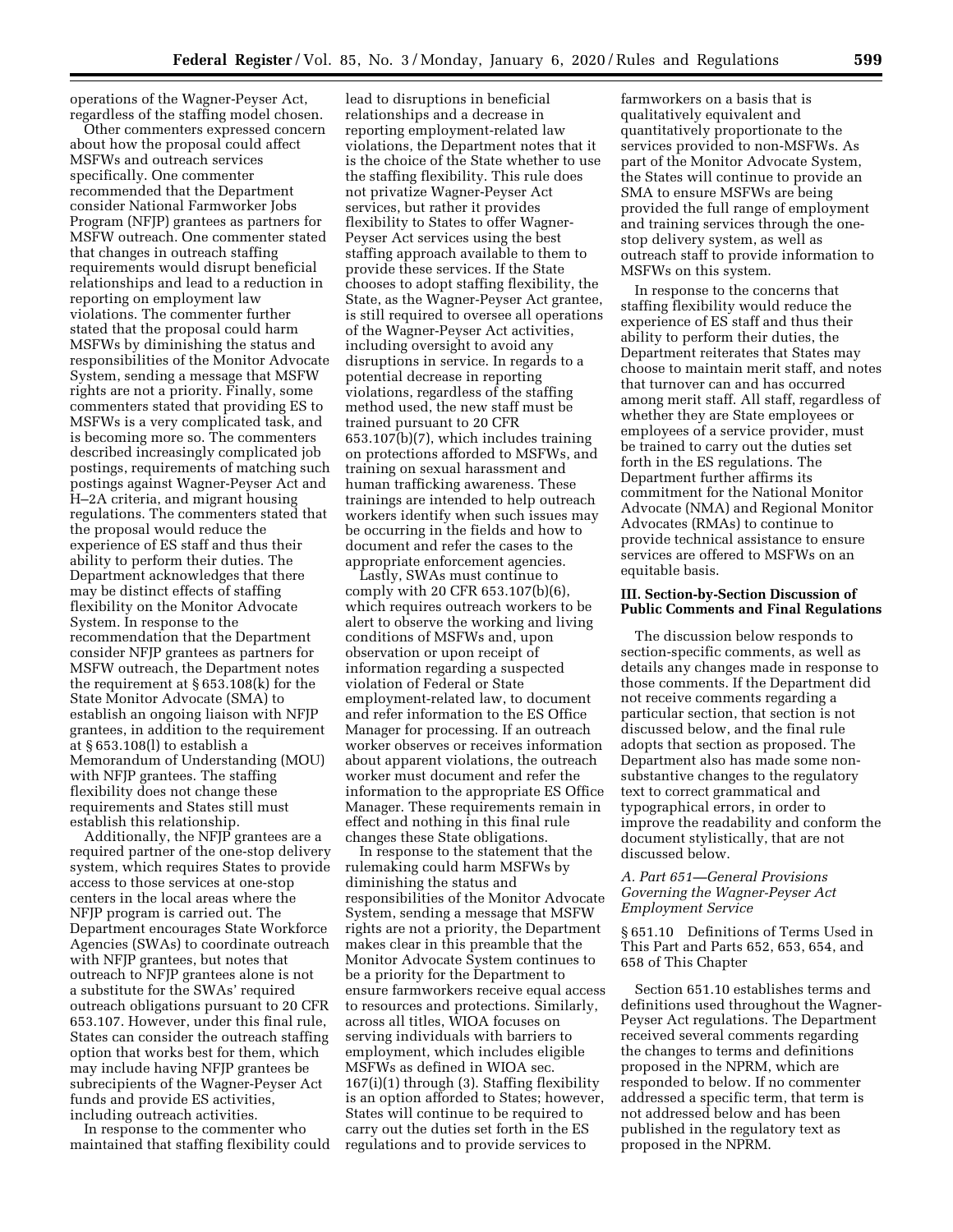operations of the Wagner-Peyser Act, regardless of the staffing model chosen.

Other commenters expressed concern about how the proposal could affect MSFWs and outreach services specifically. One commenter recommended that the Department consider National Farmworker Jobs Program (NFJP) grantees as partners for MSFW outreach. One commenter stated that changes in outreach staffing requirements would disrupt beneficial relationships and lead to a reduction in reporting on employment law violations. The commenter further stated that the proposal could harm MSFWs by diminishing the status and responsibilities of the Monitor Advocate System, sending a message that MSFW rights are not a priority. Finally, some commenters stated that providing ES to MSFWs is a very complicated task, and is becoming more so. The commenters described increasingly complicated job postings, requirements of matching such postings against Wagner-Peyser Act and H–2A criteria, and migrant housing regulations. The commenters stated that the proposal would reduce the experience of ES staff and thus their ability to perform their duties. The Department acknowledges that there may be distinct effects of staffing flexibility on the Monitor Advocate System. In response to the recommendation that the Department consider NFJP grantees as partners for MSFW outreach, the Department notes the requirement at § 653.108(k) for the State Monitor Advocate (SMA) to establish an ongoing liaison with NFJP grantees, in addition to the requirement at § 653.108(l) to establish a Memorandum of Understanding (MOU) with NFJP grantees. The staffing flexibility does not change these requirements and States still must establish this relationship.

Additionally, the NFJP grantees are a required partner of the one-stop delivery system, which requires States to provide access to those services at one-stop centers in the local areas where the NFJP program is carried out. The Department encourages State Workforce Agencies (SWAs) to coordinate outreach with NFJP grantees, but notes that outreach to NFJP grantees alone is not a substitute for the SWAs' required outreach obligations pursuant to 20 CFR 653.107. However, under this final rule, States can consider the outreach staffing option that works best for them, which may include having NFJP grantees be subrecipients of the Wagner-Peyser Act funds and provide ES activities, including outreach activities.

In response to the commenter who maintained that staffing flexibility could lead to disruptions in beneficial relationships and a decrease in reporting employment-related law violations, the Department notes that it is the choice of the State whether to use the staffing flexibility. This rule does not privatize Wagner-Peyser Act services, but rather it provides flexibility to States to offer Wagner-Peyser Act services using the best staffing approach available to them to provide these services. If the State chooses to adopt staffing flexibility, the State, as the Wagner-Peyser Act grantee, is still required to oversee all operations of the Wagner-Peyser Act activities, including oversight to avoid any disruptions in service. In regards to a potential decrease in reporting violations, regardless of the staffing method used, the new staff must be trained pursuant to 20 CFR 653.107(b)(7), which includes training on protections afforded to MSFWs, and training on sexual harassment and human trafficking awareness. These trainings are intended to help outreach workers identify when such issues may be occurring in the fields and how to document and refer the cases to the appropriate enforcement agencies.

Lastly, SWAs must continue to comply with 20 CFR 653.107(b)(6), which requires outreach workers to be alert to observe the working and living conditions of MSFWs and, upon observation or upon receipt of information regarding a suspected violation of Federal or State employment-related law, to document and refer information to the ES Office Manager for processing. If an outreach worker observes or receives information about apparent violations, the outreach worker must document and refer the information to the appropriate ES Office Manager. These requirements remain in effect and nothing in this final rule changes these State obligations.

In response to the statement that the rulemaking could harm MSFWs by diminishing the status and responsibilities of the Monitor Advocate System, sending a message that MSFW rights are not a priority, the Department makes clear in this preamble that the Monitor Advocate System continues to be a priority for the Department to ensure farmworkers receive equal access to resources and protections. Similarly, across all titles, WIOA focuses on serving individuals with barriers to employment, which includes eligible MSFWs as defined in WIOA sec. 167(i)(1) through (3). Staffing flexibility is an option afforded to States; however, States will continue to be required to carry out the duties set forth in the ES regulations and to provide services to farmworkers on a basis that is qualitatively equivalent and quantitatively proportionate to the services provided to non-MSFWs. As part of the Monitor Advocate System, the States will continue to provide an SMA to ensure MSFWs are being provided the full range of employment and training services through the one-stop delivery system, as well as outreach staff to provide information to MSFWs on this system.

In response to the concerns that staffing flexibility would reduce the experience of ES staff and thus their ability to perform their duties, the Department reiterates that States may choose to maintain merit staff, and notes that turnover can and has occurred among merit staff. All staff, regardless of whether they are State employees or employees of a service provider, must be trained to carry out the duties set forth in the ES regulations. The Department further affirms its commitment for the National Monitor Advocate (NMA) and Regional Monitor Advocates (RMAs) to continue to provide technical assistance to ensure services are offered to MSFWs on an equitable basis.

## III. Section-by-Section Discussion of Public Comments and Final Regulations

The discussion below responds to section-specific comments, as well as details any changes made in response to those comments. If the Department did not receive comments regarding a particular section, that section is not discussed below, and the final rule adopts that section as proposed. The Department also has made some non-substantive changes to the regulatory text to correct grammatical and typographical errors, in order to improve the readability and conform the document stylistically, that are not discussed below.

### *A. Part 651—General Provisions Governing the Wagner-Peyser Act Employment Service*

#### § 651.10 Definitions of Terms Used in This Part and Parts 652, 653, 654, and 658 of This Chapter

Section 651.10 establishes terms and definitions used throughout the Wagner-Peyser Act regulations. The Department received several comments regarding the changes to terms and definitions proposed in the NPRM, which are responded to below. If no commenter addressed a specific term, that term is not addressed below and has been published in the regulatory text as proposed in the NPRM.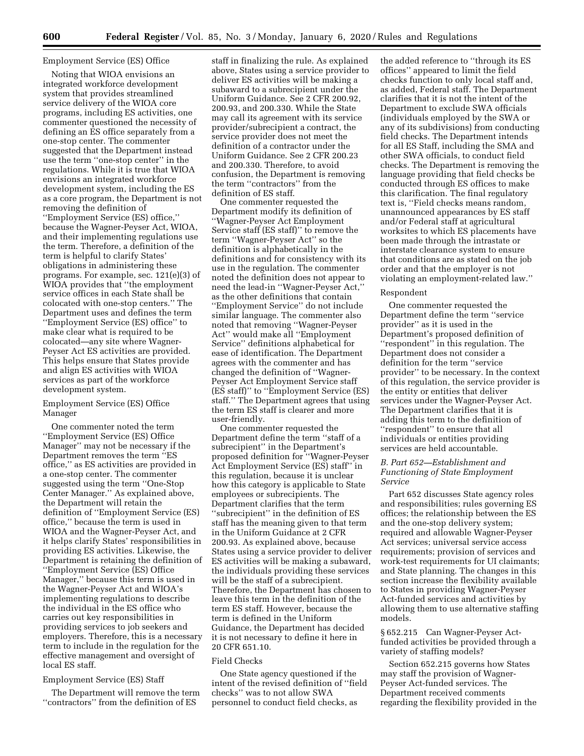Employment Service (ES) Office

Noting that WIOA envisions an integrated workforce development system that provides streamlined service delivery of the WIOA core programs, including ES activities, one commenter questioned the necessity of defining an ES office separately from a one-stop center. The commenter suggested that the Department instead use the term ''one-stop center'' in the regulations. While it is true that WIOA envisions an integrated workforce development system, including the ES as a core program, the Department is not removing the definition of ''Employment Service (ES) office,'' because the Wagner-Peyser Act, WIOA, and their implementing regulations use the term. Therefore, a definition of the term is helpful to clarify States' obligations in administering these programs. For example, sec. 121(e)(3) of WIOA provides that ''the employment service offices in each State shall be colocated with one-stop centers.'' The Department uses and defines the term ''Employment Service (ES) office'' to make clear what is required to be colocated—any site where Wagner-Peyser Act ES activities are provided. This helps ensure that States provide and align ES activities with WIOA services as part of the workforce development system.

Employment Service (ES) Office Manager

One commenter noted the term ''Employment Service (ES) Office Manager'' may not be necessary if the Department removes the term ''ES office,'' as ES activities are provided in a one-stop center. The commenter suggested using the term ''One-Stop Center Manager.'' As explained above, the Department will retain the definition of ''Employment Service (ES) office,'' because the term is used in WIOA and the Wagner-Peyser Act, and it helps clarify States' responsibilities in providing ES activities. Likewise, the Department is retaining the definition of ''Employment Service (ES) Office Manager,'' because this term is used in the Wagner-Peyser Act and WIOA's implementing regulations to describe the individual in the ES office who carries out key responsibilities in providing services to job seekers and employers. Therefore, this is a necessary term to include in the regulation for the effective management and oversight of local ES staff.

Employment Service (ES) Staff

The Department will remove the term ''contractors'' from the definition of ES staff in finalizing the rule. As explained above, States using a service provider to deliver ES activities will be making a subaward to a subrecipient under the Uniform Guidance. See 2 CFR 200.92, 200.93, and 200.330. While the State may call its agreement with its service provider/subrecipient a contract, the service provider does not meet the definition of a contractor under the Uniform Guidance. See 2 CFR 200.23 and 200.330. Therefore, to avoid confusion, the Department is removing the term ''contractors'' from the definition of ES staff.

One commenter requested the Department modify its definition of ''Wagner-Peyser Act Employment Service staff (ES staff)'' to remove the term ''Wagner-Peyser Act'' so the definition is alphabetically in the definitions and for consistency with its use in the regulation. The commenter noted the definition does not appear to need the lead-in ''Wagner-Peyser Act,'' as the other definitions that contain ''Employment Service'' do not include similar language. The commenter also noted that removing ''Wagner-Peyser Act'' would make all ''Employment Service'' definitions alphabetical for ease of identification. The Department agrees with the commenter and has changed the definition of ''Wagner-Peyser Act Employment Service staff (ES staff)'' to ''Employment Service (ES) staff.'' The Department agrees that using the term ES staff is clearer and more user-friendly.

One commenter requested the Department define the term ''staff of a subrecipient'' in the Department's proposed definition for ''Wagner-Peyser Act Employment Service (ES) staff'' in this regulation, because it is unclear how this category is applicable to State employees or subrecipients. The Department clarifies that the term ''subrecipient'' in the definition of ES staff has the meaning given to that term in the Uniform Guidance at 2 CFR 200.93. As explained above, because States using a service provider to deliver ES activities will be making a subaward, the individuals providing these services will be the staff of a subrecipient. Therefore, the Department has chosen to leave this term in the definition of the term ES staff. However, because the term is defined in the Uniform Guidance, the Department has decided it is not necessary to define it here in 20 CFR 651.10.

Field Checks

One State agency questioned if the intent of the revised definition of ''field checks'' was to not allow SWA personnel to conduct field checks, as the added reference to ''through its ES offices'' appeared to limit the field checks function to only local staff and, as added, Federal staff. The Department clarifies that it is not the intent of the Department to exclude SWA officials (individuals employed by the SWA or any of its subdivisions) from conducting field checks. The Department intends for all ES Staff, including the SMA and other SWA officials, to conduct field checks. The Department is removing the language providing that field checks be conducted through ES offices to make this clarification. The final regulatory text is, ''Field checks means random, unannounced appearances by ES staff and/or Federal staff at agricultural worksites to which ES placements have been made through the intrastate or interstate clearance system to ensure that conditions are as stated on the job order and that the employer is not violating an employment-related law.''

Respondent

One commenter requested the Department define the term ''service provider'' as it is used in the Department's proposed definition of ''respondent'' in this regulation. The Department does not consider a definition for the term ''service provider'' to be necessary. In the context of this regulation, the service provider is the entity or entities that deliver services under the Wagner-Peyser Act. The Department clarifies that it is adding this term to the definition of ''respondent'' to ensure that all individuals or entities providing services are held accountable.

### *B. Part 652—Establishment and Functioning of State Employment Service*

Part 652 discusses State agency roles and responsibilities; rules governing ES offices; the relationship between the ES and the one-stop delivery system; required and allowable Wagner-Peyser Act services; universal service access requirements; provision of services and work-test requirements for UI claimants; and State planning. The changes in this section increase the flexibility available to States in providing Wagner-Peyser Act-funded services and activities by allowing them to use alternative staffing models.

§ 652.215 Can Wagner-Peyser Act-funded activities be provided through a variety of staffing models?

Section 652.215 governs how States may staff the provision of Wagner-Peyser Act-funded services. The Department received comments regarding the flexibility provided in the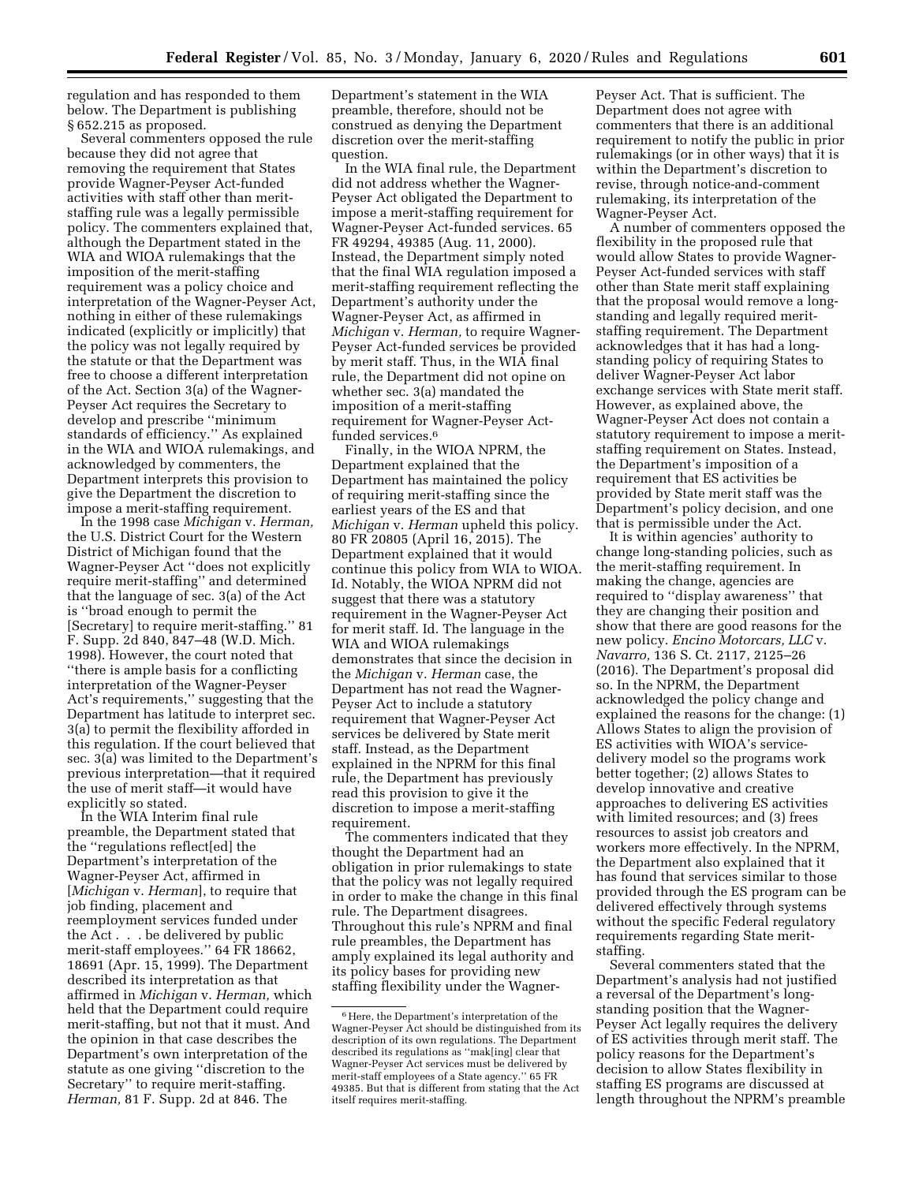regulation and has responded to them below. The Department is publishing § 652.215 as proposed.

Several commenters opposed the rule because they did not agree that removing the requirement that States provide Wagner-Peyser Act-funded activities with staff other than merit-staffing rule was a legally permissible policy. The commenters explained that, although the Department stated in the WIA and WIOA rulemakings that the imposition of the merit-staffing requirement was a policy choice and interpretation of the Wagner-Peyser Act, nothing in either of these rulemakings indicated (explicitly or implicitly) that the policy was not legally required by the statute or that the Department was free to choose a different interpretation of the Act. Section 3(a) of the Wagner-Peyser Act requires the Secretary to develop and prescribe ''minimum standards of efficiency.'' As explained in the WIA and WIOA rulemakings, and acknowledged by commenters, the Department interprets this provision to give the Department the discretion to impose a merit-staffing requirement.

In the 1998 case *Michigan* v. *Herman,* the U.S. District Court for the Western District of Michigan found that the Wagner-Peyser Act ''does not explicitly require merit-staffing'' and determined that the language of sec. 3(a) of the Act is ''broad enough to permit the [Secretary] to require merit-staffing.'' 81 F. Supp. 2d 840, 847–48 (W.D. Mich. 1998). However, the court noted that ''there is ample basis for a conflicting interpretation of the Wagner-Peyser Act's requirements,'' suggesting that the Department has latitude to interpret sec. 3(a) to permit the flexibility afforded in this regulation. If the court believed that sec. 3(a) was limited to the Department's previous interpretation—that it required the use of merit staff—it would have explicitly so stated.

In the WIA Interim final rule preamble, the Department stated that the ''regulations reflect[ed] the Department's interpretation of the Wagner-Peyser Act, affirmed in [*Michigan* v. *Herman*], to require that job finding, placement and reemployment services funded under the Act . . . be delivered by public merit-staff employees.'' 64 FR 18662, 18691 (Apr. 15, 1999). The Department described its interpretation as that affirmed in *Michigan* v. *Herman,* which held that the Department could require merit-staffing, but not that it must. And the opinion in that case describes the Department's own interpretation of the statute as one giving ''discretion to the Secretary'' to require merit-staffing. *Herman,* 81 F. Supp. 2d at 846. The Department's statement in the WIA preamble, therefore, should not be construed as denying the Department discretion over the merit-staffing question.

In the WIA final rule, the Department did not address whether the Wagner-Peyser Act obligated the Department to impose a merit-staffing requirement for Wagner-Peyser Act-funded services. 65 FR 49294, 49385 (Aug. 11, 2000). Instead, the Department simply noted that the final WIA regulation imposed a merit-staffing requirement reflecting the Department's authority under the Wagner-Peyser Act, as affirmed in *Michigan* v. *Herman,* to require Wagner-Peyser Act-funded services be provided by merit staff. Thus, in the WIA final rule, the Department did not opine on whether sec. 3(a) mandated the imposition of a merit-staffing requirement for Wagner-Peyser Act-funded services.[6]

Finally, in the WIOA NPRM, the Department explained that the Department has maintained the policy of requiring merit-staffing since the earliest years of the ES and that *Michigan* v. *Herman* upheld this policy. 80 FR 20805 (April 16, 2015). The Department explained that it would continue this policy from WIA to WIOA. Id. Notably, the WIOA NPRM did not suggest that there was a statutory requirement in the Wagner-Peyser Act for merit staff. Id. The language in the WIA and WIOA rulemakings demonstrates that since the decision in the *Michigan* v. *Herman* case, the Department has not read the Wagner-Peyser Act to include a statutory requirement that Wagner-Peyser Act services be delivered by State merit staff. Instead, as the Department explained in the NPRM for this final rule, the Department has previously read this provision to give it the discretion to impose a merit-staffing requirement.

The commenters indicated that they thought the Department had an obligation in prior rulemakings to state that the policy was not legally required in order to make the change in this final rule. The Department disagrees. Throughout this rule's NPRM and final rule preambles, the Department has amply explained its legal authority and its policy bases for providing new staffing flexibility under the Wagner-Peyser Act. That is sufficient. The Department does not agree with commenters that there is an additional requirement to notify the public in prior rulemakings (or in other ways) that it is within the Department's discretion to revise, through notice-and-comment rulemaking, its interpretation of the Wagner-Peyser Act.

A number of commenters opposed the flexibility in the proposed rule that would allow States to provide Wagner-Peyser Act-funded services with staff other than State merit staff explaining that the proposal would remove a long-standing and legally required merit-staffing requirement. The Department acknowledges that it has had a long-standing policy of requiring States to deliver Wagner-Peyser Act labor exchange services with State merit staff. However, as explained above, the Wagner-Peyser Act does not contain a statutory requirement to impose a merit-staffing requirement on States. Instead, the Department's imposition of a requirement that ES activities be provided by State merit staff was the Department's policy decision, and one that is permissible under the Act.

It is within agencies' authority to change long-standing policies, such as the merit-staffing requirement. In making the change, agencies are required to ''display awareness'' that they are changing their position and show that there are good reasons for the new policy. *Encino Motorcars, LLC* v. *Navarro,* 136 S. Ct. 2117, 2125–26 (2016). The Department's proposal did so. In the NPRM, the Department acknowledged the policy change and explained the reasons for the change: (1) Allows States to align the provision of ES activities with WIOA's service-delivery model so the programs work better together; (2) allows States to develop innovative and creative approaches to delivering ES activities with limited resources; and (3) frees resources to assist job creators and workers more effectively. In the NPRM, the Department also explained that it has found that services similar to those provided through the ES program can be delivered effectively through systems without the specific Federal regulatory requirements regarding State merit-staffing.

Several commenters stated that the Department's analysis had not justified a reversal of the Department's long-standing position that the Wagner-Peyser Act legally requires the delivery of ES activities through merit staff. The policy reasons for the Department's decision to allow States flexibility in staffing ES programs are discussed at length throughout the NPRM's preamble

---

[6] Here, the Department's interpretation of the Wagner-Peyser Act should be distinguished from its description of its own regulations. The Department described its regulations as ''mak[ing] clear that Wagner-Peyser Act services must be delivered by merit-staff employees of a State agency.'' 65 FR 49385. But that is different from stating that the Act itself requires merit-staffing.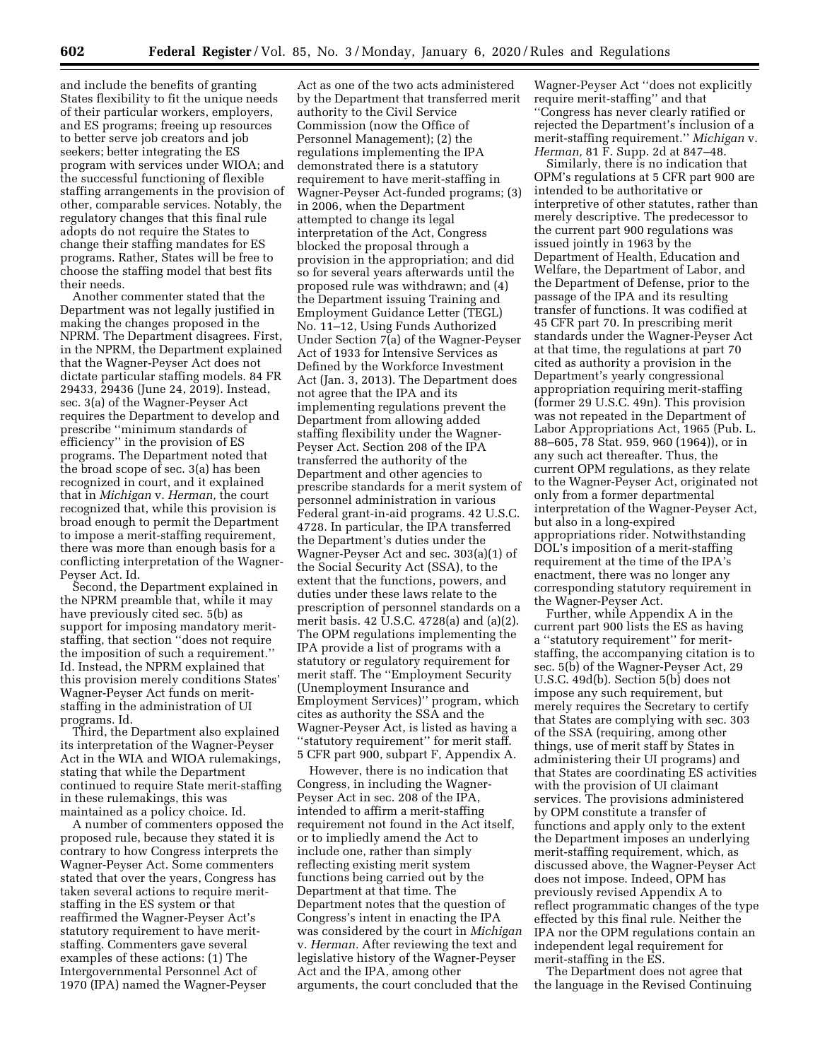and include the benefits of granting States flexibility to fit the unique needs of their particular workers, employers, and ES programs; freeing up resources to better serve job creators and job seekers; better integrating the ES program with services under WIOA; and the successful functioning of flexible staffing arrangements in the provision of other, comparable services. Notably, the regulatory changes that this final rule adopts do not require the States to change their staffing mandates for ES programs. Rather, States will be free to choose the staffing model that best fits their needs.

Another commenter stated that the Department was not legally justified in making the changes proposed in the NPRM. The Department disagrees. First, in the NPRM, the Department explained that the Wagner-Peyser Act does not dictate particular staffing models. 84 FR 29433, 29436 (June 24, 2019). Instead, sec. 3(a) of the Wagner-Peyser Act requires the Department to develop and prescribe ''minimum standards of efficiency'' in the provision of ES programs. The Department noted that the broad scope of sec. 3(a) has been recognized in court, and it explained that in *Michigan* v. *Herman,* the court recognized that, while this provision is broad enough to permit the Department to impose a merit-staffing requirement, there was more than enough basis for a conflicting interpretation of the Wagner-Peyser Act. Id.

Second, the Department explained in the NPRM preamble that, while it may have previously cited sec. 5(b) as support for imposing mandatory merit-staffing, that section ''does not require the imposition of such a requirement.'' Id. Instead, the NPRM explained that this provision merely conditions States' Wagner-Peyser Act funds on merit-staffing in the administration of UI programs. Id.

Third, the Department also explained its interpretation of the Wagner-Peyser Act in the WIA and WIOA rulemakings, stating that while the Department continued to require State merit-staffing in these rulemakings, this was maintained as a policy choice. Id.

A number of commenters opposed the proposed rule, because they stated it is contrary to how Congress interprets the Wagner-Peyser Act. Some commenters stated that over the years, Congress has taken several actions to require merit-staffing in the ES system or that reaffirmed the Wagner-Peyser Act's statutory requirement to have merit-staffing. Commenters gave several examples of these actions: (1) The Intergovernmental Personnel Act of 1970 (IPA) named the Wagner-Peyser Act as one of the two acts administered by the Department that transferred merit authority to the Civil Service Commission (now the Office of Personnel Management); (2) the regulations implementing the IPA demonstrated there is a statutory requirement to have merit-staffing in Wagner-Peyser Act-funded programs; (3) in 2006, when the Department attempted to change its legal interpretation of the Act, Congress blocked the proposal through a provision in the appropriation; and did so for several years afterwards until the proposed rule was withdrawn; and (4) the Department issuing Training and Employment Guidance Letter (TEGL) No. 11–12, Using Funds Authorized Under Section 7(a) of the Wagner-Peyser Act of 1933 for Intensive Services as Defined by the Workforce Investment Act (Jan. 3, 2013). The Department does not agree that the IPA and its implementing regulations prevent the Department from allowing added staffing flexibility under the Wagner-Peyser Act. Section 208 of the IPA transferred the authority of the Department and other agencies to prescribe standards for a merit system of personnel administration in various Federal grant-in-aid programs. 42 U.S.C. 4728. In particular, the IPA transferred the Department's duties under the Wagner-Peyser Act and sec. 303(a)(1) of the Social Security Act (SSA), to the extent that the functions, powers, and duties under these laws relate to the prescription of personnel standards on a merit basis. 42 U.S.C. 4728(a) and (a)(2). The OPM regulations implementing the IPA provide a list of programs with a statutory or regulatory requirement for merit staff. The ''Employment Security (Unemployment Insurance and Employment Services)'' program, which cites as authority the SSA and the Wagner-Peyser Act, is listed as having a ''statutory requirement'' for merit staff. 5 CFR part 900, subpart F, Appendix A.

However, there is no indication that Congress, in including the Wagner-Peyser Act in sec. 208 of the IPA, intended to affirm a merit-staffing requirement not found in the Act itself, or to impliedly amend the Act to include one, rather than simply reflecting existing merit system functions being carried out by the Department at that time. The Department notes that the question of Congress's intent in enacting the IPA was considered by the court in *Michigan* v. *Herman.* After reviewing the text and legislative history of the Wagner-Peyser Act and the IPA, among other arguments, the court concluded that the Wagner-Peyser Act ''does not explicitly require merit-staffing'' and that ''Congress has never clearly ratified or rejected the Department's inclusion of a merit-staffing requirement.'' *Michigan* v. *Herman,* 81 F. Supp. 2d at 847–48.

Similarly, there is no indication that OPM's regulations at 5 CFR part 900 are intended to be authoritative or interpretive of other statutes, rather than merely descriptive. The predecessor to the current part 900 regulations was issued jointly in 1963 by the Department of Health, Education and Welfare, the Department of Labor, and the Department of Defense, prior to the passage of the IPA and its resulting transfer of functions. It was codified at 45 CFR part 70. In prescribing merit standards under the Wagner-Peyser Act at that time, the regulations at part 70 cited as authority a provision in the Department's yearly congressional appropriation requiring merit-staffing (former 29 U.S.C. 49n). This provision was not repeated in the Department of Labor Appropriations Act, 1965 (Pub. L. 88–605, 78 Stat. 959, 960 (1964)), or in any such act thereafter. Thus, the current OPM regulations, as they relate to the Wagner-Peyser Act, originated not only from a former departmental interpretation of the Wagner-Peyser Act, but also in a long-expired appropriations rider. Notwithstanding DOL's imposition of a merit-staffing requirement at the time of the IPA's enactment, there was no longer any corresponding statutory requirement in the Wagner-Peyser Act.

Further, while Appendix A in the current part 900 lists the ES as having a ''statutory requirement'' for merit-staffing, the accompanying citation is to sec. 5(b) of the Wagner-Peyser Act, 29 U.S.C. 49d(b). Section 5(b) does not impose any such requirement, but merely requires the Secretary to certify that States are complying with sec. 303 of the SSA (requiring, among other things, use of merit staff by States in administering their UI programs) and that States are coordinating ES activities with the provision of UI claimant services. The provisions administered by OPM constitute a transfer of functions and apply only to the extent the Department imposes an underlying merit-staffing requirement, which, as discussed above, the Wagner-Peyser Act does not impose. Indeed, OPM has previously revised Appendix A to reflect programmatic changes of the type effected by this final rule. Neither the IPA nor the OPM regulations contain an independent legal requirement for merit-staffing in the ES.

The Department does not agree that the language in the Revised Continuing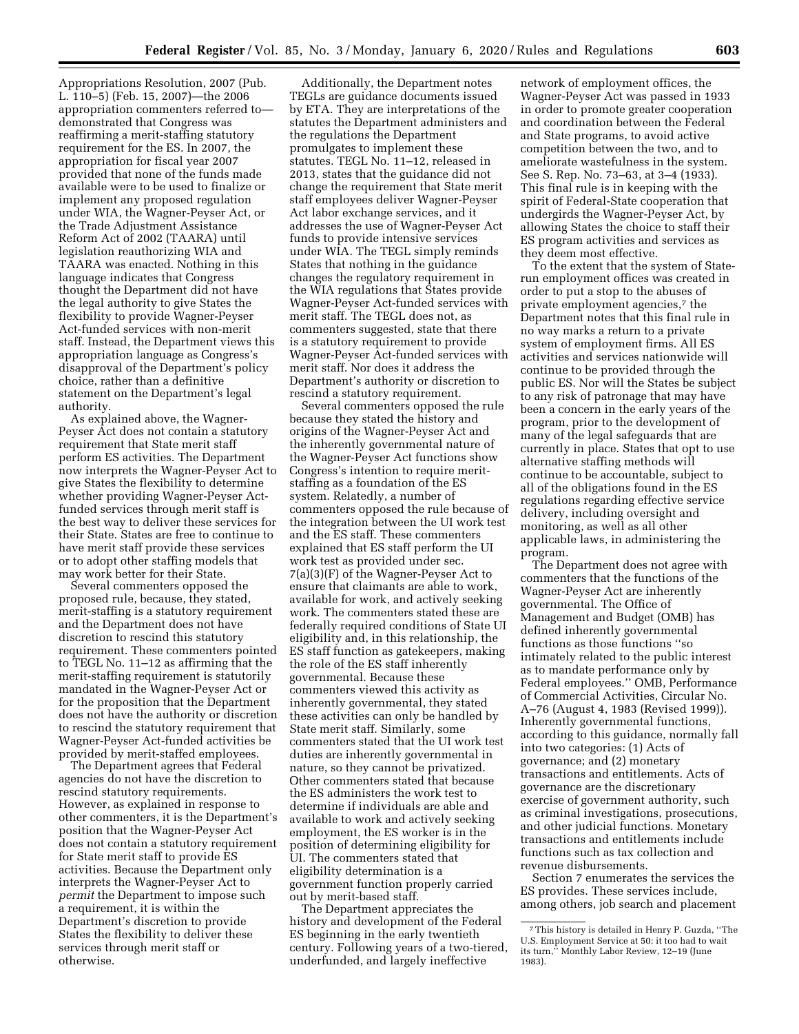Appropriations Resolution, 2007 (Pub. L. 110–5) (Feb. 15, 2007)—the 2006 appropriation commenters referred to—demonstrated that Congress was reaffirming a merit-staffing statutory requirement for the ES. In 2007, the appropriation for fiscal year 2007 provided that none of the funds made available were to be used to finalize or implement any proposed regulation under WIA, the Wagner-Peyser Act, or the Trade Adjustment Assistance Reform Act of 2002 (TAARA) until legislation reauthorizing WIA and TAARA was enacted. Nothing in this language indicates that Congress thought the Department did not have the legal authority to give States the flexibility to provide Wagner-Peyser Act-funded services with non-merit staff. Instead, the Department views this appropriation language as Congress's disapproval of the Department's policy choice, rather than a definitive statement on the Department's legal authority.

As explained above, the Wagner-Peyser Act does not contain a statutory requirement that State merit staff perform ES activities. The Department now interprets the Wagner-Peyser Act to give States the flexibility to determine whether providing Wagner-Peyser Act-funded services through merit staff is the best way to deliver these services for their State. States are free to continue to have merit staff provide these services or to adopt other staffing models that may work better for their State.

Several commenters opposed the proposed rule, because, they stated, merit-staffing is a statutory requirement and the Department does not have discretion to rescind this statutory requirement. These commenters pointed to TEGL No. 11–12 as affirming that the merit-staffing requirement is statutorily mandated in the Wagner-Peyser Act or for the proposition that the Department does not have the authority or discretion to rescind the statutory requirement that Wagner-Peyser Act-funded activities be provided by merit-staffed employees.

The Department agrees that Federal agencies do not have the discretion to rescind statutory requirements. However, as explained in response to other commenters, it is the Department's position that the Wagner-Peyser Act does not contain a statutory requirement for State merit staff to provide ES activities. Because the Department only interprets the Wagner-Peyser Act to *permit* the Department to impose such a requirement, it is within the Department's discretion to provide States the flexibility to deliver these services through merit staff or otherwise.

Additionally, the Department notes TEGLs are guidance documents issued by ETA. They are interpretations of the statutes the Department administers and the regulations the Department promulgates to implement these statutes. TEGL No. 11–12, released in 2013, states that the guidance did not change the requirement that State merit staff employees deliver Wagner-Peyser Act labor exchange services, and it addresses the use of Wagner-Peyser Act funds to provide intensive services under WIA. The TEGL simply reminds States that nothing in the guidance changes the regulatory requirement in the WIA regulations that States provide Wagner-Peyser Act-funded services with merit staff. The TEGL does not, as commenters suggested, state that there is a statutory requirement to provide Wagner-Peyser Act-funded services with merit staff. Nor does it address the Department's authority or discretion to rescind a statutory requirement.

Several commenters opposed the rule because they stated the history and origins of the Wagner-Peyser Act and the inherently governmental nature of the Wagner-Peyser Act functions show Congress's intention to require merit-staffing as a foundation of the ES system. Relatedly, a number of commenters opposed the rule because of the integration between the UI work test and the ES staff. These commenters explained that ES staff perform the UI work test as provided under sec. 7(a)(3)(F) of the Wagner-Peyser Act to ensure that claimants are able to work, available for work, and actively seeking work. The commenters stated these are federally required conditions of State UI eligibility and, in this relationship, the ES staff function as gatekeepers, making the role of the ES staff inherently governmental. Because these commenters viewed this activity as inherently governmental, they stated these activities can only be handled by State merit staff. Similarly, some commenters stated that the UI work test duties are inherently governmental in nature, so they cannot be privatized. Other commenters stated that because the ES administers the work test to determine if individuals are able and available to work and actively seeking employment, the ES worker is in the position of determining eligibility for UI. The commenters stated that eligibility determination is a government function properly carried out by merit-based staff.

The Department appreciates the history and development of the Federal ES beginning in the early twentieth century. Following years of a two-tiered, underfunded, and largely ineffective network of employment offices, the Wagner-Peyser Act was passed in 1933 in order to promote greater cooperation and coordination between the Federal and State programs, to avoid active competition between the two, and to ameliorate wastefulness in the system. See S. Rep. No. 73–63, at 3–4 (1933). This final rule is in keeping with the spirit of Federal-State cooperation that undergirds the Wagner-Peyser Act, by allowing States the choice to staff their ES program activities and services as they deem most effective.

To the extent that the system of State-run employment offices was created in order to put a stop to the abuses of private employment agencies,[7] the Department notes that this final rule in no way marks a return to a private system of employment firms. All ES activities and services nationwide will continue to be provided through the public ES. Nor will the States be subject to any risk of patronage that may have been a concern in the early years of the program, prior to the development of many of the legal safeguards that are currently in place. States that opt to use alternative staffing methods will continue to be accountable, subject to all of the obligations found in the ES regulations regarding effective service delivery, including oversight and monitoring, as well as all other applicable laws, in administering the program.

The Department does not agree with commenters that the functions of the Wagner-Peyser Act are inherently governmental. The Office of Management and Budget (OMB) has defined inherently governmental functions as those functions "so intimately related to the public interest as to mandate performance only by Federal employees." OMB, Performance of Commercial Activities, Circular No. A–76 (August 4, 1983 (Revised 1999)). Inherently governmental functions, according to this guidance, normally fall into two categories: (1) Acts of governance; and (2) monetary transactions and entitlements. Acts of governance are the discretionary exercise of government authority, such as criminal investigations, prosecutions, and other judicial functions. Monetary transactions and entitlements include functions such as tax collection and revenue disbursements.

Section 7 enumerates the services the ES provides. These services include, among others, job search and placement

[7] This history is detailed in Henry P. Guzda, "The U.S. Employment Service at 50: it too had to wait its turn," Monthly Labor Review, 12–19 (June 1983).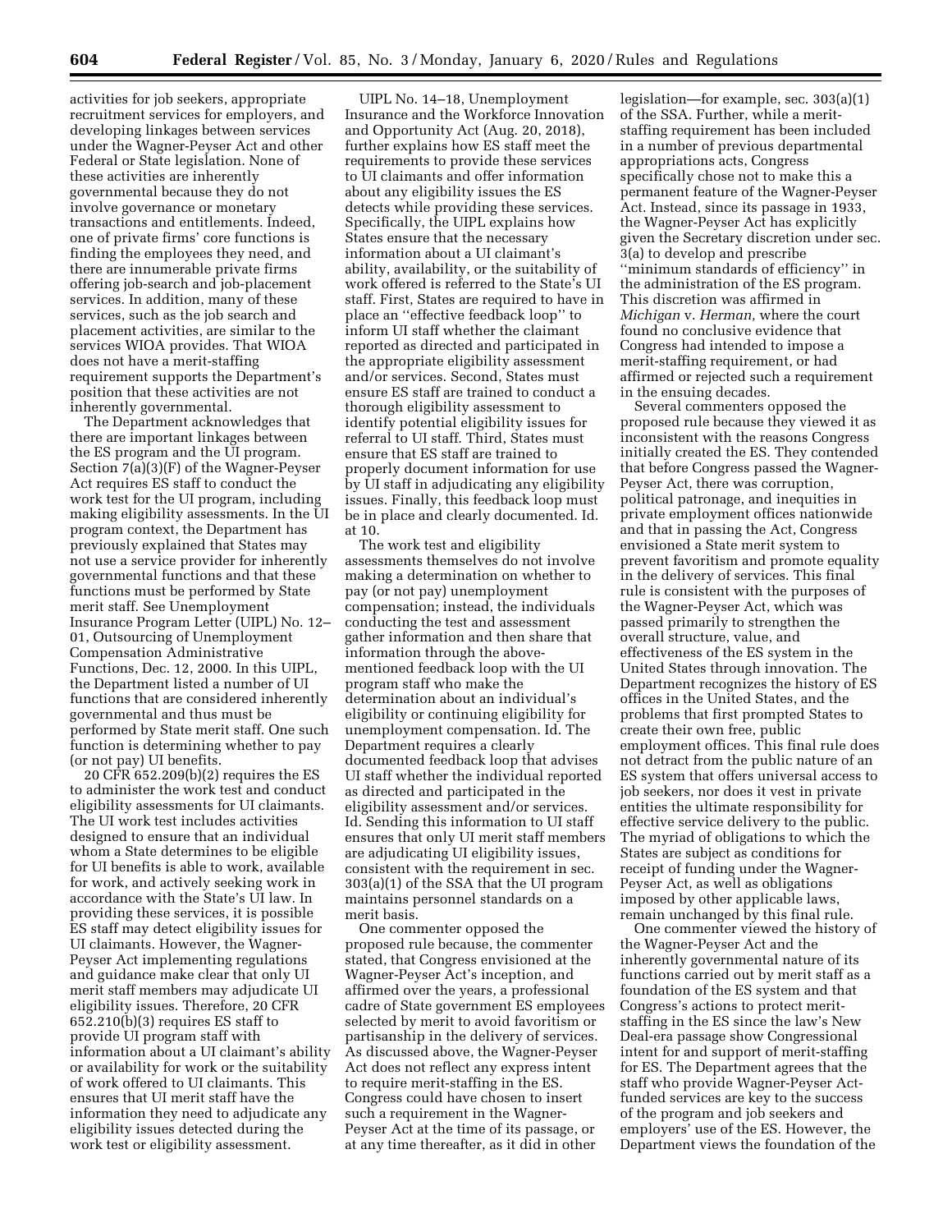activities for job seekers, appropriate recruitment services for employers, and developing linkages between services under the Wagner-Peyser Act and other Federal or State legislation. None of these activities are inherently governmental because they do not involve governance or monetary transactions and entitlements. Indeed, one of private firms' core functions is finding the employees they need, and there are innumerable private firms offering job-search and job-placement services. In addition, many of these services, such as the job search and placement activities, are similar to the services WIOA provides. That WIOA does not have a merit-staffing requirement supports the Department's position that these activities are not inherently governmental.

The Department acknowledges that there are important linkages between the ES program and the UI program. Section 7(a)(3)(F) of the Wagner-Peyser Act requires ES staff to conduct the work test for the UI program, including making eligibility assessments. In the UI program context, the Department has previously explained that States may not use a service provider for inherently governmental functions and that these functions must be performed by State merit staff. See Unemployment Insurance Program Letter (UIPL) No. 12–01, Outsourcing of Unemployment Compensation Administrative Functions, Dec. 12, 2000. In this UIPL, the Department listed a number of UI functions that are considered inherently governmental and thus must be performed by State merit staff. One such function is determining whether to pay (or not pay) UI benefits.

20 CFR 652.209(b)(2) requires the ES to administer the work test and conduct eligibility assessments for UI claimants. The UI work test includes activities designed to ensure that an individual whom a State determines to be eligible for UI benefits is able to work, available for work, and actively seeking work in accordance with the State's UI law. In providing these services, it is possible ES staff may detect eligibility issues for UI claimants. However, the Wagner-Peyser Act implementing regulations and guidance make clear that only UI merit staff members may adjudicate UI eligibility issues. Therefore, 20 CFR 652.210(b)(3) requires ES staff to provide UI program staff with information about a UI claimant's ability or availability for work or the suitability of work offered to UI claimants. This ensures that UI merit staff have the information they need to adjudicate any eligibility issues detected during the work test or eligibility assessment.

UIPL No. 14–18, Unemployment Insurance and the Workforce Innovation and Opportunity Act (Aug. 20, 2018), further explains how ES staff meet the requirements to provide these services to UI claimants and offer information about any eligibility issues the ES detects while providing these services. Specifically, the UIPL explains how States ensure that the necessary information about a UI claimant's ability, availability, or the suitability of work offered is referred to the State's UI staff. First, States are required to have in place an "effective feedback loop" to inform UI staff whether the claimant reported as directed and participated in the appropriate eligibility assessment and/or services. Second, States must ensure ES staff are trained to conduct a thorough eligibility assessment to identify potential eligibility issues for referral to UI staff. Third, States must ensure that ES staff are trained to properly document information for use by UI staff in adjudicating any eligibility issues. Finally, this feedback loop must be in place and clearly documented. Id. at 10.

The work test and eligibility assessments themselves do not involve making a determination on whether to pay (or not pay) unemployment compensation; instead, the individuals conducting the test and assessment gather information and then share that information through the above-mentioned feedback loop with the UI program staff who make the determination about an individual's eligibility or continuing eligibility for unemployment compensation. Id. The Department requires a clearly documented feedback loop that advises UI staff whether the individual reported as directed and participated in the eligibility assessment and/or services. Id. Sending this information to UI staff ensures that only UI merit staff members are adjudicating UI eligibility issues, consistent with the requirement in sec. 303(a)(1) of the SSA that the UI program maintains personnel standards on a merit basis.

One commenter opposed the proposed rule because, the commenter stated, that Congress envisioned at the Wagner-Peyser Act's inception, and affirmed over the years, a professional cadre of State government ES employees selected by merit to avoid favoritism or partisanship in the delivery of services. As discussed above, the Wagner-Peyser Act does not reflect any express intent to require merit-staffing in the ES. Congress could have chosen to insert such a requirement in the Wagner-Peyser Act at the time of its passage, or at any time thereafter, as it did in other legislation—for example, sec. 303(a)(1) of the SSA. Further, while a merit-staffing requirement has been included in a number of previous departmental appropriations acts, Congress specifically chose not to make this a permanent feature of the Wagner-Peyser Act. Instead, since its passage in 1933, the Wagner-Peyser Act has explicitly given the Secretary discretion under sec. 3(a) to develop and prescribe "minimum standards of efficiency" in the administration of the ES program. This discretion was affirmed in *Michigan* v. *Herman,* where the court found no conclusive evidence that Congress had intended to impose a merit-staffing requirement, or had affirmed or rejected such a requirement in the ensuing decades.

Several commenters opposed the proposed rule because they viewed it as inconsistent with the reasons Congress initially created the ES. They contended that before Congress passed the Wagner-Peyser Act, there was corruption, political patronage, and inequities in private employment offices nationwide and that in passing the Act, Congress envisioned a State merit system to prevent favoritism and promote equality in the delivery of services. This final rule is consistent with the purposes of the Wagner-Peyser Act, which was passed primarily to strengthen the overall structure, value, and effectiveness of the ES system in the United States through innovation. The Department recognizes the history of ES offices in the United States, and the problems that first prompted States to create their own free, public employment offices. This final rule does not detract from the public nature of an ES system that offers universal access to job seekers, nor does it vest in private entities the ultimate responsibility for effective service delivery to the public. The myriad of obligations to which the States are subject as conditions for receipt of funding under the Wagner-Peyser Act, as well as obligations imposed by other applicable laws, remain unchanged by this final rule.

One commenter viewed the history of the Wagner-Peyser Act and the inherently governmental nature of its functions carried out by merit staff as a foundation of the ES system and that Congress's actions to protect merit-staffing in the ES since the law's New Deal-era passage show Congressional intent for and support of merit-staffing for ES. The Department agrees that the staff who provide Wagner-Peyser Act-funded services are key to the success of the program and job seekers and employers' use of the ES. However, the Department views the foundation of the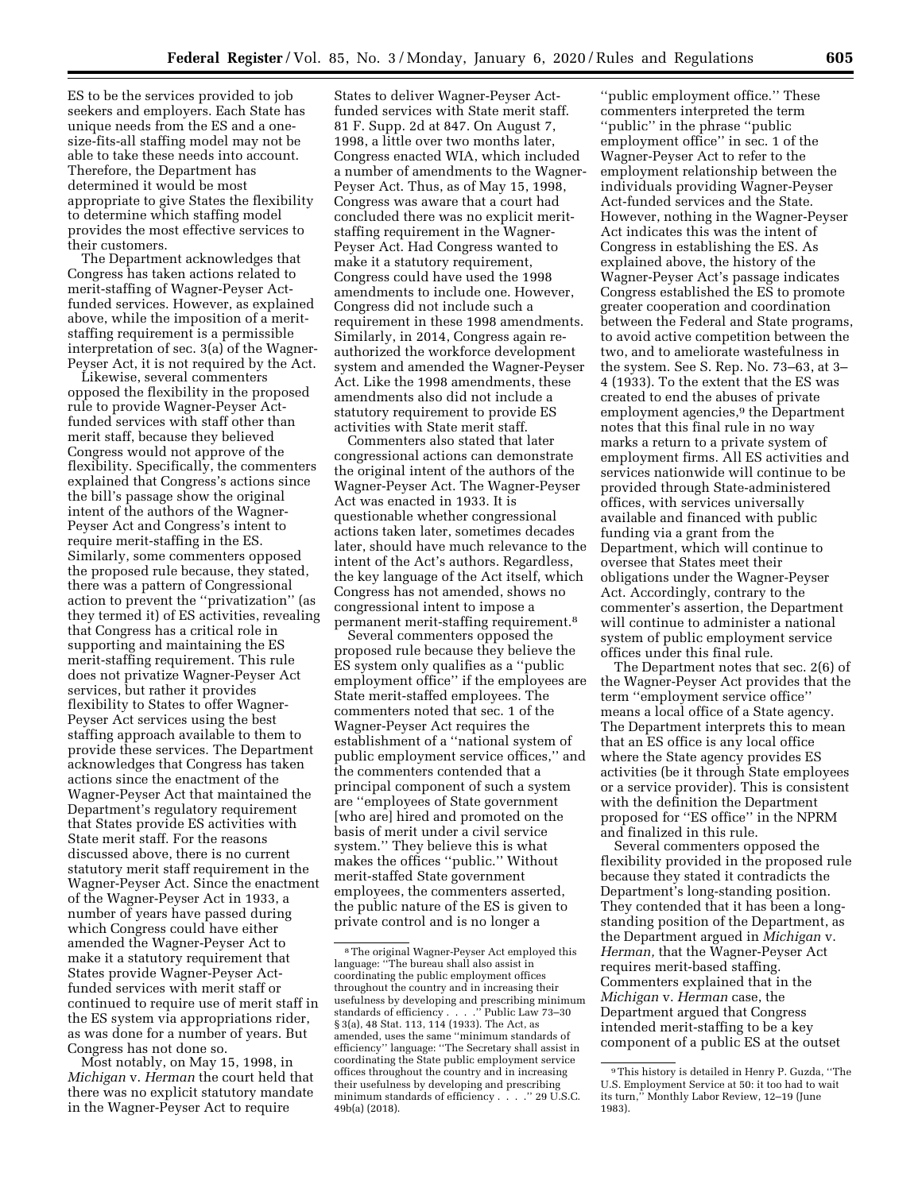ES to be the services provided to job seekers and employers. Each State has unique needs from the ES and a one-size-fits-all staffing model may not be able to take these needs into account. Therefore, the Department has determined it would be most appropriate to give States the flexibility to determine which staffing model provides the most effective services to their customers.

The Department acknowledges that Congress has taken actions related to merit-staffing of Wagner-Peyser Act-funded services. However, as explained above, while the imposition of a merit-staffing requirement is a permissible interpretation of sec. 3(a) of the Wagner-Peyser Act, it is not required by the Act.

Likewise, several commenters opposed the flexibility in the proposed rule to provide Wagner-Peyser Act-funded services with staff other than merit staff, because they believed Congress would not approve of the flexibility. Specifically, the commenters explained that Congress's actions since the bill's passage show the original intent of the authors of the Wagner-Peyser Act and Congress's intent to require merit-staffing in the ES. Similarly, some commenters opposed the proposed rule because, they stated, there was a pattern of Congressional action to prevent the ''privatization'' (as they termed it) of ES activities, revealing that Congress has a critical role in supporting and maintaining the ES merit-staffing requirement. This rule does not privatize Wagner-Peyser Act services, but rather it provides flexibility to States to offer Wagner-Peyser Act services using the best staffing approach available to them to provide these services. The Department acknowledges that Congress has taken actions since the enactment of the Wagner-Peyser Act that maintained the Department's regulatory requirement that States provide ES activities with State merit staff. For the reasons discussed above, there is no current statutory merit staff requirement in the Wagner-Peyser Act. Since the enactment of the Wagner-Peyser Act in 1933, a number of years have passed during which Congress could have either amended the Wagner-Peyser Act to make it a statutory requirement that States provide Wagner-Peyser Act-funded services with merit staff or continued to require use of merit staff in the ES system via appropriations rider, as was done for a number of years. But Congress has not done so.

Most notably, on May 15, 1998, in *Michigan* v. *Herman* the court held that there was no explicit statutory mandate in the Wagner-Peyser Act to require States to deliver Wagner-Peyser Act-funded services with State merit staff. 81 F. Supp. 2d at 847. On August 7, 1998, a little over two months later, Congress enacted WIA, which included a number of amendments to the Wagner-Peyser Act. Thus, as of May 15, 1998, Congress was aware that a court had concluded there was no explicit merit-staffing requirement in the Wagner-Peyser Act. Had Congress wanted to make it a statutory requirement, Congress could have used the 1998 amendments to include one. However, Congress did not include such a requirement in these 1998 amendments. Similarly, in 2014, Congress again re-authorized the workforce development system and amended the Wagner-Peyser Act. Like the 1998 amendments, these amendments also did not include a statutory requirement to provide ES activities with State merit staff.

Commenters also stated that later congressional actions can demonstrate the original intent of the authors of the Wagner-Peyser Act. The Wagner-Peyser Act was enacted in 1933. It is questionable whether congressional actions taken later, sometimes decades later, should have much relevance to the intent of the Act's authors. Regardless, the key language of the Act itself, which Congress has not amended, shows no congressional intent to impose a permanent merit-staffing requirement.[8]

Several commenters opposed the proposed rule because they believe the ES system only qualifies as a ''public employment office'' if the employees are State merit-staffed employees. The commenters noted that sec. 1 of the Wagner-Peyser Act requires the establishment of a ''national system of public employment service offices,'' and the commenters contended that a principal component of such a system are ''employees of State government [who are] hired and promoted on the basis of merit under a civil service system.'' They believe this is what makes the offices ''public.'' Without merit-staffed State government employees, the commenters asserted, the public nature of the ES is given to private control and is no longer a ''public employment office.'' These commenters interpreted the term ''public'' in the phrase ''public employment office'' in sec. 1 of the Wagner-Peyser Act to refer to the employment relationship between the individuals providing Wagner-Peyser Act-funded services and the State. However, nothing in the Wagner-Peyser Act indicates this was the intent of Congress in establishing the ES. As explained above, the history of the Wagner-Peyser Act's passage indicates Congress established the ES to promote greater cooperation and coordination between the Federal and State programs, to avoid active competition between the two, and to ameliorate wastefulness in the system. See S. Rep. No. 73–63, at 3–4 (1933). To the extent that the ES was created to end the abuses of private employment agencies,[9] the Department notes that this final rule in no way marks a return to a private system of employment firms. All ES activities and services nationwide will continue to be provided through State-administered offices, with services universally available and financed with public funding via a grant from the Department, which will continue to oversee that States meet their obligations under the Wagner-Peyser Act. Accordingly, contrary to the commenter's assertion, the Department will continue to administer a national system of public employment service offices under this final rule.

The Department notes that sec. 2(6) of the Wagner-Peyser Act provides that the term ''employment service office'' means a local office of a State agency. The Department interprets this to mean that an ES office is any local office where the State agency provides ES activities (be it through State employees or a service provider). This is consistent with the definition the Department proposed for ''ES office'' in the NPRM and finalized in this rule.

Several commenters opposed the flexibility provided in the proposed rule because they stated it contradicts the Department's long-standing position. They contended that it has been a long-standing position of the Department, as the Department argued in *Michigan* v. *Herman,* that the Wagner-Peyser Act requires merit-based staffing. Commenters explained that in the *Michigan* v. *Herman* case, the Department argued that Congress intended merit-staffing to be a key component of a public ES at the outset

---

[8] The original Wagner-Peyser Act employed this language: ''The bureau shall also assist in coordinating the public employment offices throughout the country and in increasing their usefulness by developing and prescribing minimum standards of efficiency . . . .'' Public Law 73–30 § 3(a), 48 Stat. 113, 114 (1933). The Act, as amended, uses the same ''minimum standards of efficiency'' language: ''The Secretary shall assist in coordinating the State public employment service offices throughout the country and in increasing their usefulness by developing and prescribing minimum standards of efficiency . . . .'' 29 U.S.C. 49b(a) (2018).

[9] This history is detailed in Henry P. Guzda, ''The U.S. Employment Service at 50: it too had to wait its turn,'' Monthly Labor Review, 12–19 (June 1983).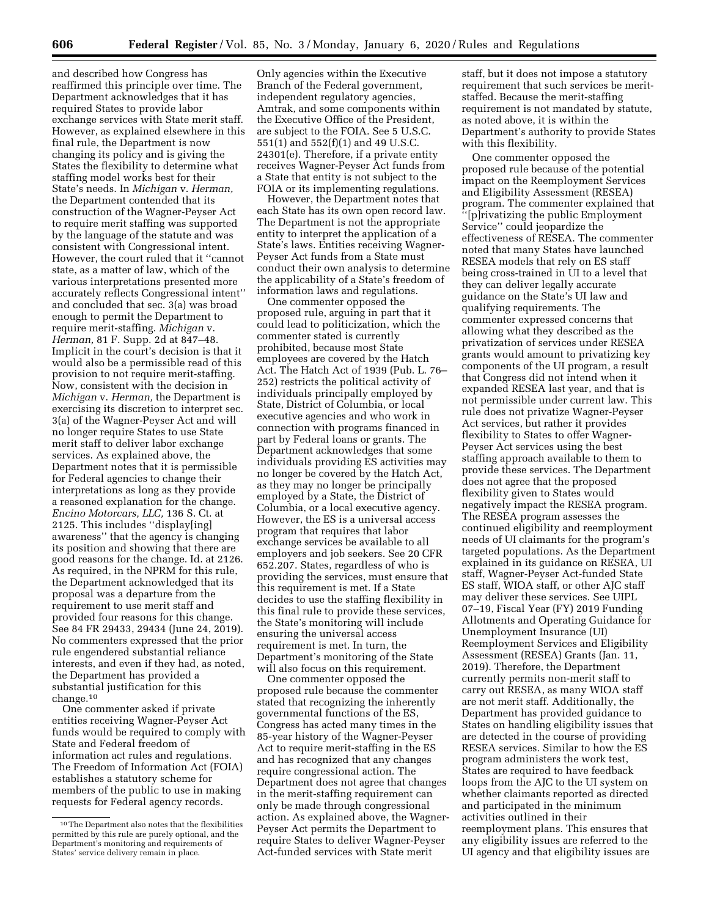and described how Congress has reaffirmed this principle over time. The Department acknowledges that it has required States to provide labor exchange services with State merit staff. However, as explained elsewhere in this final rule, the Department is now changing its policy and is giving the States the flexibility to determine what staffing model works best for their State's needs. In *Michigan* v. *Herman,* the Department contended that its construction of the Wagner-Peyser Act to require merit staffing was supported by the language of the statute and was consistent with Congressional intent. However, the court ruled that it ''cannot state, as a matter of law, which of the various interpretations presented more accurately reflects Congressional intent'' and concluded that sec. 3(a) was broad enough to permit the Department to require merit-staffing. *Michigan* v. *Herman,* 81 F. Supp. 2d at 847–48. Implicit in the court's decision is that it would also be a permissible read of this provision to not require merit-staffing. Now, consistent with the decision in *Michigan* v. *Herman,* the Department is exercising its discretion to interpret sec. 3(a) of the Wagner-Peyser Act and will no longer require States to use State merit staff to deliver labor exchange services. As explained above, the Department notes that it is permissible for Federal agencies to change their interpretations as long as they provide a reasoned explanation for the change. *Encino Motorcars, LLC,* 136 S. Ct. at 2125. This includes ''display[ing] awareness'' that the agency is changing its position and showing that there are good reasons for the change. Id. at 2126. As required, in the NPRM for this rule, the Department acknowledged that its proposal was a departure from the requirement to use merit staff and provided four reasons for this change. See 84 FR 29433, 29434 (June 24, 2019). No commenters expressed that the prior rule engendered substantial reliance interests, and even if they had, as noted, the Department has provided a substantial justification for this change.[10]

One commenter asked if private entities receiving Wagner-Peyser Act funds would be required to comply with State and Federal freedom of information act rules and regulations. The Freedom of Information Act (FOIA) establishes a statutory scheme for members of the public to use in making requests for Federal agency records. Only agencies within the Executive Branch of the Federal government, independent regulatory agencies, Amtrak, and some components within the Executive Office of the President, are subject to the FOIA. See 5 U.S.C. 551(1) and 552(f)(1) and 49 U.S.C. 24301(e). Therefore, if a private entity receives Wagner-Peyser Act funds from a State that entity is not subject to the FOIA or its implementing regulations.

However, the Department notes that each State has its own open record law. The Department is not the appropriate entity to interpret the application of a State's laws. Entities receiving Wagner-Peyser Act funds from a State must conduct their own analysis to determine the applicability of a State's freedom of information laws and regulations.

One commenter opposed the proposed rule, arguing in part that it could lead to politicization, which the commenter stated is currently prohibited, because most State employees are covered by the Hatch Act. The Hatch Act of 1939 (Pub. L. 76–252) restricts the political activity of individuals principally employed by State, District of Columbia, or local executive agencies and who work in connection with programs financed in part by Federal loans or grants. The Department acknowledges that some individuals providing ES activities may no longer be covered by the Hatch Act, as they may no longer be principally employed by a State, the District of Columbia, or a local executive agency. However, the ES is a universal access program that requires that labor exchange services be available to all employers and job seekers. See 20 CFR 652.207. States, regardless of who is providing the services, must ensure that this requirement is met. If a State decides to use the staffing flexibility in this final rule to provide these services, the State's monitoring will include ensuring the universal access requirement is met. In turn, the Department's monitoring of the State will also focus on this requirement.

One commenter opposed the proposed rule because the commenter stated that recognizing the inherently governmental functions of the ES, Congress has acted many times in the 85-year history of the Wagner-Peyser Act to require merit-staffing in the ES and has recognized that any changes require congressional action. The Department does not agree that changes in the merit-staffing requirement can only be made through congressional action. As explained above, the Wagner-Peyser Act permits the Department to require States to deliver Wagner-Peyser Act-funded services with State merit staff, but it does not impose a statutory requirement that such services be merit-staffed. Because the merit-staffing requirement is not mandated by statute, as noted above, it is within the Department's authority to provide States with this flexibility.

One commenter opposed the proposed rule because of the potential impact on the Reemployment Services and Eligibility Assessment (RESEA) program. The commenter explained that ''[p]rivatizing the public Employment Service'' could jeopardize the effectiveness of RESEA. The commenter noted that many States have launched RESEA models that rely on ES staff being cross-trained in UI to a level that they can deliver legally accurate guidance on the State's UI law and qualifying requirements. The commenter expressed concerns that allowing what they described as the privatization of services under RESEA grants would amount to privatizing key components of the UI program, a result that Congress did not intend when it expanded RESEA last year, and that is not permissible under current law. This rule does not privatize Wagner-Peyser Act services, but rather it provides flexibility to States to offer Wagner-Peyser Act services using the best staffing approach available to them to provide these services. The Department does not agree that the proposed flexibility given to States would negatively impact the RESEA program. The RESEA program assesses the continued eligibility and reemployment needs of UI claimants for the program's targeted populations. As the Department explained in its guidance on RESEA, UI staff, Wagner-Peyser Act-funded State ES staff, WIOA staff, or other AJC staff may deliver these services. See UIPL 07–19, Fiscal Year (FY) 2019 Funding Allotments and Operating Guidance for Unemployment Insurance (UI) Reemployment Services and Eligibility Assessment (RESEA) Grants (Jan. 11, 2019). Therefore, the Department currently permits non-merit staff to carry out RESEA, as many WIOA staff are not merit staff. Additionally, the Department has provided guidance to States on handling eligibility issues that are detected in the course of providing RESEA services. Similar to how the ES program administers the work test, States are required to have feedback loops from the AJC to the UI system on whether claimants reported as directed and participated in the minimum activities outlined in their reemployment plans. This ensures that any eligibility issues are referred to the UI agency and that eligibility issues are

---

[10] The Department also notes that the flexibilities permitted by this rule are purely optional, and the Department's monitoring and requirements of States' service delivery remain in place.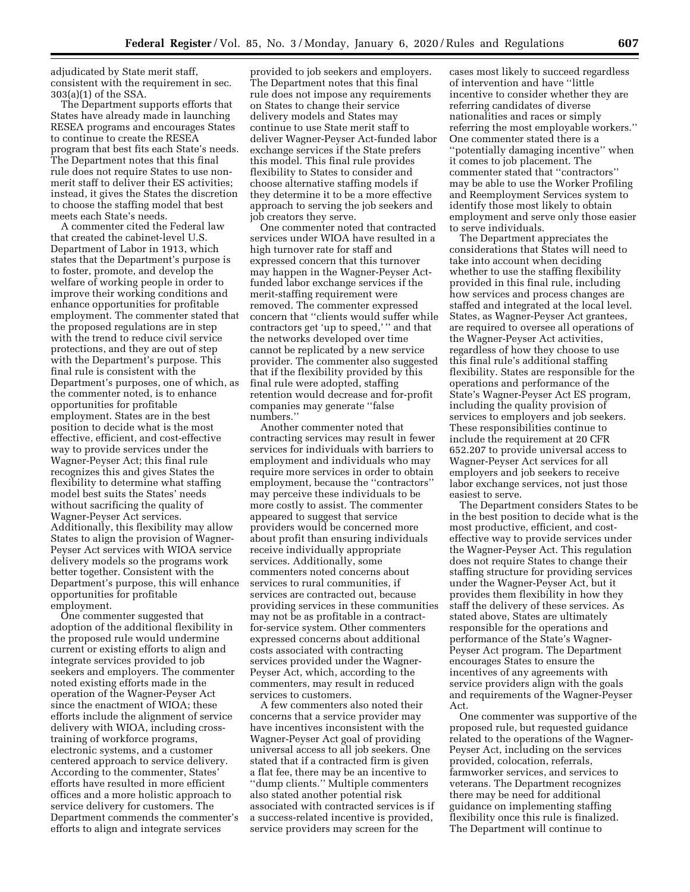adjudicated by State merit staff, consistent with the requirement in sec. 303(a)(1) of the SSA.

The Department supports efforts that States have already made in launching RESEA programs and encourages States to continue to create the RESEA program that best fits each State's needs. The Department notes that this final rule does not require States to use non-merit staff to deliver their ES activities; instead, it gives the States the discretion to choose the staffing model that best meets each State's needs.

A commenter cited the Federal law that created the cabinet-level U.S. Department of Labor in 1913, which states that the Department's purpose is to foster, promote, and develop the welfare of working people in order to improve their working conditions and enhance opportunities for profitable employment. The commenter stated that the proposed regulations are in step with the trend to reduce civil service protections, and they are out of step with the Department's purpose. This final rule is consistent with the Department's purposes, one of which, as the commenter noted, is to enhance opportunities for profitable employment. States are in the best position to decide what is the most effective, efficient, and cost-effective way to provide services under the Wagner-Peyser Act; this final rule recognizes this and gives States the flexibility to determine what staffing model best suits the States' needs without sacrificing the quality of Wagner-Peyser Act services. Additionally, this flexibility may allow States to align the provision of Wagner-Peyser Act services with WIOA service delivery models so the programs work better together. Consistent with the Department's purpose, this will enhance opportunities for profitable employment.

One commenter suggested that adoption of the additional flexibility in the proposed rule would undermine current or existing efforts to align and integrate services provided to job seekers and employers. The commenter noted existing efforts made in the operation of the Wagner-Peyser Act since the enactment of WIOA; these efforts include the alignment of service delivery with WIOA, including cross-training of workforce programs, electronic systems, and a customer centered approach to service delivery. According to the commenter, States' efforts have resulted in more efficient offices and a more holistic approach to service delivery for customers. The Department commends the commenter's efforts to align and integrate services provided to job seekers and employers. The Department notes that this final rule does not impose any requirements on States to change their service delivery models and States may continue to use State merit staff to deliver Wagner-Peyser Act-funded labor exchange services if the State prefers this model. This final rule provides flexibility to States to consider and choose alternative staffing models if they determine it to be a more effective approach to serving the job seekers and job creators they serve.

One commenter noted that contracted services under WIOA have resulted in a high turnover rate for staff and expressed concern that this turnover may happen in the Wagner-Peyser Act-funded labor exchange services if the merit-staffing requirement were removed. The commenter expressed concern that "clients would suffer while contractors get 'up to speed,'" and that the networks developed over time cannot be replicated by a new service provider. The commenter also suggested that if the flexibility provided by this final rule were adopted, staffing retention would decrease and for-profit companies may generate "false numbers."

Another commenter noted that contracting services may result in fewer services for individuals with barriers to employment and individuals who may require more services in order to obtain employment, because the "contractors" may perceive these individuals to be more costly to assist. The commenter appeared to suggest that service providers would be concerned more about profit than ensuring individuals receive individually appropriate services. Additionally, some commenters noted concerns about services to rural communities, if services are contracted out, because providing services in these communities may not be as profitable in a contract-for-service system. Other commenters expressed concerns about additional costs associated with contracting services provided under the Wagner-Peyser Act, which, according to the commenters, may result in reduced services to customers.

A few commenters also noted their concerns that a service provider may have incentives inconsistent with the Wagner-Peyser Act goal of providing universal access to all job seekers. One stated that if a contracted firm is given a flat fee, there may be an incentive to "dump clients." Multiple commenters also stated another potential risk associated with contracted services is if a success-related incentive is provided, service providers may screen for the cases most likely to succeed regardless of intervention and have "little incentive to consider whether they are referring candidates of diverse nationalities and races or simply referring the most employable workers." One commenter stated there is a "potentially damaging incentive" when it comes to job placement. The commenter stated that "contractors" may be able to use the Worker Profiling and Reemployment Services system to identify those most likely to obtain employment and serve only those easier to serve individuals.

The Department appreciates the considerations that States will need to take into account when deciding whether to use the staffing flexibility provided in this final rule, including how services and process changes are staffed and integrated at the local level. States, as Wagner-Peyser Act grantees, are required to oversee all operations of the Wagner-Peyser Act activities, regardless of how they choose to use this final rule's additional staffing flexibility. States are responsible for the operations and performance of the State's Wagner-Peyser Act ES program, including the quality provision of services to employers and job seekers. These responsibilities continue to include the requirement at 20 CFR 652.207 to provide universal access to Wagner-Peyser Act services for all employers and job seekers to receive labor exchange services, not just those easiest to serve.

The Department considers States to be in the best position to decide what is the most productive, efficient, and cost-effective way to provide services under the Wagner-Peyser Act. This regulation does not require States to change their staffing structure for providing services under the Wagner-Peyser Act, but it provides them flexibility in how they staff the delivery of these services. As stated above, States are ultimately responsible for the operations and performance of the State's Wagner-Peyser Act program. The Department encourages States to ensure the incentives of any agreements with service providers align with the goals and requirements of the Wagner-Peyser Act.

One commenter was supportive of the proposed rule, but requested guidance related to the operations of the Wagner-Peyser Act, including on the services provided, colocation, referrals, farmworker services, and services to veterans. The Department recognizes there may be need for additional guidance on implementing staffing flexibility once this rule is finalized. The Department will continue to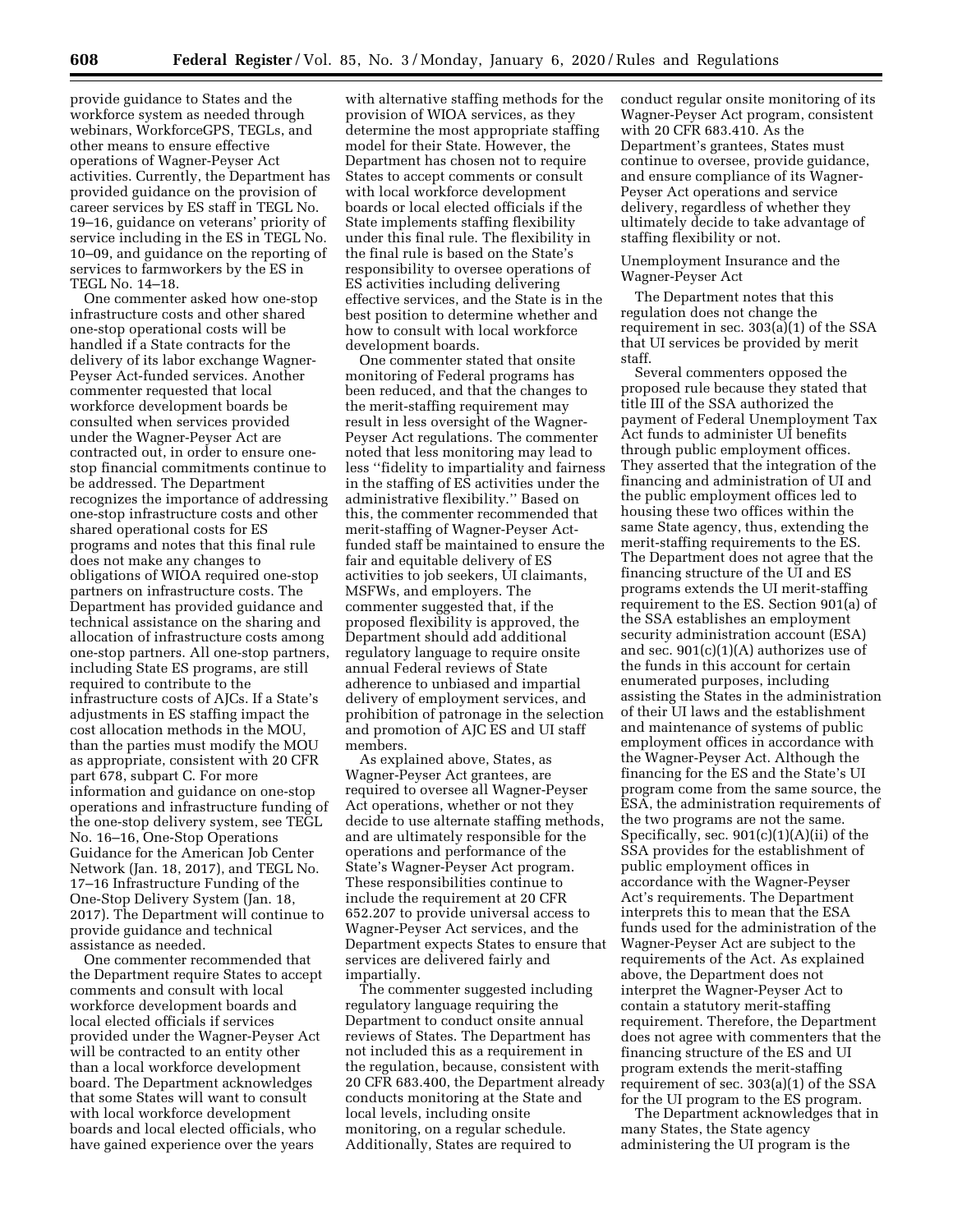provide guidance to States and the workforce system as needed through webinars, WorkforceGPS, TEGLs, and other means to ensure effective operations of Wagner-Peyser Act activities. Currently, the Department has provided guidance on the provision of career services by ES staff in TEGL No. 19–16, guidance on veterans' priority of service including in the ES in TEGL No. 10–09, and guidance on the reporting of services to farmworkers by the ES in TEGL No. 14–18.

One commenter asked how one-stop infrastructure costs and other shared one-stop operational costs will be handled if a State contracts for the delivery of its labor exchange Wagner-Peyser Act-funded services. Another commenter requested that local workforce development boards be consulted when services provided under the Wagner-Peyser Act are contracted out, in order to ensure one-stop financial commitments continue to be addressed. The Department recognizes the importance of addressing one-stop infrastructure costs and other shared operational costs for ES programs and notes that this final rule does not make any changes to obligations of WIOA required one-stop partners on infrastructure costs. The Department has provided guidance and technical assistance on the sharing and allocation of infrastructure costs among one-stop partners. All one-stop partners, including State ES programs, are still required to contribute to the infrastructure costs of AJCs. If a State's adjustments in ES staffing impact the cost allocation methods in the MOU, than the parties must modify the MOU as appropriate, consistent with 20 CFR part 678, subpart C. For more information and guidance on one-stop operations and infrastructure funding of the one-stop delivery system, see TEGL No. 16–16, One-Stop Operations Guidance for the American Job Center Network (Jan. 18, 2017), and TEGL No. 17–16 Infrastructure Funding of the One-Stop Delivery System (Jan. 18, 2017). The Department will continue to provide guidance and technical assistance as needed.

One commenter recommended that the Department require States to accept comments and consult with local workforce development boards and local elected officials if services provided under the Wagner-Peyser Act will be contracted to an entity other than a local workforce development board. The Department acknowledges that some States will want to consult with local workforce development boards and local elected officials, who have gained experience over the years with alternative staffing methods for the provision of WIOA services, as they determine the most appropriate staffing model for their State. However, the Department has chosen not to require States to accept comments or consult with local workforce development boards or local elected officials if the State implements staffing flexibility under this final rule. The flexibility in the final rule is based on the State's responsibility to oversee operations of ES activities including delivering effective services, and the State is in the best position to determine whether and how to consult with local workforce development boards.

One commenter stated that onsite monitoring of Federal programs has been reduced, and that the changes to the merit-staffing requirement may result in less oversight of the Wagner-Peyser Act regulations. The commenter noted that less monitoring may lead to less "fidelity to impartiality and fairness in the staffing of ES activities under the administrative flexibility." Based on this, the commenter recommended that merit-staffing of Wagner-Peyser Act-funded staff be maintained to ensure the fair and equitable delivery of ES activities to job seekers, UI claimants, MSFWs, and employers. The commenter suggested that, if the proposed flexibility is approved, the Department should add additional regulatory language to require onsite annual Federal reviews of State adherence to unbiased and impartial delivery of employment services, and prohibition of patronage in the selection and promotion of AJC ES and UI staff members.

As explained above, States, as Wagner-Peyser Act grantees, are required to oversee all Wagner-Peyser Act operations, whether or not they decide to use alternate staffing methods, and are ultimately responsible for the operations and performance of the State's Wagner-Peyser Act program. These responsibilities continue to include the requirement at 20 CFR 652.207 to provide universal access to Wagner-Peyser Act services, and the Department expects States to ensure that services are delivered fairly and impartially.

The commenter suggested including regulatory language requiring the Department to conduct onsite annual reviews of States. The Department has not included this as a requirement in the regulation, because, consistent with 20 CFR 683.400, the Department already conducts monitoring at the State and local levels, including onsite monitoring, on a regular schedule. Additionally, States are required to conduct regular onsite monitoring of its Wagner-Peyser Act program, consistent with 20 CFR 683.410. As the Department's grantees, States must continue to oversee, provide guidance, and ensure compliance of its Wagner-Peyser Act operations and service delivery, regardless of whether they ultimately decide to take advantage of staffing flexibility or not.

Unemployment Insurance and the Wagner-Peyser Act

The Department notes that this regulation does not change the requirement in sec. 303(a)(1) of the SSA that UI services be provided by merit staff.

Several commenters opposed the proposed rule because they stated that title III of the SSA authorized the payment of Federal Unemployment Tax Act funds to administer UI benefits through public employment offices. They asserted that the integration of the financing and administration of UI and the public employment offices led to housing these two offices within the same State agency, thus, extending the merit-staffing requirements to the ES. The Department does not agree that the financing structure of the UI and ES programs extends the UI merit-staffing requirement to the ES. Section 901(a) of the SSA establishes an employment security administration account (ESA) and sec. 901(c)(1)(A) authorizes use of the funds in this account for certain enumerated purposes, including assisting the States in the administration of their UI laws and the establishment and maintenance of systems of public employment offices in accordance with the Wagner-Peyser Act. Although the financing for the ES and the State's UI program come from the same source, the ESA, the administration requirements of the two programs are not the same. Specifically, sec. 901(c)(1)(A)(ii) of the SSA provides for the establishment of public employment offices in accordance with the Wagner-Peyser Act's requirements. The Department interprets this to mean that the ESA funds used for the administration of the Wagner-Peyser Act are subject to the requirements of the Act. As explained above, the Department does not interpret the Wagner-Peyser Act to contain a statutory merit-staffing requirement. Therefore, the Department does not agree with commenters that the financing structure of the ES and UI program extends the merit-staffing requirement of sec. 303(a)(1) of the SSA for the UI program to the ES program.

The Department acknowledges that in many States, the State agency administering the UI program is the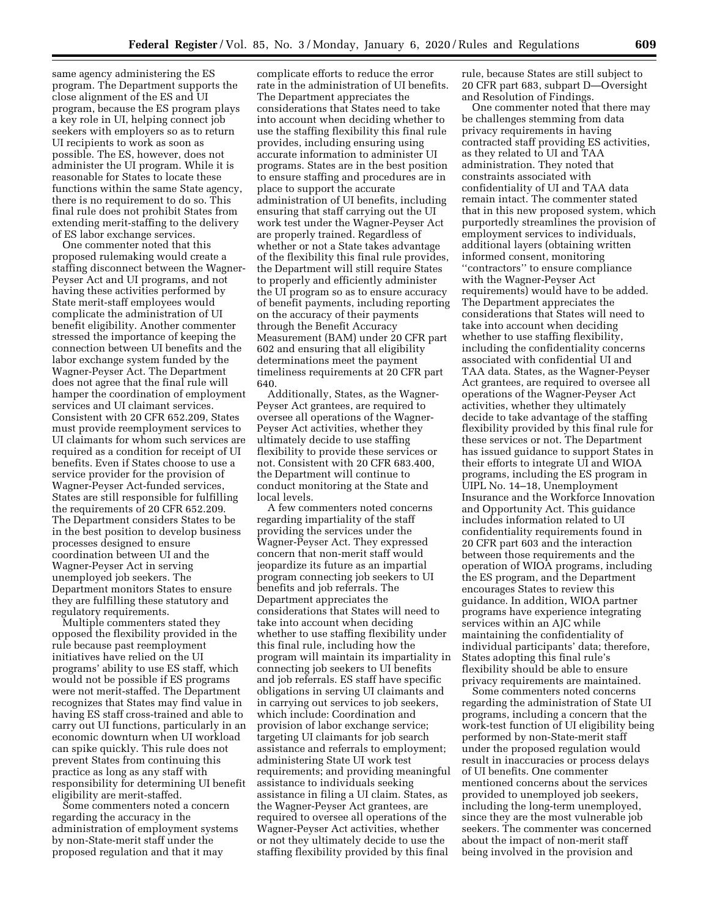same agency administering the ES program. The Department supports the close alignment of the ES and UI program, because the ES program plays a key role in UI, helping connect job seekers with employers so as to return UI recipients to work as soon as possible. The ES, however, does not administer the UI program. While it is reasonable for States to locate these functions within the same State agency, there is no requirement to do so. This final rule does not prohibit States from extending merit-staffing to the delivery of ES labor exchange services.

One commenter noted that this proposed rulemaking would create a staffing disconnect between the Wagner-Peyser Act and UI programs, and not having these activities performed by State merit-staff employees would complicate the administration of UI benefit eligibility. Another commenter stressed the importance of keeping the connection between UI benefits and the labor exchange system funded by the Wagner-Peyser Act. The Department does not agree that the final rule will hamper the coordination of employment services and UI claimant services. Consistent with 20 CFR 652.209, States must provide reemployment services to UI claimants for whom such services are required as a condition for receipt of UI benefits. Even if States choose to use a service provider for the provision of Wagner-Peyser Act-funded services, States are still responsible for fulfilling the requirements of 20 CFR 652.209. The Department considers States to be in the best position to develop business processes designed to ensure coordination between UI and the Wagner-Peyser Act in serving unemployed job seekers. The Department monitors States to ensure they are fulfilling these statutory and regulatory requirements.

Multiple commenters stated they opposed the flexibility provided in the rule because past reemployment initiatives have relied on the UI programs' ability to use ES staff, which would not be possible if ES programs were not merit-staffed. The Department recognizes that States may find value in having ES staff cross-trained and able to carry out UI functions, particularly in an economic downturn when UI workload can spike quickly. This rule does not prevent States from continuing this practice as long as any staff with responsibility for determining UI benefit eligibility are merit-staffed.

Some commenters noted a concern regarding the accuracy in the administration of employment systems by non-State-merit staff under the proposed regulation and that it may complicate efforts to reduce the error rate in the administration of UI benefits. The Department appreciates the considerations that States need to take into account when deciding whether to use the staffing flexibility this final rule provides, including ensuring using accurate information to administer UI programs. States are in the best position to ensure staffing and procedures are in place to support the accurate administration of UI benefits, including ensuring that staff carrying out the UI work test under the Wagner-Peyser Act are properly trained. Regardless of whether or not a State takes advantage of the flexibility this final rule provides, the Department will still require States to properly and efficiently administer the UI program so as to ensure accuracy of benefit payments, including reporting on the accuracy of their payments through the Benefit Accuracy Measurement (BAM) under 20 CFR part 602 and ensuring that all eligibility determinations meet the payment timeliness requirements at 20 CFR part 640.

Additionally, States, as the Wagner-Peyser Act grantees, are required to oversee all operations of the Wagner-Peyser Act activities, whether they ultimately decide to use staffing flexibility to provide these services or not. Consistent with 20 CFR 683.400, the Department will continue to conduct monitoring at the State and local levels.

A few commenters noted concerns regarding impartiality of the staff providing the services under the Wagner-Peyser Act. They expressed concern that non-merit staff would jeopardize its future as an impartial program connecting job seekers to UI benefits and job referrals. The Department appreciates the considerations that States will need to take into account when deciding whether to use staffing flexibility under this final rule, including how the program will maintain its impartiality in connecting job seekers to UI benefits and job referrals. ES staff have specific obligations in serving UI claimants and in carrying out services to job seekers, which include: Coordination and provision of labor exchange service; targeting UI claimants for job search assistance and referrals to employment; administering State UI work test requirements; and providing meaningful assistance to individuals seeking assistance in filing a UI claim. States, as the Wagner-Peyser Act grantees, are required to oversee all operations of the Wagner-Peyser Act activities, whether or not they ultimately decide to use the staffing flexibility provided by this final rule, because States are still subject to 20 CFR part 683, subpart D—Oversight and Resolution of Findings.

One commenter noted that there may be challenges stemming from data privacy requirements in having contracted staff providing ES activities, as they related to UI and TAA administration. They noted that constraints associated with confidentiality of UI and TAA data remain intact. The commenter stated that in this new proposed system, which purportedly streamlines the provision of employment services to individuals, additional layers (obtaining written informed consent, monitoring "contractors" to ensure compliance with the Wagner-Peyser Act requirements) would have to be added. The Department appreciates the considerations that States will need to take into account when deciding whether to use staffing flexibility, including the confidentiality concerns associated with confidential UI and TAA data. States, as the Wagner-Peyser Act grantees, are required to oversee all operations of the Wagner-Peyser Act activities, whether they ultimately decide to take advantage of the staffing flexibility provided by this final rule for these services or not. The Department has issued guidance to support States in their efforts to integrate UI and WIOA programs, including the ES program in UIPL No. 14–18, Unemployment Insurance and the Workforce Innovation and Opportunity Act. This guidance includes information related to UI confidentiality requirements found in 20 CFR part 603 and the interaction between those requirements and the operation of WIOA programs, including the ES program, and the Department encourages States to review this guidance. In addition, WIOA partner programs have experience integrating services within an AJC while maintaining the confidentiality of individual participants' data; therefore, States adopting this final rule's flexibility should be able to ensure privacy requirements are maintained.

Some commenters noted concerns regarding the administration of State UI programs, including a concern that the work-test function of UI eligibility being performed by non-State-merit staff under the proposed regulation would result in inaccuracies or process delays of UI benefits. One commenter mentioned concerns about the services provided to unemployed job seekers, including the long-term unemployed, since they are the most vulnerable job seekers. The commenter was concerned about the impact of non-merit staff being involved in the provision and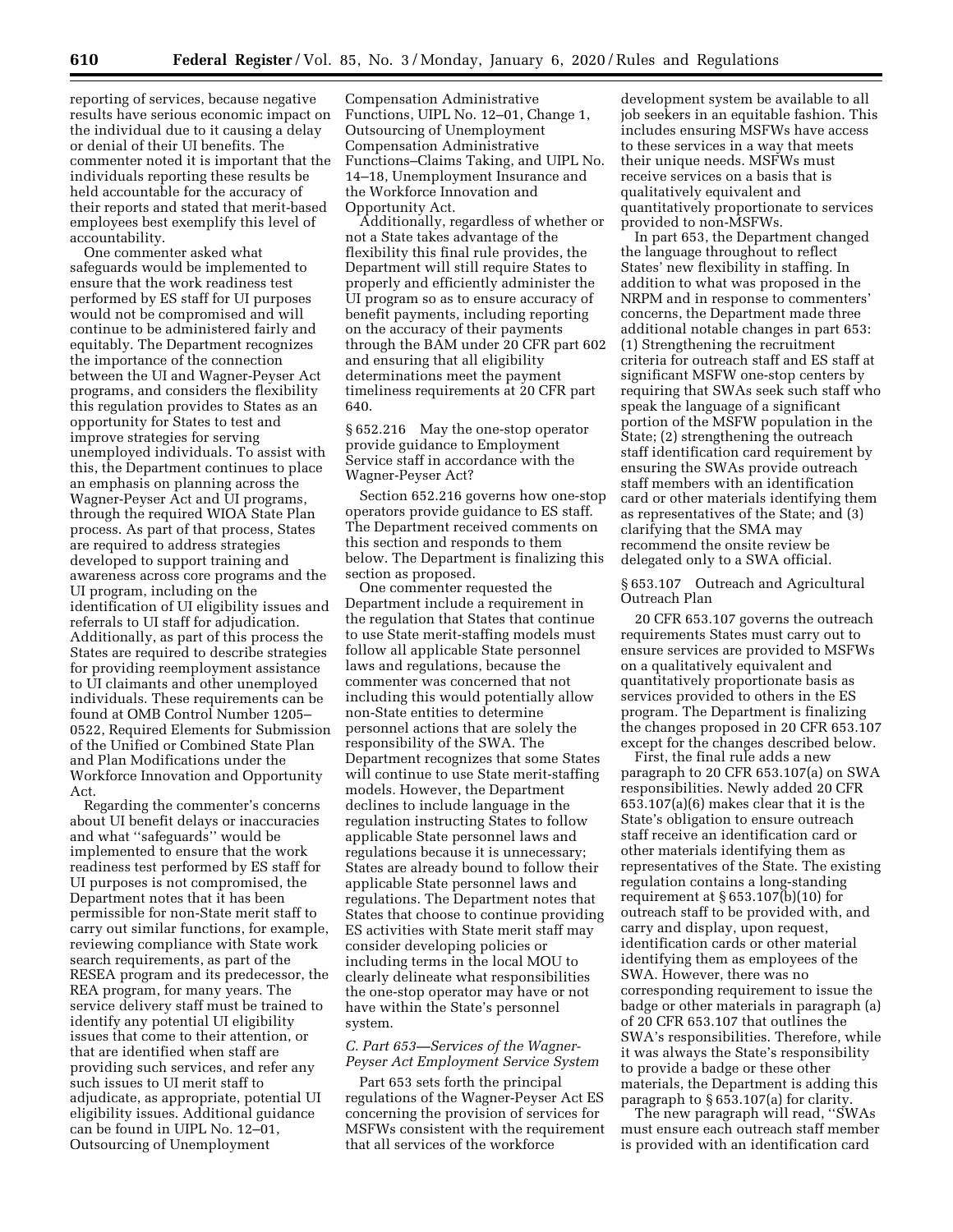reporting of services, because negative results have serious economic impact on the individual due to it causing a delay or denial of their UI benefits. The commenter noted it is important that the individuals reporting these results be held accountable for the accuracy of their reports and stated that merit-based employees best exemplify this level of accountability.

One commenter asked what safeguards would be implemented to ensure that the work readiness test performed by ES staff for UI purposes would not be compromised and will continue to be administered fairly and equitably. The Department recognizes the importance of the connection between the UI and Wagner-Peyser Act programs, and considers the flexibility this regulation provides to States as an opportunity for States to test and improve strategies for serving unemployed individuals. To assist with this, the Department continues to place an emphasis on planning across the Wagner-Peyser Act and UI programs, through the required WIOA State Plan process. As part of that process, States are required to address strategies developed to support training and awareness across core programs and the UI program, including on the identification of UI eligibility issues and referrals to UI staff for adjudication. Additionally, as part of this process the States are required to describe strategies for providing reemployment assistance to UI claimants and other unemployed individuals. These requirements can be found at OMB Control Number 1205–0522, Required Elements for Submission of the Unified or Combined State Plan and Plan Modifications under the Workforce Innovation and Opportunity Act.

Regarding the commenter's concerns about UI benefit delays or inaccuracies and what "safeguards" would be implemented to ensure that the work readiness test performed by ES staff for UI purposes is not compromised, the Department notes that it has been permissible for non-State merit staff to carry out similar functions, for example, reviewing compliance with State work search requirements, as part of the RESEA program and its predecessor, the REA program, for many years. The service delivery staff must be trained to identify any potential UI eligibility issues that come to their attention, or that are identified when staff are providing such services, and refer any such issues to UI merit staff to adjudicate, as appropriate, potential UI eligibility issues. Additional guidance can be found in UIPL No. 12–01, Outsourcing of Unemployment Compensation Administrative Functions, UIPL No. 12–01, Change 1, Outsourcing of Unemployment Compensation Administrative Functions–Claims Taking, and UIPL No. 14–18, Unemployment Insurance and the Workforce Innovation and Opportunity Act.

Additionally, regardless of whether or not a State takes advantage of the flexibility this final rule provides, the Department will still require States to properly and efficiently administer the UI program so as to ensure accuracy of benefit payments, including reporting on the accuracy of their payments through the BAM under 20 CFR part 602 and ensuring that all eligibility determinations meet the payment timeliness requirements at 20 CFR part 640.

### § 652.216 May the one-stop operator provide guidance to Employment Service staff in accordance with the Wagner-Peyser Act?

Section 652.216 governs how one-stop operators provide guidance to ES staff. The Department received comments on this section and responds to them below. The Department is finalizing this section as proposed.

One commenter requested the Department include a requirement in the regulation that States that continue to use State merit-staffing models must follow all applicable State personnel laws and regulations, because the commenter was concerned that not including this would potentially allow non-State entities to determine personnel actions that are solely the responsibility of the SWA. The Department recognizes that some States will continue to use State merit-staffing models. However, the Department declines to include language in the regulation instructing States to follow applicable State personnel laws and regulations because it is unnecessary; States are already bound to follow their applicable State personnel laws and regulations. The Department notes that States that choose to continue providing ES activities with State merit staff may consider developing policies or including terms in the local MOU to clearly delineate what responsibilities the one-stop operator may have or not have within the State's personnel system.

## *C. Part 653—Services of the Wagner-Peyser Act Employment Service System*

Part 653 sets forth the principal regulations of the Wagner-Peyser Act ES concerning the provision of services for MSFWs consistent with the requirement that all services of the workforce development system be available to all job seekers in an equitable fashion. This includes ensuring MSFWs have access to these services in a way that meets their unique needs. MSFWs must receive services on a basis that is qualitatively equivalent and quantitatively proportionate to services provided to non-MSFWs.

In part 653, the Department changed the language throughout to reflect States' new flexibility in staffing. In addition to what was proposed in the NRPM and in response to commenters' concerns, the Department made three additional notable changes in part 653: (1) Strengthening the recruitment criteria for outreach staff and ES staff at significant MSFW one-stop centers by requiring that SWAs seek such staff who speak the language of a significant portion of the MSFW population in the State; (2) strengthening the outreach staff identification card requirement by ensuring the SWAs provide outreach staff members with an identification card or other materials identifying them as representatives of the State; and (3) clarifying that the SMA may recommend the onsite review be delegated only to a SWA official.

### § 653.107 Outreach and Agricultural Outreach Plan

20 CFR 653.107 governs the outreach requirements States must carry out to ensure services are provided to MSFWs on a qualitatively equivalent and quantitatively proportionate basis as services provided to others in the ES program. The Department is finalizing the changes proposed in 20 CFR 653.107 except for the changes described below.

First, the final rule adds a new paragraph to 20 CFR 653.107(a) on SWA responsibilities. Newly added 20 CFR 653.107(a)(6) makes clear that it is the State's obligation to ensure outreach staff receive an identification card or other materials identifying them as representatives of the State. The existing regulation contains a long-standing requirement at § 653.107(b)(10) for outreach staff to be provided with, and carry and display, upon request, identification cards or other material identifying them as employees of the SWA. However, there was no corresponding requirement to issue the badge or other materials in paragraph (a) of 20 CFR 653.107 that outlines the SWA's responsibilities. Therefore, while it was always the State's responsibility to provide a badge or these other materials, the Department is adding this paragraph to § 653.107(a) for clarity.

The new paragraph will read, "SWAs must ensure each outreach staff member is provided with an identification card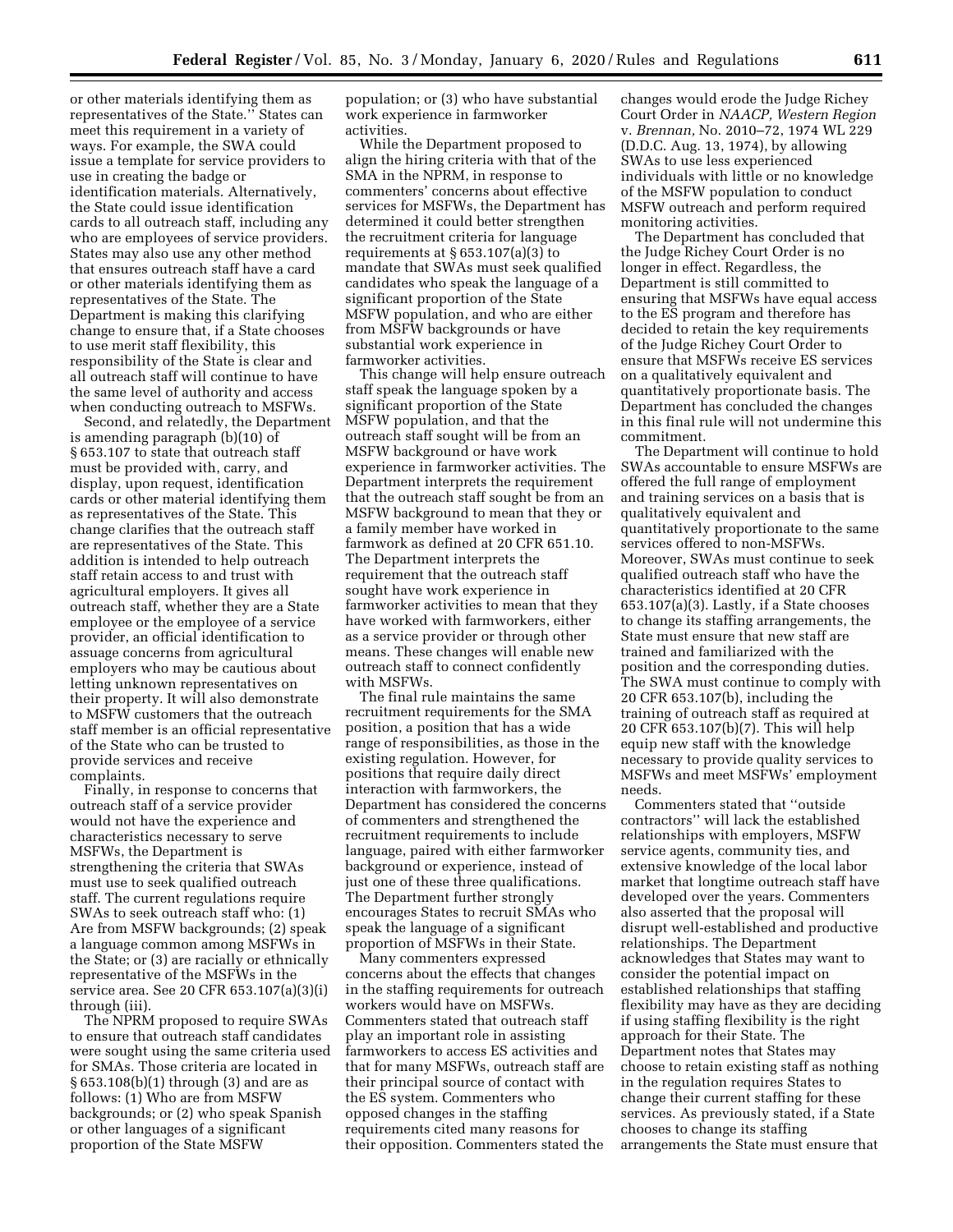or other materials identifying them as representatives of the State.'' States can meet this requirement in a variety of ways. For example, the SWA could issue a template for service providers to use in creating the badge or identification materials. Alternatively, the State could issue identification cards to all outreach staff, including any who are employees of service providers. States may also use any other method that ensures outreach staff have a card or other materials identifying them as representatives of the State. The Department is making this clarifying change to ensure that, if a State chooses to use merit staff flexibility, this responsibility of the State is clear and all outreach staff will continue to have the same level of authority and access when conducting outreach to MSFWs.

Second, and relatedly, the Department is amending paragraph (b)(10) of § 653.107 to state that outreach staff must be provided with, carry, and display, upon request, identification cards or other material identifying them as representatives of the State. This change clarifies that the outreach staff are representatives of the State. This addition is intended to help outreach staff retain access to and trust with agricultural employers. It gives all outreach staff, whether they are a State employee or the employee of a service provider, an official identification to assuage concerns from agricultural employers who may be cautious about letting unknown representatives on their property. It will also demonstrate to MSFW customers that the outreach staff member is an official representative of the State who can be trusted to provide services and receive complaints.

Finally, in response to concerns that outreach staff of a service provider would not have the experience and characteristics necessary to serve MSFWs, the Department is strengthening the criteria that SWAs must use to seek qualified outreach staff. The current regulations require SWAs to seek outreach staff who: (1) Are from MSFW backgrounds; (2) speak a language common among MSFWs in the State; or (3) are racially or ethnically representative of the MSFWs in the service area. See 20 CFR 653.107(a)(3)(i) through (iii).

The NPRM proposed to require SWAs to ensure that outreach staff candidates were sought using the same criteria used for SMAs. Those criteria are located in § 653.108(b)(1) through (3) and are as follows: (1) Who are from MSFW backgrounds; or (2) who speak Spanish or other languages of a significant proportion of the State MSFW population; or (3) who have substantial work experience in farmworker activities.

While the Department proposed to align the hiring criteria with that of the SMA in the NPRM, in response to commenters' concerns about effective services for MSFWs, the Department has determined it could better strengthen the recruitment criteria for language requirements at § 653.107(a)(3) to mandate that SWAs must seek qualified candidates who speak the language of a significant proportion of the State MSFW population, and who are either from MSFW backgrounds or have substantial work experience in farmworker activities.

This change will help ensure outreach staff speak the language spoken by a significant proportion of the State MSFW population, and that the outreach staff sought will be from an MSFW background or have work experience in farmworker activities. The Department interprets the requirement that the outreach staff sought be from an MSFW background to mean that they or a family member have worked in farmwork as defined at 20 CFR 651.10. The Department interprets the requirement that the outreach staff sought have work experience in farmworker activities to mean that they have worked with farmworkers, either as a service provider or through other means. These changes will enable new outreach staff to connect confidently with MSFWs.

The final rule maintains the same recruitment requirements for the SMA position, a position that has a wide range of responsibilities, as those in the existing regulation. However, for positions that require daily direct interaction with farmworkers, the Department has considered the concerns of commenters and strengthened the recruitment requirements to include language, paired with either farmworker background or experience, instead of just one of these three qualifications. The Department further strongly encourages States to recruit SMAs who speak the language of a significant proportion of MSFWs in their State.

Many commenters expressed concerns about the effects that changes in the staffing requirements for outreach workers would have on MSFWs. Commenters stated that outreach staff play an important role in assisting farmworkers to access ES activities and that for many MSFWs, outreach staff are their principal source of contact with the ES system. Commenters who opposed changes in the staffing requirements cited many reasons for their opposition. Commenters stated the changes would erode the Judge Richey Court Order in *NAACP, Western Region* v. *Brennan,* No. 2010–72, 1974 WL 229 (D.D.C. Aug. 13, 1974), by allowing SWAs to use less experienced individuals with little or no knowledge of the MSFW population to conduct MSFW outreach and perform required monitoring activities.

The Department has concluded that the Judge Richey Court Order is no longer in effect. Regardless, the Department is still committed to ensuring that MSFWs have equal access to the ES program and therefore has decided to retain the key requirements of the Judge Richey Court Order to ensure that MSFWs receive ES services on a qualitatively equivalent and quantitatively proportionate basis. The Department has concluded the changes in this final rule will not undermine this commitment.

The Department will continue to hold SWAs accountable to ensure MSFWs are offered the full range of employment and training services on a basis that is qualitatively equivalent and quantitatively proportionate to the same services offered to non-MSFWs. Moreover, SWAs must continue to seek qualified outreach staff who have the characteristics identified at 20 CFR 653.107(a)(3). Lastly, if a State chooses to change its staffing arrangements, the State must ensure that new staff are trained and familiarized with the position and the corresponding duties. The SWA must continue to comply with 20 CFR 653.107(b), including the training of outreach staff as required at 20 CFR 653.107(b)(7). This will help equip new staff with the knowledge necessary to provide quality services to MSFWs and meet MSFWs' employment needs.

Commenters stated that ''outside contractors'' will lack the established relationships with employers, MSFW service agents, community ties, and extensive knowledge of the local labor market that longtime outreach staff have developed over the years. Commenters also asserted that the proposal will disrupt well-established and productive relationships. The Department acknowledges that States may want to consider the potential impact on established relationships that staffing flexibility may have as they are deciding if using staffing flexibility is the right approach for their State. The Department notes that States may choose to retain existing staff as nothing in the regulation requires States to change their current staffing for these services. As previously stated, if a State chooses to change its staffing arrangements the State must ensure that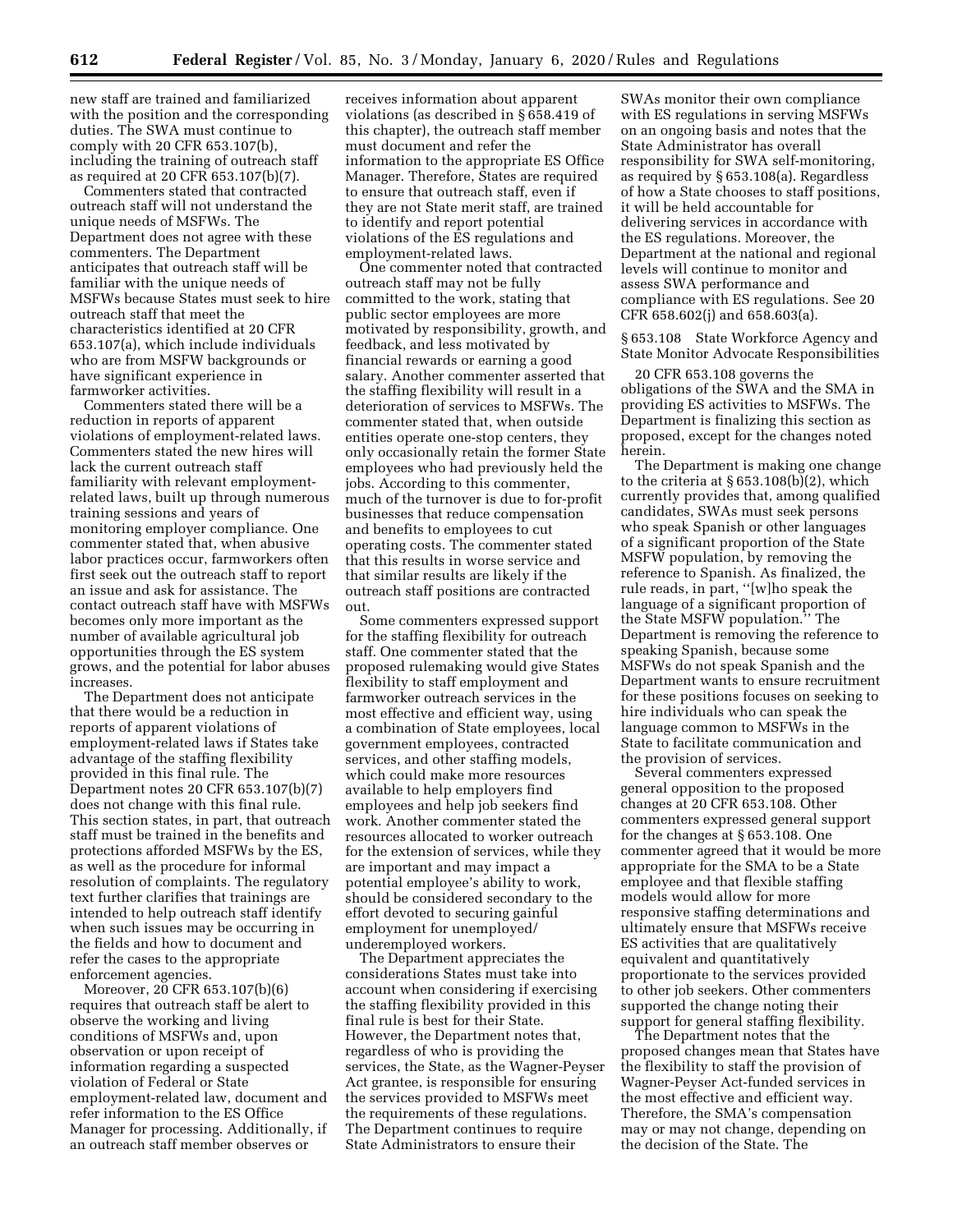new staff are trained and familiarized with the position and the corresponding duties. The SWA must continue to comply with 20 CFR 653.107(b), including the training of outreach staff as required at 20 CFR 653.107(b)(7).

Commenters stated that contracted outreach staff will not understand the unique needs of MSFWs. The Department does not agree with these commenters. The Department anticipates that outreach staff will be familiar with the unique needs of MSFWs because States must seek to hire outreach staff that meet the characteristics identified at 20 CFR 653.107(a), which include individuals who are from MSFW backgrounds or have significant experience in farmworker activities.

Commenters stated there will be a reduction in reports of apparent violations of employment-related laws. Commenters stated the new hires will lack the current outreach staff familiarity with relevant employment-related laws, built up through numerous training sessions and years of monitoring employer compliance. One commenter stated that, when abusive labor practices occur, farmworkers often first seek out the outreach staff to report an issue and ask for assistance. The contact outreach staff have with MSFWs becomes only more important as the number of available agricultural job opportunities through the ES system grows, and the potential for labor abuses increases.

The Department does not anticipate that there would be a reduction in reports of apparent violations of employment-related laws if States take advantage of the staffing flexibility provided in this final rule. The Department notes 20 CFR 653.107(b)(7) does not change with this final rule. This section states, in part, that outreach staff must be trained in the benefits and protections afforded MSFWs by the ES, as well as the procedure for informal resolution of complaints. The regulatory text further clarifies that trainings are intended to help outreach staff identify when such issues may be occurring in the fields and how to document and refer the cases to the appropriate enforcement agencies.

Moreover, 20 CFR 653.107(b)(6) requires that outreach staff be alert to observe the working and living conditions of MSFWs and, upon observation or upon receipt of information regarding a suspected violation of Federal or State employment-related law, document and refer information to the ES Office Manager for processing. Additionally, if an outreach staff member observes or receives information about apparent violations (as described in § 658.419 of this chapter), the outreach staff member must document and refer the information to the appropriate ES Office Manager. Therefore, States are required to ensure that outreach staff, even if they are not State merit staff, are trained to identify and report potential violations of the ES regulations and employment-related laws.

One commenter noted that contracted outreach staff may not be fully committed to the work, stating that public sector employees are more motivated by responsibility, growth, and feedback, and less motivated by financial rewards or earning a good salary. Another commenter asserted that the staffing flexibility will result in a deterioration of services to MSFWs. The commenter stated that, when outside entities operate one-stop centers, they only occasionally retain the former State employees who had previously held the jobs. According to this commenter, much of the turnover is due to for-profit businesses that reduce compensation and benefits to employees to cut operating costs. The commenter stated that this results in worse service and that similar results are likely if the outreach staff positions are contracted out.

Some commenters expressed support for the staffing flexibility for outreach staff. One commenter stated that the proposed rulemaking would give States flexibility to staff employment and farmworker outreach services in the most effective and efficient way, using a combination of State employees, local government employees, contracted services, and other staffing models, which could make more resources available to help employers find employees and help job seekers find work. Another commenter stated the resources allocated to worker outreach for the extension of services, while they are important and may impact a potential employee's ability to work, should be considered secondary to the effort devoted to securing gainful employment for unemployed/underemployed workers.

The Department appreciates the considerations States must take into account when considering if exercising the staffing flexibility provided in this final rule is best for their State. However, the Department notes that, regardless of who is providing the services, the State, as the Wagner-Peyser Act grantee, is responsible for ensuring the services provided to MSFWs meet the requirements of these regulations. The Department continues to require State Administrators to ensure their SWAs monitor their own compliance with ES regulations in serving MSFWs on an ongoing basis and notes that the State Administrator has overall responsibility for SWA self-monitoring, as required by § 653.108(a). Regardless of how a State chooses to staff positions, it will be held accountable for delivering services in accordance with the ES regulations. Moreover, the Department at the national and regional levels will continue to monitor and assess SWA performance and compliance with ES regulations. See 20 CFR 658.602(j) and 658.603(a).

### § 653.108 State Workforce Agency and State Monitor Advocate Responsibilities

20 CFR 653.108 governs the obligations of the SWA and the SMA in providing ES activities to MSFWs. The Department is finalizing this section as proposed, except for the changes noted herein.

The Department is making one change to the criteria at § 653.108(b)(2), which currently provides that, among qualified candidates, SWAs must seek persons who speak Spanish or other languages of a significant proportion of the State MSFW population, by removing the reference to Spanish. As finalized, the rule reads, in part, "[w]ho speak the language of a significant proportion of the State MSFW population." The Department is removing the reference to speaking Spanish, because some MSFWs do not speak Spanish and the Department wants to ensure recruitment for these positions focuses on seeking to hire individuals who can speak the language common to MSFWs in the State to facilitate communication and the provision of services.

Several commenters expressed general opposition to the proposed changes at 20 CFR 653.108. Other commenters expressed general support for the changes at § 653.108. One commenter agreed that it would be more appropriate for the SMA to be a State employee and that flexible staffing models would allow for more responsive staffing determinations and ultimately ensure that MSFWs receive ES activities that are qualitatively equivalent and quantitatively proportionate to the services provided to other job seekers. Other commenters supported the change noting their support for general staffing flexibility.

The Department notes that the proposed changes mean that States have the flexibility to staff the provision of Wagner-Peyser Act-funded services in the most effective and efficient way. Therefore, the SMA's compensation may or may not change, depending on the decision of the State. The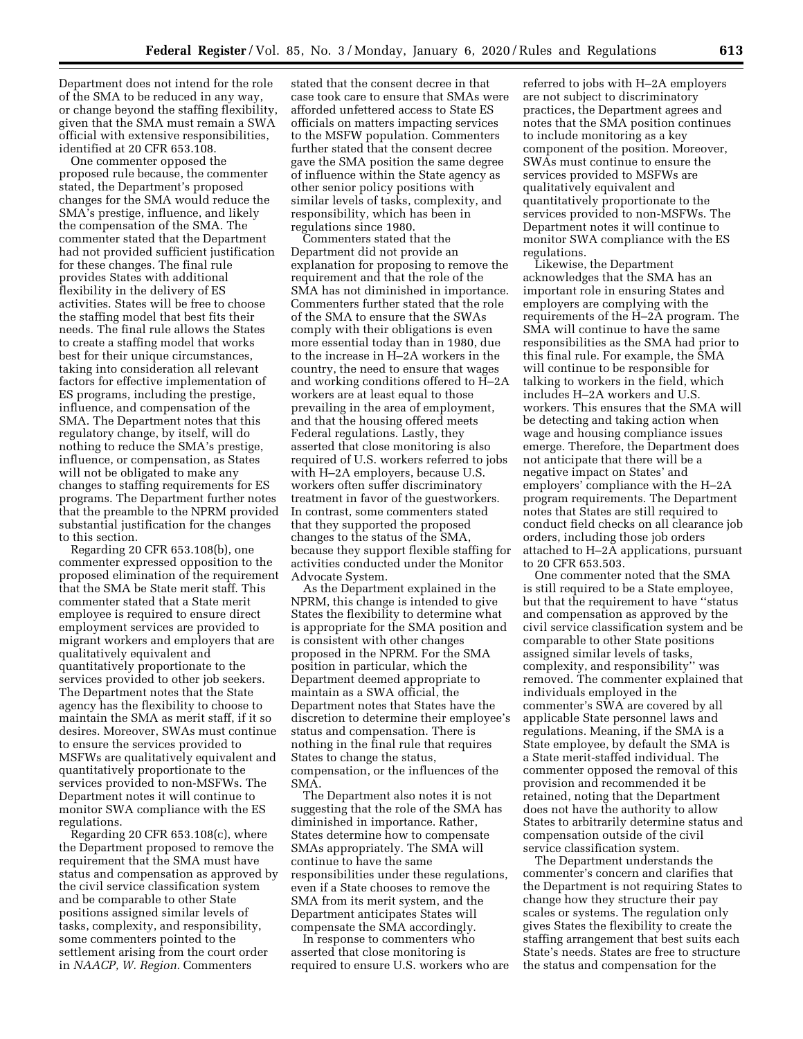Department does not intend for the role of the SMA to be reduced in any way, or change beyond the staffing flexibility, given that the SMA must remain a SWA official with extensive responsibilities, identified at 20 CFR 653.108.

One commenter opposed the proposed rule because, the commenter stated, the Department's proposed changes for the SMA would reduce the SMA's prestige, influence, and likely the compensation of the SMA. The commenter stated that the Department had not provided sufficient justification for these changes. The final rule provides States with additional flexibility in the delivery of ES activities. States will be free to choose the staffing model that best fits their needs. The final rule allows the States to create a staffing model that works best for their unique circumstances, taking into consideration all relevant factors for effective implementation of ES programs, including the prestige, influence, and compensation of the SMA. The Department notes that this regulatory change, by itself, will do nothing to reduce the SMA's prestige, influence, or compensation, as States will not be obligated to make any changes to staffing requirements for ES programs. The Department further notes that the preamble to the NPRM provided substantial justification for the changes to this section.

Regarding 20 CFR 653.108(b), one commenter expressed opposition to the proposed elimination of the requirement that the SMA be State merit staff. This commenter stated that a State merit employee is required to ensure direct employment services are provided to migrant workers and employers that are qualitatively equivalent and quantitatively proportionate to the services provided to other job seekers. The Department notes that the State agency has the flexibility to choose to maintain the SMA as merit staff, if it so desires. Moreover, SWAs must continue to ensure the services provided to MSFWs are qualitatively equivalent and quantitatively proportionate to the services provided to non-MSFWs. The Department notes it will continue to monitor SWA compliance with the ES regulations.

Regarding 20 CFR 653.108(c), where the Department proposed to remove the requirement that the SMA must have status and compensation as approved by the civil service classification system and be comparable to other State positions assigned similar levels of tasks, complexity, and responsibility, some commenters pointed to the settlement arising from the court order in *NAACP, W. Region.* Commenters stated that the consent decree in that case took care to ensure that SMAs were afforded unfettered access to State ES officials on matters impacting services to the MSFW population. Commenters further stated that the consent decree gave the SMA position the same degree of influence within the State agency as other senior policy positions with similar levels of tasks, complexity, and responsibility, which has been in regulations since 1980.

Commenters stated that the Department did not provide an explanation for proposing to remove the requirement and that the role of the SMA has not diminished in importance. Commenters further stated that the role of the SMA to ensure that the SWAs comply with their obligations is even more essential today than in 1980, due to the increase in H–2A workers in the country, the need to ensure that wages and working conditions offered to H–2A workers are at least equal to those prevailing in the area of employment, and that the housing offered meets Federal regulations. Lastly, they asserted that close monitoring is also required of U.S. workers referred to jobs with H–2A employers, because U.S. workers often suffer discriminatory treatment in favor of the guestworkers. In contrast, some commenters stated that they supported the proposed changes to the status of the SMA, because they support flexible staffing for activities conducted under the Monitor Advocate System.

As the Department explained in the NPRM, this change is intended to give States the flexibility to determine what is appropriate for the SMA position and is consistent with other changes proposed in the NPRM. For the SMA position in particular, which the Department deemed appropriate to maintain as a SWA official, the Department notes that States have the discretion to determine their employee's status and compensation. There is nothing in the final rule that requires States to change the status, compensation, or the influences of the SMA.

The Department also notes it is not suggesting that the role of the SMA has diminished in importance. Rather, States determine how to compensate SMAs appropriately. The SMA will continue to have the same responsibilities under these regulations, even if a State chooses to remove the SMA from its merit system, and the Department anticipates States will compensate the SMA accordingly.

In response to commenters who asserted that close monitoring is required to ensure U.S. workers who are referred to jobs with H–2A employers are not subject to discriminatory practices, the Department agrees and notes that the SMA position continues to include monitoring as a key component of the position. Moreover, SWAs must continue to ensure the services provided to MSFWs are qualitatively equivalent and quantitatively proportionate to the services provided to non-MSFWs. The Department notes it will continue to monitor SWA compliance with the ES regulations.

Likewise, the Department acknowledges that the SMA has an important role in ensuring States and employers are complying with the requirements of the H–2A program. The SMA will continue to have the same responsibilities as the SMA had prior to this final rule. For example, the SMA will continue to be responsible for talking to workers in the field, which includes H–2A workers and U.S. workers. This ensures that the SMA will be detecting and taking action when wage and housing compliance issues emerge. Therefore, the Department does not anticipate that there will be a negative impact on States' and employers' compliance with the H–2A program requirements. The Department notes that States are still required to conduct field checks on all clearance job orders, including those job orders attached to H–2A applications, pursuant to 20 CFR 653.503.

One commenter noted that the SMA is still required to be a State employee, but that the requirement to have ''status and compensation as approved by the civil service classification system and be comparable to other State positions assigned similar levels of tasks, complexity, and responsibility'' was removed. The commenter explained that individuals employed in the commenter's SWA are covered by all applicable State personnel laws and regulations. Meaning, if the SMA is a State employee, by default the SMA is a State merit-staffed individual. The commenter opposed the removal of this provision and recommended it be retained, noting that the Department does not have the authority to allow States to arbitrarily determine status and compensation outside of the civil service classification system.

The Department understands the commenter's concern and clarifies that the Department is not requiring States to change how they structure their pay scales or systems. The regulation only gives States the flexibility to create the staffing arrangement that best suits each State's needs. States are free to structure the status and compensation for the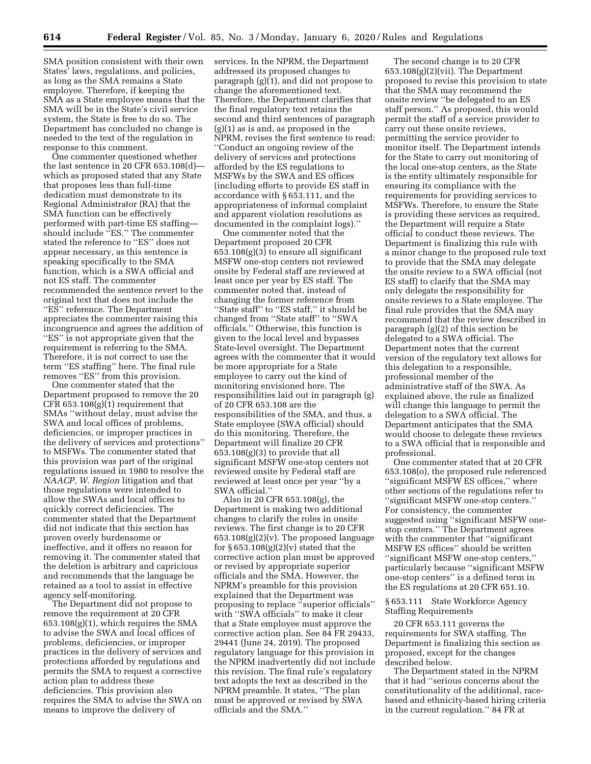SMA position consistent with their own States' laws, regulations, and policies, as long as the SMA remains a State employee. Therefore, if keeping the SMA as a State employee means that the SMA will be in the State's civil service system, the State is free to do so. The Department has concluded no change is needed to the text of the regulation in response to this comment.

One commenter questioned whether the last sentence in 20 CFR 653.108(d)—which as proposed stated that any State that proposes less than full-time dedication must demonstrate to its Regional Administrator (RA) that the SMA function can be effectively performed with part-time ES staffing—should include ''ES.'' The commenter stated the reference to ''ES'' does not appear necessary, as this sentence is speaking specifically to the SMA function, which is a SWA official and not ES staff. The commenter recommended the sentence revert to the original text that does not include the ''ES'' reference. The Department appreciates the commenter raising this incongruence and agrees the addition of ''ES'' is not appropriate given that the requirement is referring to the SMA. Therefore, it is not correct to use the term ''ES staffing'' here. The final rule removes ''ES'' from this provision.

One commenter stated that the Department proposed to remove the 20 CFR 653.108(g)(1) requirement that SMAs ''without delay, must advise the SWA and local offices of problems, deficiencies, or improper practices in the delivery of services and protections'' to MSFWs. The commenter stated that this provision was part of the original regulations issued in 1980 to resolve the *NAACP, W. Region* litigation and that those regulations were intended to allow the SWAs and local offices to quickly correct deficiencies. The commenter stated that the Department did not indicate that this section has proven overly burdensome or ineffective, and it offers no reason for removing it. The commenter stated that the deletion is arbitrary and capricious and recommends that the language be retained as a tool to assist in effective agency self-monitoring.

The Department did not propose to remove the requirement at 20 CFR 653.108(g)(1), which requires the SMA to advise the SWA and local offices of problems, deficiencies, or improper practices in the delivery of services and protections afforded by regulations and permits the SMA to request a corrective action plan to address these deficiencies. This provision also requires the SMA to advise the SWA on means to improve the delivery of services. In the NPRM, the Department addressed its proposed changes to paragraph (g)(1), and did not propose to change the aforementioned text. Therefore, the Department clarifies that the final regulatory text retains the second and third sentences of paragraph (g)(1) as is and, as proposed in the NPRM, revises the first sentence to read: ''Conduct an ongoing review of the delivery of services and protections afforded by the ES regulations to MSFWs by the SWA and ES offices (including efforts to provide ES staff in accordance with § 653.111, and the appropriateness of informal complaint and apparent violation resolutions as documented in the complaint logs).''

One commenter noted that the Department proposed 20 CFR 653.108(g)(3) to ensure all significant MSFW one-stop centers not reviewed onsite by Federal staff are reviewed at least once per year by ES staff. The commenter noted that, instead of changing the former reference from ''State staff'' to ''ES staff,'' it should be changed from ''State staff'' to ''SWA officials.'' Otherwise, this function is given to the local level and bypasses State-level oversight. The Department agrees with the commenter that it would be more appropriate for a State employee to carry out the kind of monitoring envisioned here. The responsibilities laid out in paragraph (g) of 20 CFR 653.108 are the responsibilities of the SMA, and thus, a State employee (SWA official) should do this monitoring. Therefore, the Department will finalize 20 CFR 653.108(g)(3) to provide that all significant MSFW one-stop centers not reviewed onsite by Federal staff are reviewed at least once per year ''by a SWA official.''

Also in 20 CFR 653.108(g), the Department is making two additional changes to clarify the roles in onsite reviews. The first change is to 20 CFR 653.108(g)(2)(v). The proposed language for § 653.108(g)(2)(v) stated that the corrective action plan must be approved or revised by appropriate superior officials and the SMA. However, the NPRM's preamble for this provision explained that the Department was proposing to replace ''superior officials'' with ''SWA officials'' to make it clear that a State employee must approve the corrective action plan. See 84 FR 29433, 29441 (June 24, 2019). The proposed regulatory language for this provision in the NPRM inadvertently did not include this revision. The final rule's regulatory text adopts the text as described in the NPRM preamble. It states, ''The plan must be approved or revised by SWA officials and the SMA.''

The second change is to 20 CFR 653.108(g)(2)(vii). The Department proposed to revise this provision to state that the SMA may recommend the onsite review ''be delegated to an ES staff person.'' As proposed, this would permit the staff of a service provider to carry out these onsite reviews, permitting the service provider to monitor itself. The Department intends for the State to carry out monitoring of the local one-stop centers, as the State is the entity ultimately responsible for ensuring its compliance with the requirements for providing services to MSFWs. Therefore, to ensure the State is providing these services as required, the Department will require a State official to conduct these reviews. The Department is finalizing this rule with a minor change to the proposed rule text to provide that the SMA may delegate the onsite review to a SWA official (not ES staff) to clarify that the SMA may only delegate the responsibility for onsite reviews to a State employee. The final rule provides that the SMA may recommend that the review described in paragraph (g)(2) of this section be delegated to a SWA official. The Department notes that the current version of the regulatory text allows for this delegation to a responsible, professional member of the administrative staff of the SWA. As explained above, the rule as finalized will change this language to permit the delegation to a SWA official. The Department anticipates that the SMA would choose to delegate these reviews to a SWA official that is responsible and professional.

One commenter stated that at 20 CFR 653.108(o), the proposed rule referenced ''significant MSFW ES offices,'' where other sections of the regulations refer to ''significant MSFW one-stop centers.'' For consistency, the commenter suggested using ''significant MSFW one-stop centers.'' The Department agrees with the commenter that ''significant MSFW ES offices'' should be written ''significant MSFW one-stop centers,'' particularly because ''significant MSFW one-stop centers'' is a defined term in the ES regulations at 20 CFR 651.10.

### § 653.111 State Workforce Agency Staffing Requirements

20 CFR 653.111 governs the requirements for SWA staffing. The Department is finalizing this section as proposed, except for the changes described below.

The Department stated in the NPRM that it had ''serious concerns about the constitutionality of the additional, race-based and ethnicity-based hiring criteria in the current regulation.'' 84 FR at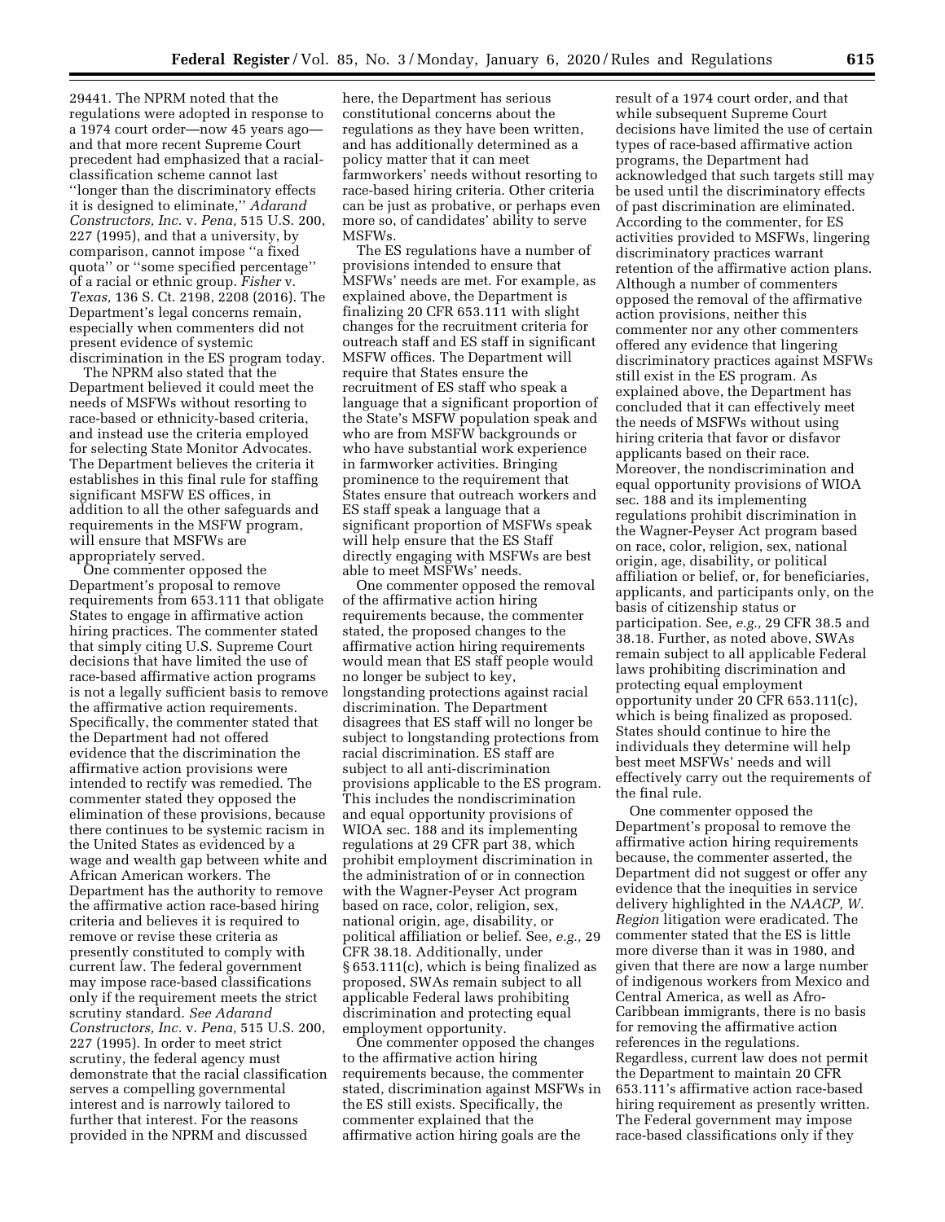29441. The NPRM noted that the regulations were adopted in response to a 1974 court order—now 45 years ago—and that more recent Supreme Court precedent had emphasized that a racial-classification scheme cannot last ''longer than the discriminatory effects it is designed to eliminate,'' *Adarand Constructors, Inc.* v. *Pena,* 515 U.S. 200, 227 (1995), and that a university, by comparison, cannot impose ''a fixed quota'' or ''some specified percentage'' of a racial or ethnic group. *Fisher* v. *Texas,* 136 S. Ct. 2198, 2208 (2016). The Department's legal concerns remain, especially when commenters did not present evidence of systemic discrimination in the ES program today.

The NPRM also stated that the Department believed it could meet the needs of MSFWs without resorting to race-based or ethnicity-based criteria, and instead use the criteria employed for selecting State Monitor Advocates. The Department believes the criteria it establishes in this final rule for staffing significant MSFW ES offices, in addition to all the other safeguards and requirements in the MSFW program, will ensure that MSFWs are appropriately served.

One commenter opposed the Department's proposal to remove requirements from 653.111 that obligate States to engage in affirmative action hiring practices. The commenter stated that simply citing U.S. Supreme Court decisions that have limited the use of race-based affirmative action programs is not a legally sufficient basis to remove the affirmative action requirements. Specifically, the commenter stated that the Department had not offered evidence that the discrimination the affirmative action provisions were intended to rectify was remedied. The commenter stated they opposed the elimination of these provisions, because there continues to be systemic racism in the United States as evidenced by a wage and wealth gap between white and African American workers. The Department has the authority to remove the affirmative action race-based hiring criteria and believes it is required to remove or revise these criteria as presently constituted to comply with current law. The federal government may impose race-based classifications only if the requirement meets the strict scrutiny standard. *See Adarand Constructors, Inc.* v. *Pena,* 515 U.S. 200, 227 (1995). In order to meet strict scrutiny, the federal agency must demonstrate that the racial classification serves a compelling governmental interest and is narrowly tailored to further that interest. For the reasons provided in the NPRM and discussed here, the Department has serious constitutional concerns about the regulations as they have been written, and has additionally determined as a policy matter that it can meet farmworkers' needs without resorting to race-based hiring criteria. Other criteria can be just as probative, or perhaps even more so, of candidates' ability to serve MSFWs.

The ES regulations have a number of provisions intended to ensure that MSFWs' needs are met. For example, as explained above, the Department is finalizing 20 CFR 653.111 with slight changes for the recruitment criteria for outreach staff and ES staff in significant MSFW offices. The Department will require that States ensure the recruitment of ES staff who speak a language that a significant proportion of the State's MSFW population speak and who are from MSFW backgrounds or who have substantial work experience in farmworker activities. Bringing prominence to the requirement that States ensure that outreach workers and ES staff speak a language that a significant proportion of MSFWs speak will help ensure that the ES Staff directly engaging with MSFWs are best able to meet MSFWs' needs.

One commenter opposed the removal of the affirmative action hiring requirements because, the commenter stated, the proposed changes to the affirmative action hiring requirements would mean that ES staff people would no longer be subject to key, longstanding protections against racial discrimination. The Department disagrees that ES staff will no longer be subject to longstanding protections from racial discrimination. ES staff are subject to all anti-discrimination provisions applicable to the ES program. This includes the nondiscrimination and equal opportunity provisions of WIOA sec. 188 and its implementing regulations at 29 CFR part 38, which prohibit employment discrimination in the administration of or in connection with the Wagner-Peyser Act program based on race, color, religion, sex, national origin, age, disability, or political affiliation or belief. See, *e.g.,* 29 CFR 38.18. Additionally, under § 653.111(c), which is being finalized as proposed, SWAs remain subject to all applicable Federal laws prohibiting discrimination and protecting equal employment opportunity.

One commenter opposed the changes to the affirmative action hiring requirements because, the commenter stated, discrimination against MSFWs in the ES still exists. Specifically, the commenter explained that the affirmative action hiring goals are the result of a 1974 court order, and that while subsequent Supreme Court decisions have limited the use of certain types of race-based affirmative action programs, the Department had acknowledged that such targets still may be used until the discriminatory effects of past discrimination are eliminated. According to the commenter, for ES activities provided to MSFWs, lingering discriminatory practices warrant retention of the affirmative action plans. Although a number of commenters opposed the removal of the affirmative action provisions, neither this commenter nor any other commenters offered any evidence that lingering discriminatory practices against MSFWs still exist in the ES program. As explained above, the Department has concluded that it can effectively meet the needs of MSFWs without using hiring criteria that favor or disfavor applicants based on their race. Moreover, the nondiscrimination and equal opportunity provisions of WIOA sec. 188 and its implementing regulations prohibit discrimination in the Wagner-Peyser Act program based on race, color, religion, sex, national origin, age, disability, or political affiliation or belief, or, for beneficiaries, applicants, and participants only, on the basis of citizenship status or participation. See, *e.g.,* 29 CFR 38.5 and 38.18. Further, as noted above, SWAs remain subject to all applicable Federal laws prohibiting discrimination and protecting equal employment opportunity under 20 CFR 653.111(c), which is being finalized as proposed. States should continue to hire the individuals they determine will help best meet MSFWs' needs and will effectively carry out the requirements of the final rule.

One commenter opposed the Department's proposal to remove the affirmative action hiring requirements because, the commenter asserted, the Department did not suggest or offer any evidence that the inequities in service delivery highlighted in the *NAACP, W. Region* litigation were eradicated. The commenter stated that the ES is little more diverse than it was in 1980, and given that there are now a large number of indigenous workers from Mexico and Central America, as well as Afro-Caribbean immigrants, there is no basis for removing the affirmative action references in the regulations. Regardless, current law does not permit the Department to maintain 20 CFR 653.111's affirmative action race-based hiring requirement as presently written. The Federal government may impose race-based classifications only if they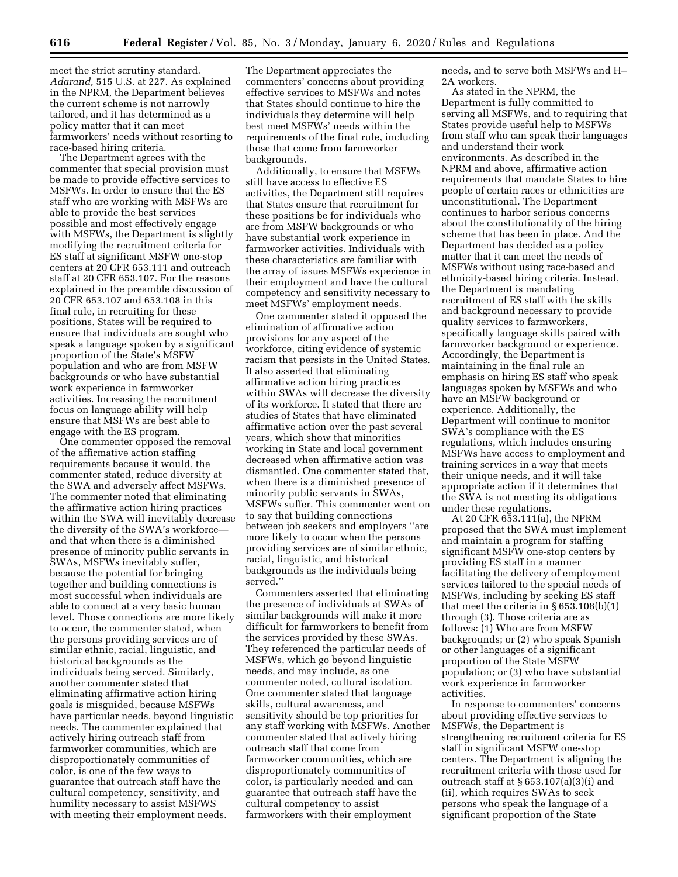meet the strict scrutiny standard. *Adarand,* 515 U.S. at 227. As explained in the NPRM, the Department believes the current scheme is not narrowly tailored, and it has determined as a policy matter that it can meet farmworkers' needs without resorting to race-based hiring criteria.

The Department agrees with the commenter that special provision must be made to provide effective services to MSFWs. In order to ensure that the ES staff who are working with MSFWs are able to provide the best services possible and most effectively engage with MSFWs, the Department is slightly modifying the recruitment criteria for ES staff at significant MSFW one-stop centers at 20 CFR 653.111 and outreach staff at 20 CFR 653.107. For the reasons explained in the preamble discussion of 20 CFR 653.107 and 653.108 in this final rule, in recruiting for these positions, States will be required to ensure that individuals are sought who speak a language spoken by a significant proportion of the State's MSFW population and who are from MSFW backgrounds or who have substantial work experience in farmworker activities. Increasing the recruitment focus on language ability will help ensure that MSFWs are best able to engage with the ES program.

One commenter opposed the removal of the affirmative action staffing requirements because it would, the commenter stated, reduce diversity at the SWA and adversely affect MSFWs. The commenter noted that eliminating the affirmative action hiring practices within the SWA will inevitably decrease the diversity of the SWA's workforce—and that when there is a diminished presence of minority public servants in SWAs, MSFWs inevitably suffer, because the potential for bringing together and building connections is most successful when individuals are able to connect at a very basic human level. Those connections are more likely to occur, the commenter stated, when the persons providing services are of similar ethnic, racial, linguistic, and historical backgrounds as the individuals being served. Similarly, another commenter stated that eliminating affirmative action hiring goals is misguided, because MSFWs have particular needs, beyond linguistic needs. The commenter explained that actively hiring outreach staff from farmworker communities, which are disproportionately communities of color, is one of the few ways to guarantee that outreach staff have the cultural competency, sensitivity, and humility necessary to assist MSFWS with meeting their employment needs.

The Department appreciates the commenters' concerns about providing effective services to MSFWs and notes that States should continue to hire the individuals they determine will help best meet MSFWs' needs within the requirements of the final rule, including those that come from farmworker backgrounds.

Additionally, to ensure that MSFWs still have access to effective ES activities, the Department still requires that States ensure that recruitment for these positions be for individuals who are from MSFW backgrounds or who have substantial work experience in farmworker activities. Individuals with these characteristics are familiar with the array of issues MSFWs experience in their employment and have the cultural competency and sensitivity necessary to meet MSFWs' employment needs.

One commenter stated it opposed the elimination of affirmative action provisions for any aspect of the workforce, citing evidence of systemic racism that persists in the United States. It also asserted that eliminating affirmative action hiring practices within SWAs will decrease the diversity of its workforce. It stated that there are studies of States that have eliminated affirmative action over the past several years, which show that minorities working in State and local government decreased when affirmative action was dismantled. One commenter stated that, when there is a diminished presence of minority public servants in SWAs, MSFWs suffer. This commenter went on to say that building connections between job seekers and employers "are more likely to occur when the persons providing services are of similar ethnic, racial, linguistic, and historical backgrounds as the individuals being served."

Commenters asserted that eliminating the presence of individuals at SWAs of similar backgrounds will make it more difficult for farmworkers to benefit from the services provided by these SWAs. They referenced the particular needs of MSFWs, which go beyond linguistic needs, and may include, as one commenter noted, cultural isolation. One commenter stated that language skills, cultural awareness, and sensitivity should be top priorities for any staff working with MSFWs. Another commenter stated that actively hiring outreach staff that come from farmworker communities, which are disproportionately communities of color, is particularly needed and can guarantee that outreach staff have the cultural competency to assist farmworkers with their employment needs, and to serve both MSFWs and H–2A workers.

As stated in the NPRM, the Department is fully committed to serving all MSFWs, and to requiring that States provide useful help to MSFWs from staff who can speak their languages and understand their work environments. As described in the NPRM and above, affirmative action requirements that mandate States to hire people of certain races or ethnicities are unconstitutional. The Department continues to harbor serious concerns about the constitutionality of the hiring scheme that has been in place. And the Department has decided as a policy matter that it can meet the needs of MSFWs without using race-based and ethnicity-based hiring criteria. Instead, the Department is mandating recruitment of ES staff with the skills and background necessary to provide quality services to farmworkers, specifically language skills paired with farmworker background or experience. Accordingly, the Department is maintaining in the final rule an emphasis on hiring ES staff who speak languages spoken by MSFWs and who have an MSFW background or experience. Additionally, the Department will continue to monitor SWA's compliance with the ES regulations, which includes ensuring MSFWs have access to employment and training services in a way that meets their unique needs, and it will take appropriate action if it determines that the SWA is not meeting its obligations under these regulations.

At 20 CFR 653.111(a), the NPRM proposed that the SWA must implement and maintain a program for staffing significant MSFW one-stop centers by providing ES staff in a manner facilitating the delivery of employment services tailored to the special needs of MSFWs, including by seeking ES staff that meet the criteria in § 653.108(b)(1) through (3). Those criteria are as follows: (1) Who are from MSFW backgrounds; or (2) who speak Spanish or other languages of a significant proportion of the State MSFW population; or (3) who have substantial work experience in farmworker activities.

In response to commenters' concerns about providing effective services to MSFWs, the Department is strengthening recruitment criteria for ES staff in significant MSFW one-stop centers. The Department is aligning the recruitment criteria with those used for outreach staff at § 653.107(a)(3)(i) and (ii), which requires SWAs to seek persons who speak the language of a significant proportion of the State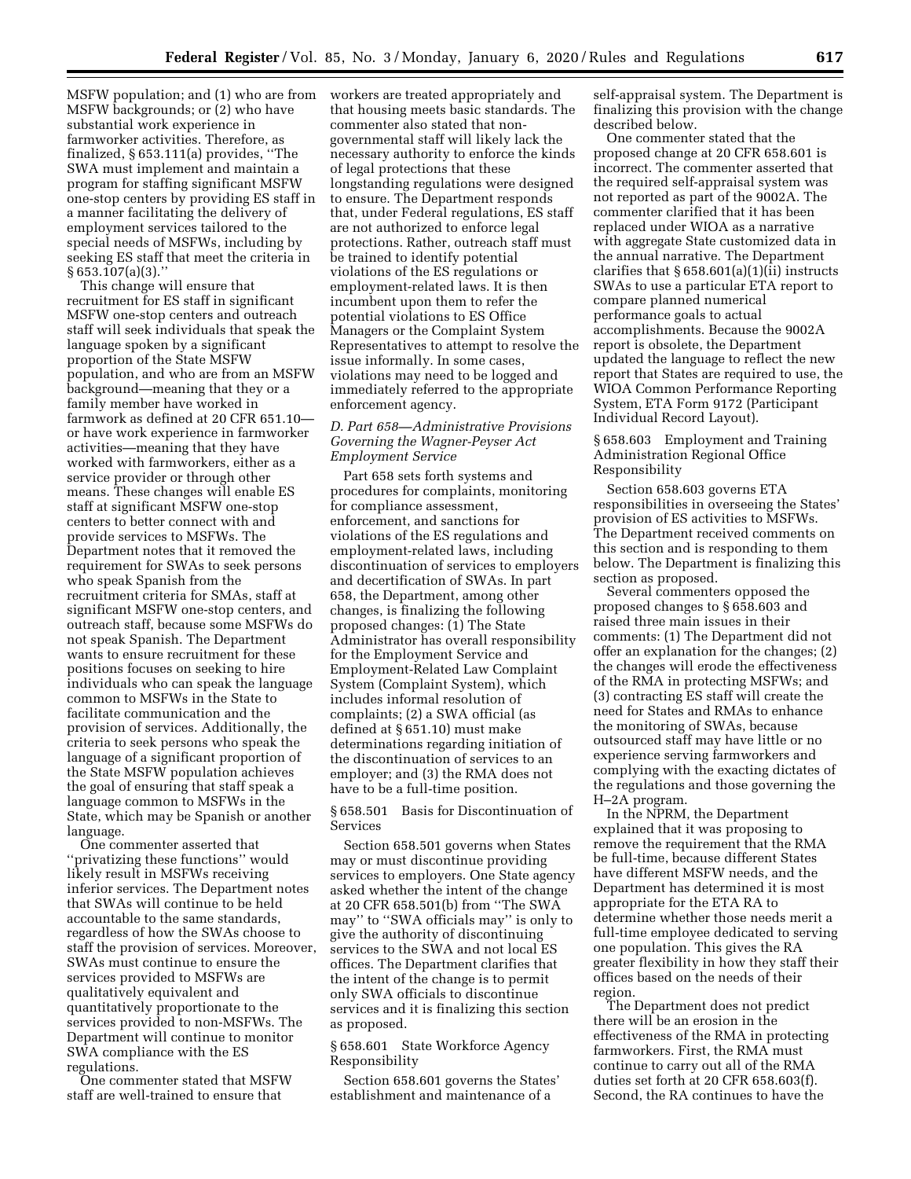MSFW population; and (1) who are from MSFW backgrounds; or (2) who have substantial work experience in farmworker activities. Therefore, as finalized, § 653.111(a) provides, ''The SWA must implement and maintain a program for staffing significant MSFW one-stop centers by providing ES staff in a manner facilitating the delivery of employment services tailored to the special needs of MSFWs, including by seeking ES staff that meet the criteria in § 653.107(a)(3).''

This change will ensure that recruitment for ES staff in significant MSFW one-stop centers and outreach staff will seek individuals that speak the language spoken by a significant proportion of the State MSFW population, and who are from an MSFW background—meaning that they or a family member have worked in farmwork as defined at 20 CFR 651.10—or have work experience in farmworker activities—meaning that they have worked with farmworkers, either as a service provider or through other means. These changes will enable ES staff at significant MSFW one-stop centers to better connect with and provide services to MSFWs. The Department notes that it removed the requirement for SWAs to seek persons who speak Spanish from the recruitment criteria for SMAs, staff at significant MSFW one-stop centers, and outreach staff, because some MSFWs do not speak Spanish. The Department wants to ensure recruitment for these positions focuses on seeking to hire individuals who can speak the language common to MSFWs in the State to facilitate communication and the provision of services. Additionally, the criteria to seek persons who speak the language of a significant proportion of the State MSFW population achieves the goal of ensuring that staff speak a language common to MSFWs in the State, which may be Spanish or another language.

One commenter asserted that ''privatizing these functions'' would likely result in MSFWs receiving inferior services. The Department notes that SWAs will continue to be held accountable to the same standards, regardless of how the SWAs choose to staff the provision of services. Moreover, SWAs must continue to ensure the services provided to MSFWs are qualitatively equivalent and quantitatively proportionate to the services provided to non-MSFWs. The Department will continue to monitor SWA compliance with the ES regulations.

One commenter stated that MSFW staff are well-trained to ensure that workers are treated appropriately and that housing meets basic standards. The commenter also stated that non-governmental staff will likely lack the necessary authority to enforce the kinds of legal protections that these longstanding regulations were designed to ensure. The Department responds that, under Federal regulations, ES staff are not authorized to enforce legal protections. Rather, outreach staff must be trained to identify potential violations of the ES regulations or employment-related laws. It is then incumbent upon them to refer the potential violations to ES Office Managers or the Complaint System Representatives to attempt to resolve the issue informally. In some cases, violations may need to be logged and immediately referred to the appropriate enforcement agency.

### *D. Part 658—Administrative Provisions Governing the Wagner-Peyser Act Employment Service*

Part 658 sets forth systems and procedures for complaints, monitoring for compliance assessment, enforcement, and sanctions for violations of the ES regulations and employment-related laws, including discontinuation of services to employers and decertification of SWAs. In part 658, the Department, among other changes, is finalizing the following proposed changes: (1) The State Administrator has overall responsibility for the Employment Service and Employment-Related Law Complaint System (Complaint System), which includes informal resolution of complaints; (2) a SWA official (as defined at § 651.10) must make determinations regarding initiation of the discontinuation of services to an employer; and (3) the RMA does not have to be a full-time position.

#### § 658.501 Basis for Discontinuation of Services

Section 658.501 governs when States may or must discontinue providing services to employers. One State agency asked whether the intent of the change at 20 CFR 658.501(b) from ''The SWA may'' to ''SWA officials may'' is only to give the authority of discontinuing services to the SWA and not local ES offices. The Department clarifies that the intent of the change is to permit only SWA officials to discontinue services and it is finalizing this section as proposed.

#### § 658.601 State Workforce Agency Responsibility

Section 658.601 governs the States' establishment and maintenance of a self-appraisal system. The Department is finalizing this provision with the change described below.

One commenter stated that the proposed change at 20 CFR 658.601 is incorrect. The commenter asserted that the required self-appraisal system was not reported as part of the 9002A. The commenter clarified that it has been replaced under WIOA as a narrative with aggregate State customized data in the annual narrative. The Department clarifies that § 658.601(a)(1)(ii) instructs SWAs to use a particular ETA report to compare planned numerical performance goals to actual accomplishments. Because the 9002A report is obsolete, the Department updated the language to reflect the new report that States are required to use, the WIOA Common Performance Reporting System, ETA Form 9172 (Participant Individual Record Layout).

#### § 658.603 Employment and Training Administration Regional Office Responsibility

Section 658.603 governs ETA responsibilities in overseeing the States' provision of ES activities to MSFWs. The Department received comments on this section and is responding to them below. The Department is finalizing this section as proposed.

Several commenters opposed the proposed changes to § 658.603 and raised three main issues in their comments: (1) The Department did not offer an explanation for the changes; (2) the changes will erode the effectiveness of the RMA in protecting MSFWs; and (3) contracting ES staff will create the need for States and RMAs to enhance the monitoring of SWAs, because outsourced staff may have little or no experience serving farmworkers and complying with the exacting dictates of the regulations and those governing the H–2A program.

In the NPRM, the Department explained that it was proposing to remove the requirement that the RMA be full-time, because different States have different MSFW needs, and the Department has determined it is most appropriate for the ETA RA to determine whether those needs merit a full-time employee dedicated to serving one population. This gives the RA greater flexibility in how they staff their offices based on the needs of their region.

The Department does not predict there will be an erosion in the effectiveness of the RMA in protecting farmworkers. First, the RMA must continue to carry out all of the RMA duties set forth at 20 CFR 658.603(f). Second, the RA continues to have the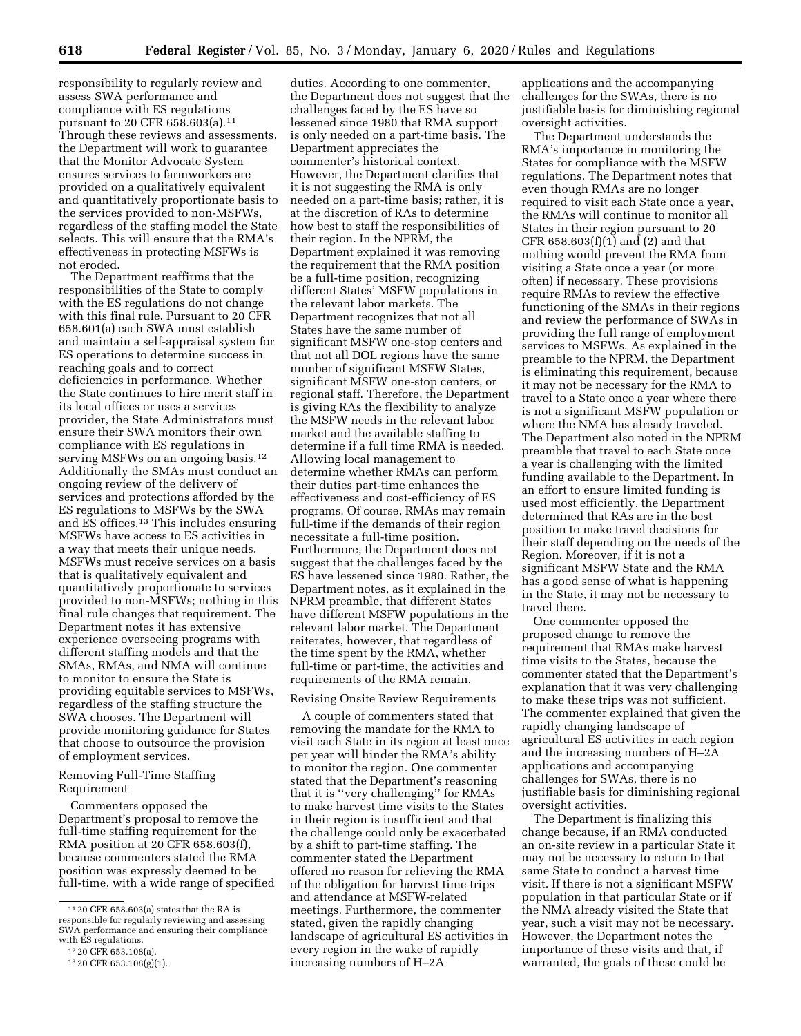responsibility to regularly review and assess SWA performance and compliance with ES regulations pursuant to 20 CFR 658.603(a).[11] Through these reviews and assessments, the Department will work to guarantee that the Monitor Advocate System ensures services to farmworkers are provided on a qualitatively equivalent and quantitatively proportionate basis to the services provided to non-MSFWs, regardless of the staffing model the State selects. This will ensure that the RMA's effectiveness in protecting MSFWs is not eroded.

The Department reaffirms that the responsibilities of the State to comply with the ES regulations do not change with this final rule. Pursuant to 20 CFR 658.601(a) each SWA must establish and maintain a self-appraisal system for ES operations to determine success in reaching goals and to correct deficiencies in performance. Whether the State continues to hire merit staff in its local offices or uses a services provider, the State Administrators must ensure their SWA monitors their own compliance with ES regulations in serving MSFWs on an ongoing basis.[12] Additionally the SMAs must conduct an ongoing review of the delivery of services and protections afforded by the ES regulations to MSFWs by the SWA and ES offices.[13] This includes ensuring MSFWs have access to ES activities in a way that meets their unique needs. MSFWs must receive services on a basis that is qualitatively equivalent and quantitatively proportionate to services provided to non-MSFWs; nothing in this final rule changes that requirement. The Department notes it has extensive experience overseeing programs with different staffing models and that the SMAs, RMAs, and NMA will continue to monitor to ensure the State is providing equitable services to MSFWs, regardless of the staffing structure the SWA chooses. The Department will provide monitoring guidance for States that choose to outsource the provision of employment services.

Removing Full-Time Staffing Requirement

Commenters opposed the Department's proposal to remove the full-time staffing requirement for the RMA position at 20 CFR 658.603(f), because commenters stated the RMA position was expressly deemed to be full-time, with a wide range of specified duties. According to one commenter, the Department does not suggest that the challenges faced by the ES have so lessened since 1980 that RMA support is only needed on a part-time basis. The Department appreciates the commenter's historical context. However, the Department clarifies that it is not suggesting the RMA is only needed on a part-time basis; rather, it is at the discretion of RAs to determine how best to staff the responsibilities of their region. In the NPRM, the Department explained it was removing the requirement that the RMA position be a full-time position, recognizing different States' MSFW populations in the relevant labor markets. The Department recognizes that not all States have the same number of significant MSFW one-stop centers and that not all DOL regions have the same number of significant MSFW States, significant MSFW one-stop centers, or regional staff. Therefore, the Department is giving RAs the flexibility to analyze the MSFW needs in the relevant labor market and the available staffing to determine if a full time RMA is needed. Allowing local management to determine whether RMAs can perform their duties part-time enhances the effectiveness and cost-efficiency of ES programs. Of course, RMAs may remain full-time if the demands of their region necessitate a full-time position. Furthermore, the Department does not suggest that the challenges faced by the ES have lessened since 1980. Rather, the Department notes, as it explained in the NPRM preamble, that different States have different MSFW populations in the relevant labor market. The Department reiterates, however, that regardless of the time spent by the RMA, whether full-time or part-time, the activities and requirements of the RMA remain.

Revising Onsite Review Requirements

A couple of commenters stated that removing the mandate for the RMA to visit each State in its region at least once per year will hinder the RMA's ability to monitor the region. One commenter stated that the Department's reasoning that it is "very challenging" for RMAs to make harvest time visits to the States in their region is insufficient and that the challenge could only be exacerbated by a shift to part-time staffing. The commenter stated the Department offered no reason for relieving the RMA of the obligation for harvest time trips and attendance at MSFW-related meetings. Furthermore, the commenter stated, given the rapidly changing landscape of agricultural ES activities in every region in the wake of rapidly increasing numbers of H–2A applications and the accompanying challenges for the SWAs, there is no justifiable basis for diminishing regional oversight activities.

The Department understands the RMA's importance in monitoring the States for compliance with the MSFW regulations. The Department notes that even though RMAs are no longer required to visit each State once a year, the RMAs will continue to monitor all States in their region pursuant to 20 CFR 658.603(f)(1) and (2) and that nothing would prevent the RMA from visiting a State once a year (or more often) if necessary. These provisions require RMAs to review the effective functioning of the SMAs in their regions and review the performance of SWAs in providing the full range of employment services to MSFWs. As explained in the preamble to the NPRM, the Department is eliminating this requirement, because it may not be necessary for the RMA to travel to a State once a year where there is not a significant MSFW population or where the NMA has already traveled. The Department also noted in the NPRM preamble that travel to each State once a year is challenging with the limited funding available to the Department. In an effort to ensure limited funding is used most efficiently, the Department determined that RAs are in the best position to make travel decisions for their staff depending on the needs of the Region. Moreover, if it is not a significant MSFW State and the RMA has a good sense of what is happening in the State, it may not be necessary to travel there.

One commenter opposed the proposed change to remove the requirement that RMAs make harvest time visits to the States, because the commenter stated that the Department's explanation that it was very challenging to make these trips was not sufficient. The commenter explained that given the rapidly changing landscape of agricultural ES activities in each region and the increasing numbers of H–2A applications and accompanying challenges for SWAs, there is no justifiable basis for diminishing regional oversight activities.

The Department is finalizing this change because, if an RMA conducted an on-site review in a particular State it may not be necessary to return to that same State to conduct a harvest time visit. If there is not a significant MSFW population in that particular State or if the NMA already visited the State that year, such a visit may not be necessary. However, the Department notes the importance of these visits and that, if warranted, the goals of these could be

[11] 20 CFR 658.603(a) states that the RA is responsible for regularly reviewing and assessing SWA performance and ensuring their compliance with ES regulations.

[12] 20 CFR 653.108(a).

[13] 20 CFR 653.108(g)(1).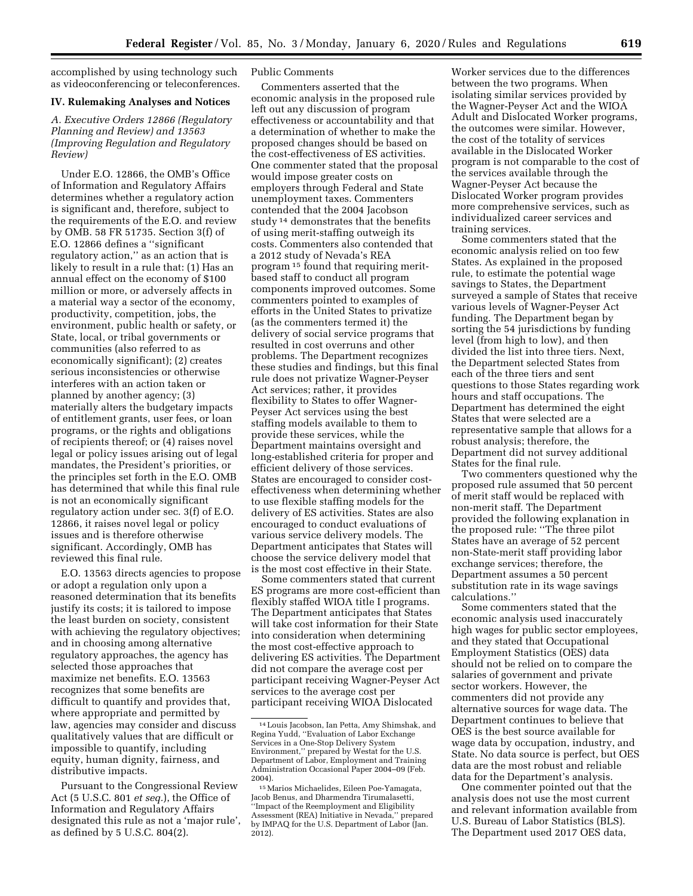accomplished by using technology such as videoconferencing or teleconferences.

## IV. Rulemaking Analyses and Notices

### *A. Executive Orders 12866 (Regulatory Planning and Review) and 13563 (Improving Regulation and Regulatory Review)*

Under E.O. 12866, the OMB's Office of Information and Regulatory Affairs determines whether a regulatory action is significant and, therefore, subject to the requirements of the E.O. and review by OMB. 58 FR 51735. Section 3(f) of E.O. 12866 defines a ''significant regulatory action,'' as an action that is likely to result in a rule that: (1) Has an annual effect on the economy of $100 million or more, or adversely affects in a material way a sector of the economy, productivity, competition, jobs, the environment, public health or safety, or State, local, or tribal governments or communities (also referred to as economically significant); (2) creates serious inconsistencies or otherwise interferes with an action taken or planned by another agency; (3) materially alters the budgetary impacts of entitlement grants, user fees, or loan programs, or the rights and obligations of recipients thereof; or (4) raises novel legal or policy issues arising out of legal mandates, the President's priorities, or the principles set forth in the E.O. OMB has determined that while this final rule is not an economically significant regulatory action under sec. 3(f) of E.O. 12866, it raises novel legal or policy issues and is therefore otherwise significant. Accordingly, OMB has reviewed this final rule.

E.O. 13563 directs agencies to propose or adopt a regulation only upon a reasoned determination that its benefits justify its costs; it is tailored to impose the least burden on society, consistent with achieving the regulatory objectives; and in choosing among alternative regulatory approaches, the agency has selected those approaches that maximize net benefits. E.O. 13563 recognizes that some benefits are difficult to quantify and provides that, where appropriate and permitted by law, agencies may consider and discuss qualitatively values that are difficult or impossible to quantify, including equity, human dignity, fairness, and distributive impacts.

Pursuant to the Congressional Review Act (5 U.S.C. 801 *et seq.*), the Office of Information and Regulatory Affairs designated this rule as not a 'major rule', as defined by 5 U.S.C. 804(2).

Public Comments

Commenters asserted that the economic analysis in the proposed rule left out any discussion of program effectiveness or accountability and that a determination of whether to make the proposed changes should be based on the cost-effectiveness of ES activities. One commenter stated that the proposal would impose greater costs on employers through Federal and State unemployment taxes. Commenters contended that the 2004 Jacobson study [14] demonstrates that the benefits of using merit-staffing outweigh its costs. Commenters also contended that a 2012 study of Nevada's REA program [15] found that requiring merit-based staff to conduct all program components improved outcomes. Some commenters pointed to examples of efforts in the United States to privatize (as the commenters termed it) the delivery of social service programs that resulted in cost overruns and other problems. The Department recognizes these studies and findings, but this final rule does not privatize Wagner-Peyser Act services; rather, it provides flexibility to States to offer Wagner-Peyser Act services using the best staffing models available to them to provide these services, while the Department maintains oversight and long-established criteria for proper and efficient delivery of those services. States are encouraged to consider cost-effectiveness when determining whether to use flexible staffing models for the delivery of ES activities. States are also encouraged to conduct evaluations of various service delivery models. The Department anticipates that States will choose the service delivery model that is the most cost effective in their State.

Some commenters stated that current ES programs are more cost-efficient than flexibly staffed WIOA title I programs. The Department anticipates that States will take cost information for their State into consideration when determining the most cost-effective approach to delivering ES activities. The Department did not compare the average cost per participant receiving Wagner-Peyser Act services to the average cost per participant receiving WIOA Dislocated Worker services due to the differences between the two programs. When isolating similar services provided by the Wagner-Peyser Act and the WIOA Adult and Dislocated Worker programs, the outcomes were similar. However, the cost of the totality of services available in the Dislocated Worker program is not comparable to the cost of the services available through the Wagner-Peyser Act because the Dislocated Worker program provides more comprehensive services, such as individualized career services and training services.

Some commenters stated that the economic analysis relied on too few States. As explained in the proposed rule, to estimate the potential wage savings to States, the Department surveyed a sample of States that receive various levels of Wagner-Peyser Act funding. The Department began by sorting the 54 jurisdictions by funding level (from high to low), and then divided the list into three tiers. Next, the Department selected States from each of the three tiers and sent questions to those States regarding work hours and staff occupations. The Department has determined the eight States that were selected are a representative sample that allows for a robust analysis; therefore, the Department did not survey additional States for the final rule.

Two commenters questioned why the proposed rule assumed that 50 percent of merit staff would be replaced with non-merit staff. The Department provided the following explanation in the proposed rule: ''The three pilot States have an average of 52 percent non-State-merit staff providing labor exchange services; therefore, the Department assumes a 50 percent substitution rate in its wage savings calculations.''

Some commenters stated that the economic analysis used inaccurately high wages for public sector employees, and they stated that Occupational Employment Statistics (OES) data should not be relied on to compare the salaries of government and private sector workers. However, the commenters did not provide any alternative sources for wage data. The Department continues to believe that OES is the best source available for wage data by occupation, industry, and State. No data source is perfect, but OES data are the most robust and reliable data for the Department's analysis.

One commenter pointed out that the analysis does not use the most current and relevant information available from U.S. Bureau of Labor Statistics (BLS). The Department used 2017 OES data,

---

[14] Louis Jacobson, Ian Petta, Amy Shimshak, and Regina Yudd, ''Evaluation of Labor Exchange Services in a One-Stop Delivery System Environment,'' prepared by Westat for the U.S. Department of Labor, Employment and Training Administration Occasional Paper 2004–09 (Feb. 2004).

[15] Marios Michaelides, Eileen Poe-Yamagata, Jacob Benus, and Dharmendra Tirumalasetti, ''Impact of the Reemployment and Eligibility Assessment (REA) Initiative in Nevada,'' prepared by IMPAQ for the U.S. Department of Labor (Jan. 2012).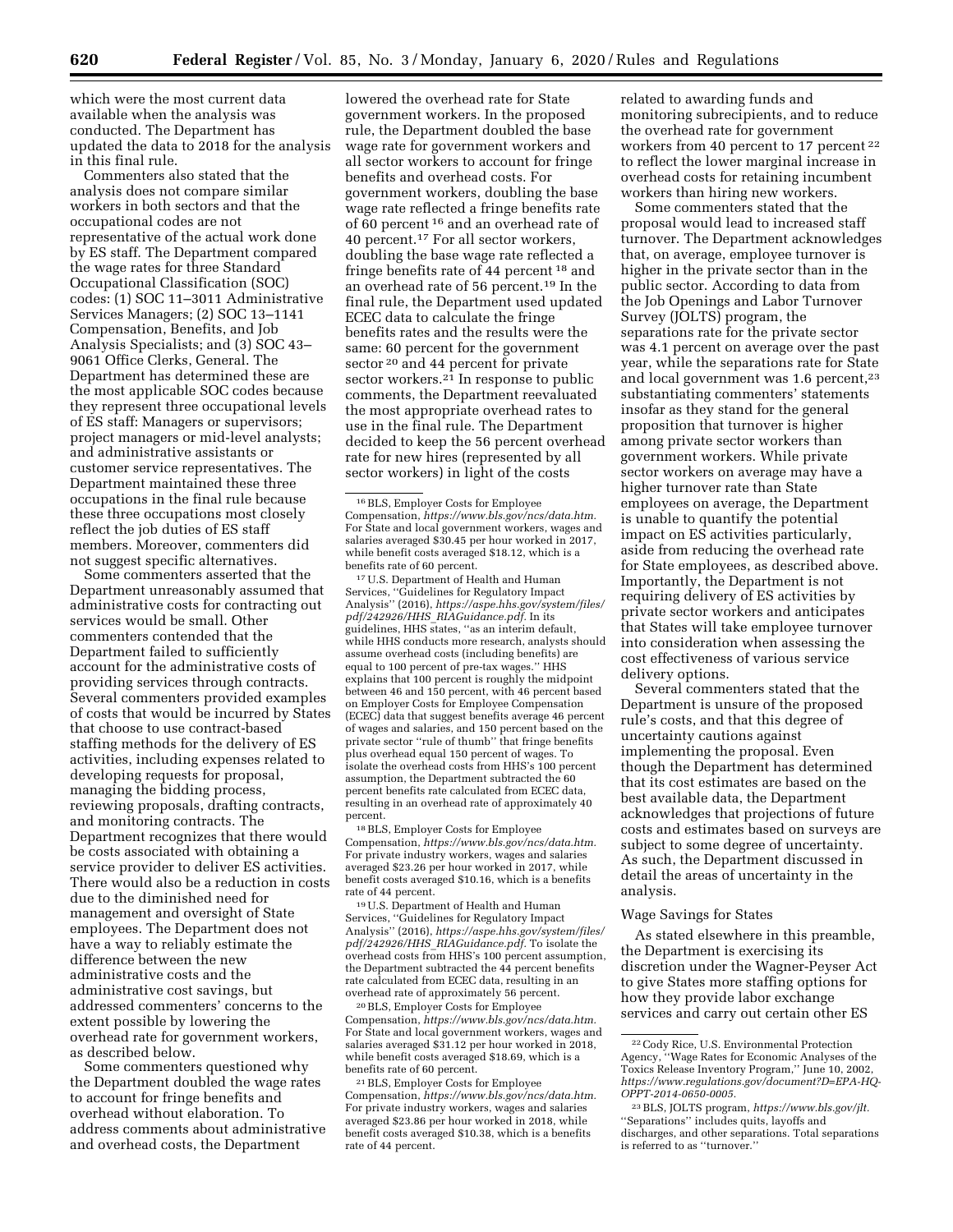which were the most current data available when the analysis was conducted. The Department has updated the data to 2018 for the analysis in this final rule.

Commenters also stated that the analysis does not compare similar workers in both sectors and that the occupational codes are not representative of the actual work done by ES staff. The Department compared the wage rates for three Standard Occupational Classification (SOC) codes: (1) SOC 11–3011 Administrative Services Managers; (2) SOC 13–1141 Compensation, Benefits, and Job Analysis Specialists; and (3) SOC 43–9061 Office Clerks, General. The Department has determined these are the most applicable SOC codes because they represent three occupational levels of ES staff: Managers or supervisors; project managers or mid-level analysts; and administrative assistants or customer service representatives. The Department maintained these three occupations in the final rule because these three occupations most closely reflect the job duties of ES staff members. Moreover, commenters did not suggest specific alternatives.

Some commenters asserted that the Department unreasonably assumed that administrative costs for contracting out services would be small. Other commenters contended that the Department failed to sufficiently account for the administrative costs of providing services through contracts. Several commenters provided examples of costs that would be incurred by States that choose to use contract-based staffing methods for the delivery of ES activities, including expenses related to developing requests for proposal, managing the bidding process, reviewing proposals, drafting contracts, and monitoring contracts. The Department recognizes that there would be costs associated with obtaining a service provider to deliver ES activities. There would also be a reduction in costs due to the diminished need for management and oversight of State employees. The Department does not have a way to reliably estimate the difference between the new administrative costs and the administrative cost savings, but addressed commenters' concerns to the extent possible by lowering the overhead rate for government workers, as described below.

Some commenters questioned why the Department doubled the wage rates to account for fringe benefits and overhead without elaboration. To address comments about administrative and overhead costs, the Department lowered the overhead rate for State government workers. In the proposed rule, the Department doubled the base wage rate for government workers and all sector workers to account for fringe benefits and overhead costs. For government workers, doubling the base wage rate reflected a fringe benefits rate of 60 percent [16] and an overhead rate of 40 percent.[17] For all sector workers, doubling the base wage rate reflected a fringe benefits rate of 44 percent [18] and an overhead rate of 56 percent.[19] In the final rule, the Department used updated ECEC data to calculate the fringe benefits rates and the results were the same: 60 percent for the government sector [20] and 44 percent for private sector workers.[21] In response to public comments, the Department reevaluated the most appropriate overhead rates to use in the final rule. The Department decided to keep the 56 percent overhead rate for new hires (represented by all sector workers) in light of the costs related to awarding funds and monitoring subrecipients, and to reduce the overhead rate for government workers from 40 percent to 17 percent [22] to reflect the lower marginal increase in overhead costs for retaining incumbent workers than hiring new workers.

Some commenters stated that the proposal would lead to increased staff turnover. The Department acknowledges that, on average, employee turnover is higher in the private sector than in the public sector. According to data from the Job Openings and Labor Turnover Survey (JOLTS) program, the separations rate for the private sector was 4.1 percent on average over the past year, while the separations rate for State and local government was 1.6 percent,[23] substantiating commenters' statements insofar as they stand for the general proposition that turnover is higher among private sector workers than government workers. While private sector workers on average may have a higher turnover rate than State employees on average, the Department is unable to quantify the potential impact on ES activities particularly, aside from reducing the overhead rate for State employees, as described above. Importantly, the Department is not requiring delivery of ES activities by private sector workers and anticipates that States will take employee turnover into consideration when assessing the cost effectiveness of various service delivery options.

Several commenters stated that the Department is unsure of the proposed rule's costs, and that this degree of uncertainty cautions against implementing the proposal. Even though the Department has determined that its cost estimates are based on the best available data, the Department acknowledges that projections of future costs and estimates based on surveys are subject to some degree of uncertainty. As such, the Department discussed in detail the areas of uncertainty in the analysis.

Wage Savings for States

As stated elsewhere in this preamble, the Department is exercising its discretion under the Wagner-Peyser Act to give States more staffing options for how they provide labor exchange services and carry out certain other ES

---

[16] BLS, Employer Costs for Employee Compensation, *https://www.bls.gov/ncs/data.htm.* For State and local government workers, wages and salaries averaged $30.45 per hour worked in 2017, while benefit costs averaged $18.12, which is a benefits rate of 60 percent.

[17] U.S. Department of Health and Human Services, "Guidelines for Regulatory Impact Analysis" (2016), *https://aspe.hhs.gov/system/files/pdf/242926/HHS_RIAGuidance.pdf.* In its guidelines, HHS states, "as an interim default, while HHS conducts more research, analysts should assume overhead costs (including benefits) are equal to 100 percent of pre-tax wages." HHS explains that 100 percent is roughly the midpoint between 46 and 150 percent, with 46 percent based on Employer Costs for Employee Compensation (ECEC) data that suggest benefits average 46 percent of wages and salaries, and 150 percent based on the private sector "rule of thumb" that fringe benefits plus overhead equal 150 percent of wages. To isolate the overhead costs from HHS's 100 percent assumption, the Department subtracted the 60 percent benefits rate calculated from ECEC data, resulting in an overhead rate of approximately 40 percent.

[18] BLS, Employer Costs for Employee Compensation, *https://www.bls.gov/ncs/data.htm.* For private industry workers, wages and salaries averaged $23.26 per hour worked in 2017, while benefit costs averaged $10.16, which is a benefits rate of 44 percent.

[19] U.S. Department of Health and Human Services, "Guidelines for Regulatory Impact Analysis" (2016), *https://aspe.hhs.gov/system/files/pdf/242926/HHS_RIAGuidance.pdf.* To isolate the overhead costs from HHS's 100 percent assumption, the Department subtracted the 44 percent benefits rate calculated from ECEC data, resulting in an overhead rate of approximately 56 percent.

[20] BLS, Employer Costs for Employee Compensation, *https://www.bls.gov/ncs/data.htm.* For State and local government workers, wages and salaries averaged $31.12 per hour worked in 2018, while benefit costs averaged $18.69, which is a benefits rate of 60 percent.

[21] BLS, Employer Costs for Employee Compensation, *https://www.bls.gov/ncs/data.htm.* For private industry workers, wages and salaries averaged $23.86 per hour worked in 2018, while benefit costs averaged $10.38, which is a benefits rate of 44 percent.

[22] Cody Rice, U.S. Environmental Protection Agency, "Wage Rates for Economic Analyses of the Toxics Release Inventory Program," June 10, 2002, *https://www.regulations.gov/document?D=EPA-HQ-OPPT-2014-0650-0005.*

[23] BLS, JOLTS program, *https://www.bls.gov/jlt.* "Separations" includes quits, layoffs and discharges, and other separations. Total separations is referred to as "turnover."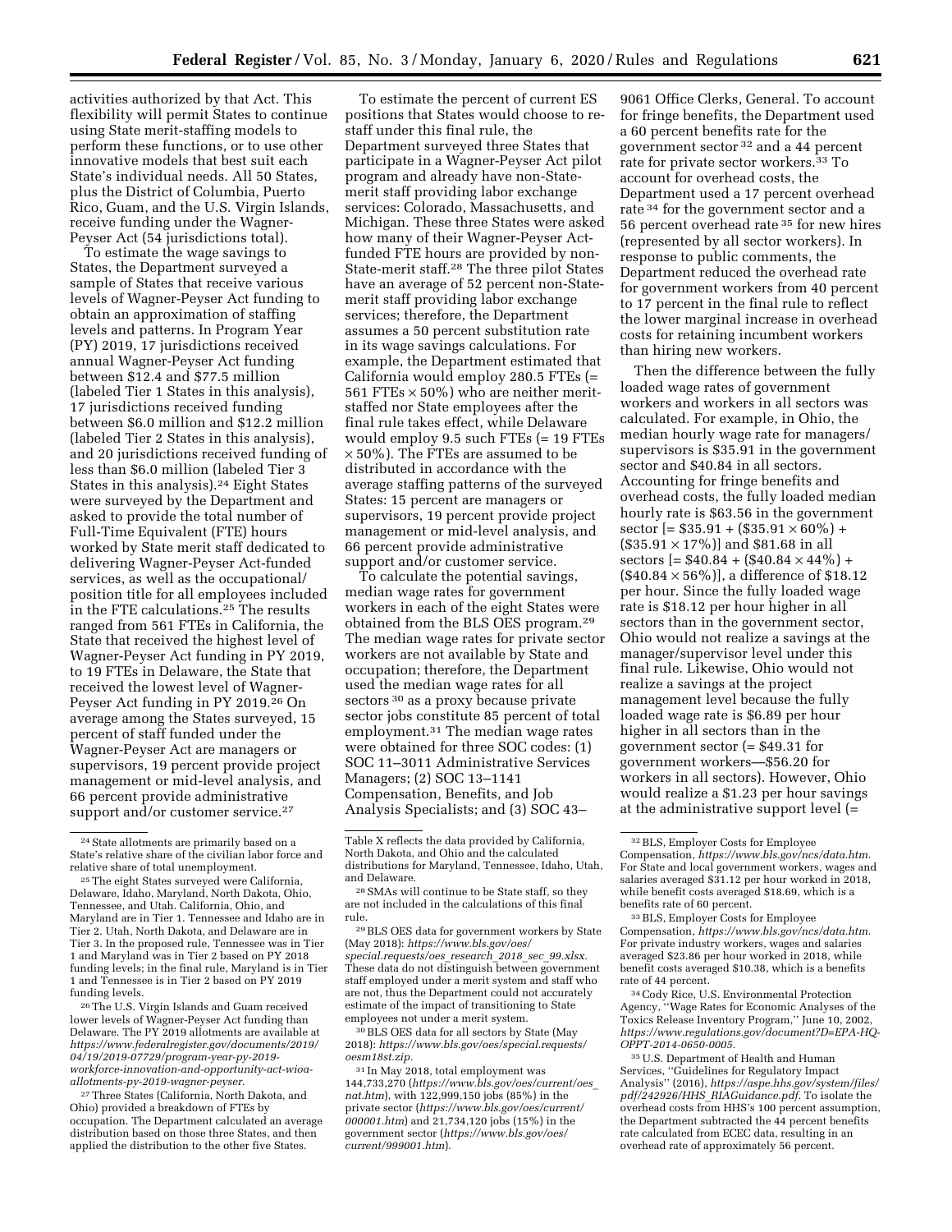activities authorized by that Act. This flexibility will permit States to continue using State merit-staffing models to perform these functions, or to use other innovative models that best suit each State's individual needs. All 50 States, plus the District of Columbia, Puerto Rico, Guam, and the U.S. Virgin Islands, receive funding under the Wagner-Peyser Act (54 jurisdictions total).

To estimate the wage savings to States, the Department surveyed a sample of States that receive various levels of Wagner-Peyser Act funding to obtain an approximation of staffing levels and patterns. In Program Year (PY) 2019, 17 jurisdictions received annual Wagner-Peyser Act funding between $12.4 and $77.5 million (labeled Tier 1 States in this analysis), 17 jurisdictions received funding between $6.0 million and $12.2 million (labeled Tier 2 States in this analysis), and 20 jurisdictions received funding of less than $6.0 million (labeled Tier 3 States in this analysis).[24] Eight States were surveyed by the Department and asked to provide the total number of Full-Time Equivalent (FTE) hours worked by State merit staff dedicated to delivering Wagner-Peyser Act-funded services, as well as the occupational/position title for all employees included in the FTE calculations.[25] The results ranged from 561 FTEs in California, the State that received the highest level of Wagner-Peyser Act funding in PY 2019, to 19 FTEs in Delaware, the State that received the lowest level of Wagner-Peyser Act funding in PY 2019.[26] On average among the States surveyed, 15 percent of staff funded under the Wagner-Peyser Act are managers or supervisors, 19 percent provide project management or mid-level analysis, and 66 percent provide administrative support and/or customer service.[27]

To estimate the percent of current ES positions that States would choose to re-staff under this final rule, the Department surveyed three States that participate in a Wagner-Peyser Act pilot program and already have non-State-merit staff providing labor exchange services: Colorado, Massachusetts, and Michigan. These three States were asked how many of their Wagner-Peyser Act-funded FTE hours are provided by non-State-merit staff.[28] The three pilot States have an average of 52 percent non-State-merit staff providing labor exchange services; therefore, the Department assumes a 50 percent substitution rate in its wage savings calculations. For example, the Department estimated that California would employ 280.5 FTEs (= 561 FTEs × 50%) who are neither merit-staffed nor State employees after the final rule takes effect, while Delaware would employ 9.5 such FTEs (= 19 FTEs × 50%). The FTEs are assumed to be distributed in accordance with the average staffing patterns of the surveyed States: 15 percent are managers or supervisors, 19 percent provide project management or mid-level analysis, and 66 percent provide administrative support and/or customer service.

To calculate the potential savings, median wage rates for government workers in each of the eight States were obtained from the BLS OES program.[29] The median wage rates for private sector workers are not available by State and occupation; therefore, the Department used the median wage rates for all sectors[30] as a proxy because private sector jobs constitute 85 percent of total employment.[31] The median wage rates were obtained for three SOC codes: (1) SOC 11–3011 Administrative Services Managers; (2) SOC 13–1141 Compensation, Benefits, and Job Analysis Specialists; and (3) SOC 43–9061 Office Clerks, General. To account for fringe benefits, the Department used a 60 percent benefits rate for the government sector[32] and a 44 percent rate for private sector workers.[33] To account for overhead costs, the Department used a 17 percent overhead rate[34] for the government sector and a 56 percent overhead rate[35] for new hires (represented by all sector workers). In response to public comments, the Department reduced the overhead rate for government workers from 40 percent to 17 percent in the final rule to reflect the lower marginal increase in overhead costs for retaining incumbent workers than hiring new workers.

Then the difference between the fully loaded wage rates of government workers and workers in all sectors was calculated. For example, in Ohio, the median hourly wage rate for managers/supervisors is $35.91 in the government sector and $40.84 in all sectors. Accounting for fringe benefits and overhead costs, the fully loaded median hourly rate is $63.56 in the government sector [= $35.91 + ($35.91 × 60%) + ($35.91 × 17%)] and $81.68 in all sectors [= $40.84 + ($40.84 × 44%) + ($40.84 × 56%)], a difference of $18.12 per hour. Since the fully loaded wage rate is $18.12 per hour higher in all sectors than in the government sector, Ohio would not realize a savings at the manager/supervisor level under this final rule. Likewise, Ohio would not realize a savings at the project management level because the fully loaded wage rate is $6.89 per hour higher in all sectors than in the government sector (= $49.31 for government workers—$56.20 for workers in all sectors). However, Ohio would realize a $1.23 per hour savings at the administrative support level (=

---

[24] State allotments are primarily based on a State's relative share of the civilian labor force and relative share of total unemployment.

[25] The eight States surveyed were California, Delaware, Idaho, Maryland, North Dakota, Ohio, Tennessee, and Utah. California, Ohio, and Maryland are in Tier 1. Tennessee and Idaho are in Tier 2. Utah, North Dakota, and Delaware are in Tier 3. In the proposed rule, Tennessee was in Tier 1 and Maryland was in Tier 2 based on PY 2018 funding levels; in the final rule, Maryland is in Tier 1 and Tennessee is in Tier 2 based on PY 2019 funding levels.

[26] The U.S. Virgin Islands and Guam received lower levels of Wagner-Peyser Act funding than Delaware. The PY 2019 allotments are available at *https://www.federalregister.gov/documents/2019/04/19/2019-07729/program-year-py-2019-workforce-innovation-and-opportunity-act-wioa-allotments-py-2019-wagner-peyser.*

[27] Three States (California, North Dakota, and Ohio) provided a breakdown of FTEs by occupation. The Department calculated an average distribution based on those three States, and then applied the distribution to the other five States. Table X reflects the data provided by California, North Dakota, and Ohio and the calculated distributions for Maryland, Tennessee, Idaho, Utah, and Delaware.

[28] SMAs will continue to be State staff, so they are not included in the calculations of this final rule.

[29] BLS OES data for government workers by State (May 2018): *https://www.bls.gov/oes/special.requests/oes_research_2018_sec_99.xlsx.* These data do not distinguish between government staff employed under a merit system and staff who are not, thus the Department could not accurately estimate of the impact of transitioning to State employees not under a merit system.

[30] BLS OES data for all sectors by State (May 2018): *https://www.bls.gov/oes/special.requests/oesm18st.zip.*

[31] In May 2018, total employment was 144,733,270 (*https://www.bls.gov/oes/current/oes_nat.htm*), with 122,999,150 jobs (85%) in the private sector (*https://www.bls.gov/oes/current/000001.htm*) and 21,734,120 jobs (15%) in the government sector (*https://www.bls.gov/oes/current/999001.htm*).

[32] BLS, Employer Costs for Employee Compensation, *https://www.bls.gov/ncs/data.htm.* For State and local government workers, wages and salaries averaged $31.12 per hour worked in 2018, while benefit costs averaged $18.69, which is a benefits rate of 60 percent.

[33] BLS, Employer Costs for Employee Compensation, *https://www.bls.gov/ncs/data.htm.* For private industry workers, wages and salaries averaged $23.86 per hour worked in 2018, while benefit costs averaged $10.38, which is a benefits rate of 44 percent.

[34] Cody Rice, U.S. Environmental Protection Agency, "Wage Rates for Economic Analyses of the Toxics Release Inventory Program," June 10, 2002, *https://www.regulations.gov/document?D=EPA-HQ-OPPT-2014-0650-0005.*

[35] U.S. Department of Health and Human Services, "Guidelines for Regulatory Impact Analysis" (2016), *https://aspe.hhs.gov/system/files/pdf/242926/HHS_RIAGuidance.pdf.* To isolate the overhead costs from HHS's 100 percent assumption, the Department subtracted the 44 percent benefits rate calculated from ECEC data, resulting in an overhead rate of approximately 56 percent.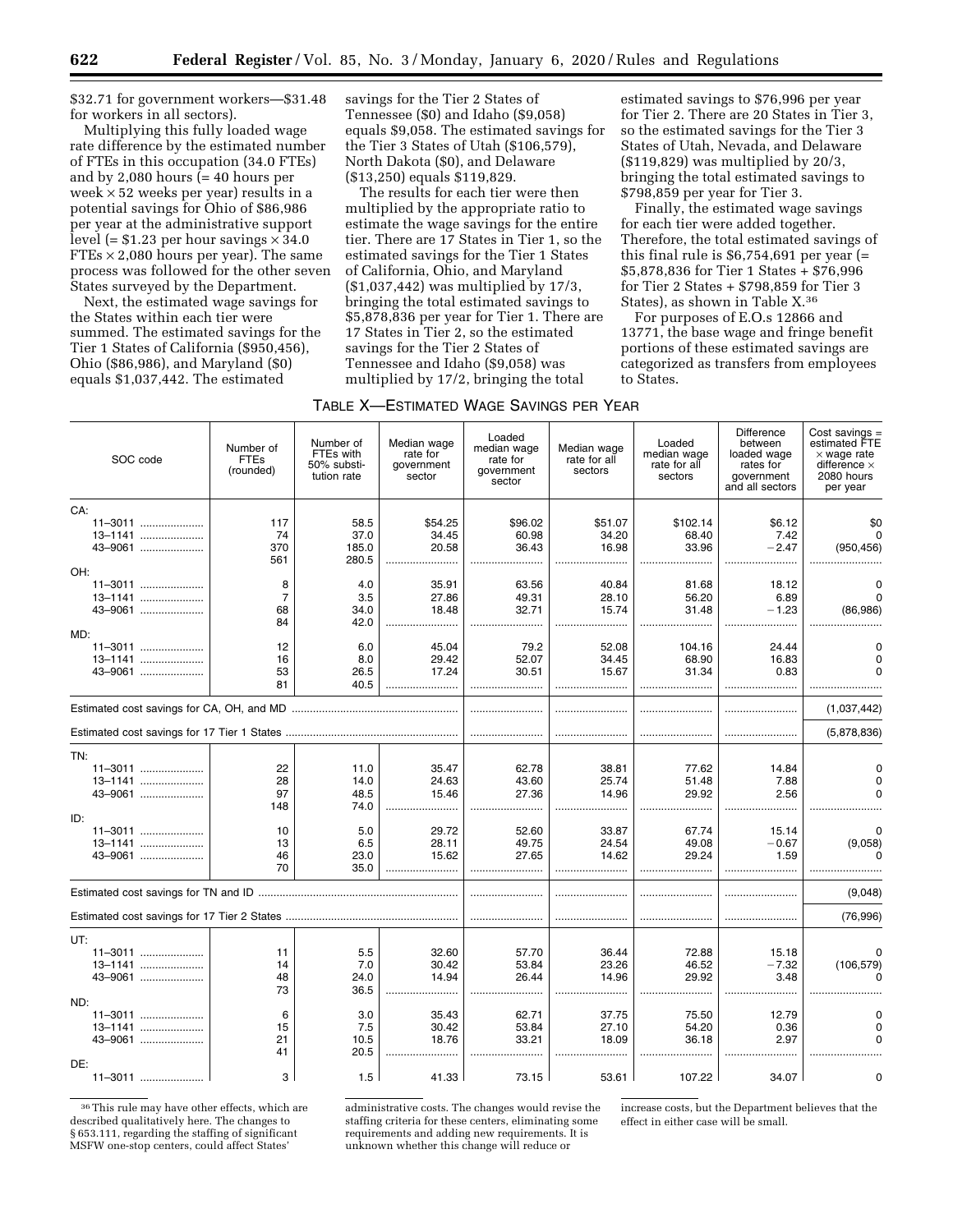$32.71 for government workers—$31.48 for workers in all sectors).

Multiplying this fully loaded wage rate difference by the estimated number of FTEs in this occupation (34.0 FTEs) and by 2,080 hours (= 40 hours per week × 52 weeks per year) results in a potential savings for Ohio of $86,986 per year at the administrative support level (= $1.23 per hour savings × 34.0 FTEs × 2,080 hours per year). The same process was followed for the other seven States surveyed by the Department.

Next, the estimated wage savings for the States within each tier were summed. The estimated savings for the Tier 1 States of California ($950,456), Ohio ($86,986), and Maryland ($0) equals $1,037,442. The estimated savings for the Tier 2 States of Tennessee ($0) and Idaho ($9,058) equals $9,058. The estimated savings for the Tier 3 States of Utah ($106,579), North Dakota ($0), and Delaware ($13,250) equals $119,829.

The results for each tier were then multiplied by the appropriate ratio to estimate the wage savings for the entire tier. There are 17 States in Tier 1, so the estimated savings for the Tier 1 States of California, Ohio, and Maryland ($1,037,442) was multiplied by 17/3, bringing the total estimated savings to $5,878,836 per year for Tier 1. There are 17 States in Tier 2, so the estimated savings for the Tier 2 States of Tennessee and Idaho ($9,058) was multiplied by 17/2, bringing the total estimated savings to $76,996 per year for Tier 2. There are 20 States in Tier 3, so the estimated savings for the Tier 3 States of Utah, Nevada, and Delaware ($119,829) was multiplied by 20/3, bringing the total estimated savings to $798,859 per year for Tier 3.

Finally, the estimated wage savings for each tier were added together. Therefore, the total estimated savings of this final rule is $6,754,691 per year (= $5,878,836 for Tier 1 States + $76,996 for Tier 2 States + $798,859 for Tier 3 States), as shown in Table X.[36]

For purposes of E.O.s 12866 and 13771, the base wage and fringe benefit portions of these estimated savings are categorized as transfers from employees to States.

TABLE X—ESTIMATED WAGE SAVINGS PER YEAR

| SOC code | Number of FTEs (rounded) | Number of FTEs with 50% substitution rate | Median wage rate for government sector | Loaded median wage rate for government sector | Median wage rate for all sectors | Loaded median wage rate for all sectors | Difference between loaded wage rates for government and all sectors | Cost savings = estimated FTE × wage rate difference × 2080 hours per year |
|---|---|---|---|---|---|---|---|---|
| CA: | | | | | | | | |
| 11–3011 | 117 | 58.5 | $54.25 | $96.02 | $51.07 | $102.14 | $6.12 | $0 |
| 13–1141 | 74 | 37.0 | 34.45 | 60.98 | 34.20 | 68.40 | 7.42 | 0 |
| 43–9061 | 370 | 185.0 | 20.58 | 36.43 | 16.98 | 33.96 | −2.47 | (950,456) |
| | 561 | 280.5 | | | | | | |
| OH: | | | | | | | | |
| 11–3011 | 8 | 4.0 | 35.91 | 63.56 | 40.84 | 81.68 | 18.12 | 0 |
| 13–1141 | 7 | 3.5 | 27.86 | 49.31 | 28.10 | 56.20 | 6.89 | 0 |
| 43–9061 | 68 | 34.0 | 18.48 | 32.71 | 15.74 | 31.48 | −1.23 | (86,986) |
| | 84 | 42.0 | | | | | | |
| MD: | | | | | | | | |
| 11–3011 | 12 | 6.0 | 45.04 | 79.2 | 52.08 | 104.16 | 24.44 | 0 |
| 13–1141 | 16 | 8.0 | 29.42 | 52.07 | 34.45 | 68.90 | 16.83 | 0 |
| 43–9061 | 53 | 26.5 | 17.24 | 30.51 | 15.67 | 31.34 | 0.83 | 0 |
| | 81 | 40.5 | | | | | | |
| Estimated cost savings for CA, OH, and MD | | | | | | | | (1,037,442) |
| Estimated cost savings for 17 Tier 1 States | | | | | | | | (5,878,836) |
| TN: | | | | | | | | |
| 11–3011 | 22 | 11.0 | 35.47 | 62.78 | 38.81 | 77.62 | 14.84 | 0 |
| 13–1141 | 28 | 14.0 | 24.63 | 43.60 | 25.74 | 51.48 | 7.88 | 0 |
| 43–9061 | 97 | 48.5 | 15.46 | 27.36 | 14.96 | 29.92 | 2.56 | 0 |
| | 148 | 74.0 | | | | | | |
| ID: | | | | | | | | |
| 11–3011 | 10 | 5.0 | 29.72 | 52.60 | 33.87 | 67.74 | 15.14 | 0 |
| 13–1141 | 13 | 6.5 | 28.11 | 49.75 | 24.54 | 49.08 | −0.67 | (9,058) |
| 43–9061 | 46 | 23.0 | 15.62 | 27.65 | 14.62 | 29.24 | 1.59 | 0 |
| | 70 | 35.0 | | | | | | |
| Estimated cost savings for TN and ID | | | | | | | | (9,048) |
| Estimated cost savings for 17 Tier 2 States | | | | | | | | (76,996) |
| UT: | | | | | | | | |
| 11–3011 | 11 | 5.5 | 32.60 | 57.70 | 36.44 | 72.88 | 15.18 | 0 |
| 13–1141 | 14 | 7.0 | 30.42 | 53.84 | 23.26 | 46.52 | −7.32 | (106,579) |
| 43–9061 | 48 | 24.0 | 14.94 | 26.44 | 14.96 | 29.92 | 3.48 | 0 |
| | 73 | 36.5 | | | | | | |
| ND: | | | | | | | | |
| 11–3011 | 6 | 3.0 | 35.43 | 62.71 | 37.75 | 75.50 | 12.79 | 0 |
| 13–1141 | 15 | 7.5 | 30.42 | 53.84 | 27.10 | 54.20 | 0.36 | 0 |
| 43–9061 | 21 | 10.5 | 18.76 | 33.21 | 18.09 | 36.18 | 2.97 | 0 |
| | 41 | 20.5 | | | | | | |
| DE: | | | | | | | | |
| 11–3011 | 3 | 1.5 | 41.33 | 73.15 | 53.61 | 107.22 | 34.07 | 0 |

[36] This rule may have other effects, which are described qualitatively here. The changes to § 653.111, regarding the staffing of significant MSFW one-stop centers, could affect States' administrative costs. The changes would revise the staffing criteria for these centers, eliminating some requirements and adding new requirements. It is unknown whether this change will reduce or increase costs, but the Department believes that the effect in either case will be small.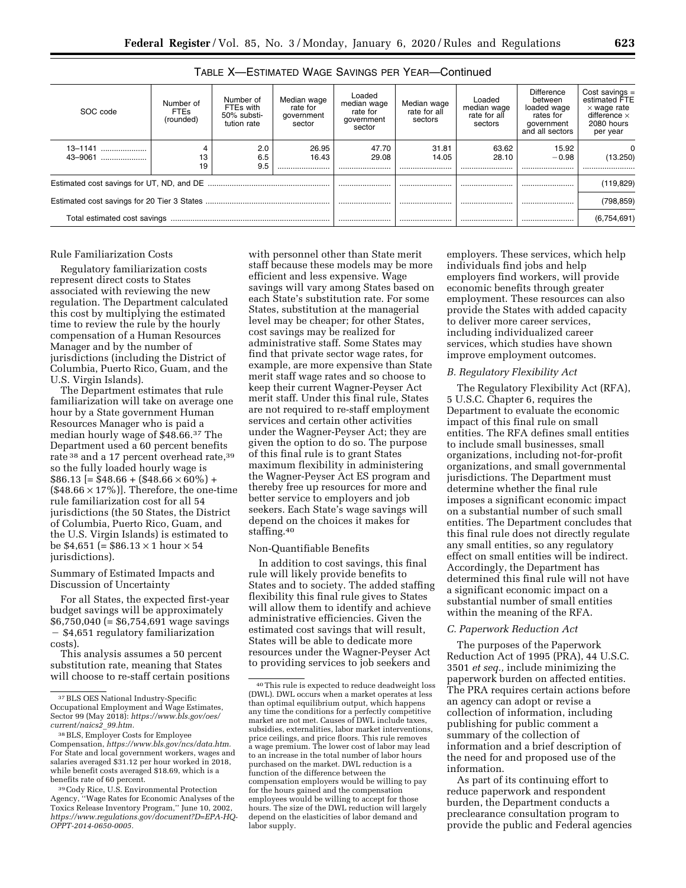TABLE X—ESTIMATED WAGE SAVINGS PER YEAR—Continued

| SOC code | Number of FTEs (rounded) | Number of FTEs with 50% substitution rate | Median wage rate for government sector | Loaded median wage rate for government sector | Median wage rate for all sectors | Loaded median wage rate for all sectors | Difference between loaded wage rates for government and all sectors | Cost savings = estimated FTE × wage rate difference × 2080 hours per year |
|---|---|---|---|---|---|---|---|---|
| 13–1141 | 4 | 2.0 | 26.95 | 47.70 | 31.81 | 63.62 | 15.92 | 0 |
| 43–9061 | 13 | 6.5 | 16.43 | 29.08 | 14.05 | 28.10 | −0.98 | (13.250) |
| | 19 | 9.5 | | | | | | |
| Estimated cost savings for UT, ND, and DE | | | | | | | | (119,829) |
| Estimated cost savings for 20 Tier 3 States | | | | | | | | (798,859) |
| Total estimated cost savings | | | | | | | | (6,754,691) |

Rule Familiarization Costs

Regulatory familiarization costs represent direct costs to States associated with reviewing the new regulation. The Department calculated this cost by multiplying the estimated time to review the rule by the hourly compensation of a Human Resources Manager and by the number of jurisdictions (including the District of Columbia, Puerto Rico, Guam, and the U.S. Virgin Islands).

The Department estimates that rule familiarization will take on average one hour by a State government Human Resources Manager who is paid a median hourly wage of $48.66.[37] The Department used a 60 percent benefits rate [38] and a 17 percent overhead rate,[39] so the fully loaded hourly wage is $86.13 [= $48.66 + ($48.66 × 60%) + ($48.66 × 17%)]. Therefore, the one-time rule familiarization cost for all 54 jurisdictions (the 50 States, the District of Columbia, Puerto Rico, Guam, and the U.S. Virgin Islands) is estimated to be $4,651 (= $86.13 × 1 hour × 54 jurisdictions).

Summary of Estimated Impacts and Discussion of Uncertainty

For all States, the expected first-year budget savings will be approximately $6,750,040 (= $6,754,691 wage savings − $4,651 regulatory familiarization costs).

This analysis assumes a 50 percent substitution rate, meaning that States will choose to re-staff certain positions with personnel other than State merit staff because these models may be more efficient and less expensive. Wage savings will vary among States based on each State's substitution rate. For some States, substitution at the managerial level may be cheaper; for other States, cost savings may be realized for administrative staff. Some States may find that private sector wage rates, for example, are more expensive than State merit staff wage rates and so choose to keep their current Wagner-Peyser Act merit staff. Under this final rule, States are not required to re-staff employment services and certain other activities under the Wagner-Peyser Act; they are given the option to do so. The purpose of this final rule is to grant States maximum flexibility in administering the Wagner-Peyser Act ES program and thereby free up resources for more and better service to employers and job seekers. Each State's wage savings will depend on the choices it makes for staffing.[40]

Non-Quantifiable Benefits

In addition to cost savings, this final rule will likely provide benefits to States and to society. The added staffing flexibility this final rule gives to States will allow them to identify and achieve administrative efficiencies. Given the estimated cost savings that will result, States will be able to dedicate more resources under the Wagner-Peyser Act to providing services to job seekers and employers. These services, which help individuals find jobs and help employers find workers, will provide economic benefits through greater employment. These resources can also provide the States with added capacity to deliver more career services, including individualized career services, which studies have shown improve employment outcomes.

*B. Regulatory Flexibility Act*

The Regulatory Flexibility Act (RFA), 5 U.S.C. Chapter 6, requires the Department to evaluate the economic impact of this final rule on small entities. The RFA defines small entities to include small businesses, small organizations, including not-for-profit organizations, and small governmental jurisdictions. The Department must determine whether the final rule imposes a significant economic impact on a substantial number of such small entities. The Department concludes that this final rule does not directly regulate any small entities, so any regulatory effect on small entities will be indirect. Accordingly, the Department has determined this final rule will not have a significant economic impact on a substantial number of small entities within the meaning of the RFA.

*C. Paperwork Reduction Act*

The purposes of the Paperwork Reduction Act of 1995 (PRA), 44 U.S.C. 3501 *et seq.*, include minimizing the paperwork burden on affected entities. The PRA requires certain actions before an agency can adopt or revise a collection of information, including publishing for public comment a summary of the collection of information and a brief description of the need for and proposed use of the information.

As part of its continuing effort to reduce paperwork and respondent burden, the Department conducts a preclearance consultation program to provide the public and Federal agencies

---

[37] BLS OES National Industry-Specific Occupational Employment and Wage Estimates, Sector 99 (May 2018): *https://www.bls.gov/oes/current/naics2_99.htm.*

[38] BLS, Employer Costs for Employee Compensation, *https://www.bls.gov/ncs/data.htm.* For State and local government workers, wages and salaries averaged $31.12 per hour worked in 2018, while benefit costs averaged $18.69, which is a benefits rate of 60 percent.

[39] Cody Rice, U.S. Environmental Protection Agency, "Wage Rates for Economic Analyses of the Toxics Release Inventory Program," June 10, 2002, *https://www.regulations.gov/document?D=EPA-HQ-OPPT-2014-0650-0005.*

[40] This rule is expected to reduce deadweight loss (DWL). DWL occurs when a market operates at less than optimal equilibrium output, which happens any time the conditions for a perfectly competitive market are not met. Causes of DWL include taxes, subsidies, externalities, labor market interventions, price ceilings, and price floors. This rule removes a wage premium. The lower cost of labor may lead to an increase in the total number of labor hours purchased on the market. DWL reduction is a function of the difference between the compensation employers would be willing to pay for the hours gained and the compensation employees would be willing to accept for those hours. The size of the DWL reduction will largely depend on the elasticities of labor demand and labor supply.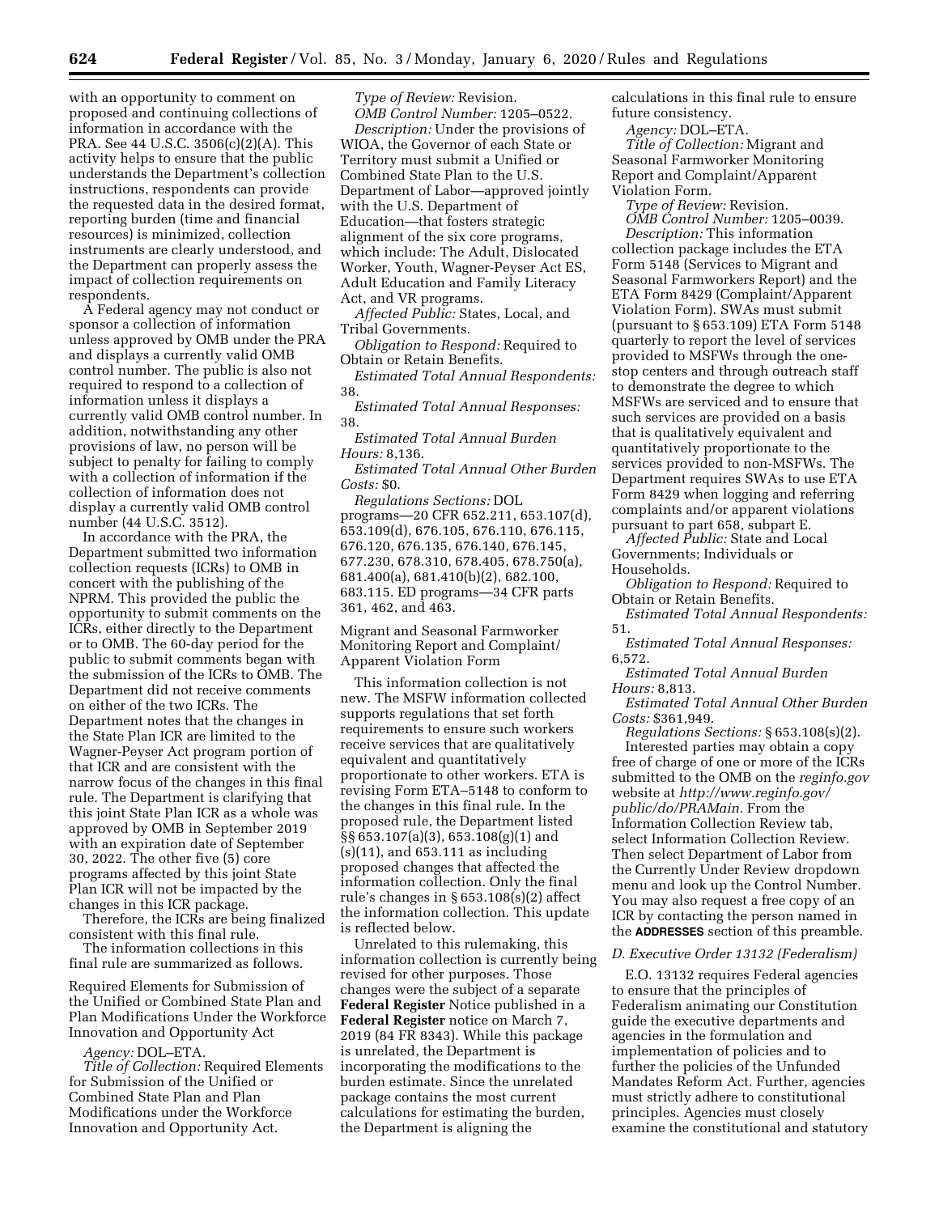with an opportunity to comment on proposed and continuing collections of information in accordance with the PRA. See 44 U.S.C. 3506(c)(2)(A). This activity helps to ensure that the public understands the Department's collection instructions, respondents can provide the requested data in the desired format, reporting burden (time and financial resources) is minimized, collection instruments are clearly understood, and the Department can properly assess the impact of collection requirements on respondents.

A Federal agency may not conduct or sponsor a collection of information unless approved by OMB under the PRA and displays a currently valid OMB control number. The public is also not required to respond to a collection of information unless it displays a currently valid OMB control number. In addition, notwithstanding any other provisions of law, no person will be subject to penalty for failing to comply with a collection of information if the collection of information does not display a currently valid OMB control number (44 U.S.C. 3512).

In accordance with the PRA, the Department submitted two information collection requests (ICRs) to OMB in concert with the publishing of the NPRM. This provided the public the opportunity to submit comments on the ICRs, either directly to the Department or to OMB. The 60-day period for the public to submit comments began with the submission of the ICRs to OMB. The Department did not receive comments on either of the two ICRs. The Department notes that the changes in the State Plan ICR are limited to the Wagner-Peyser Act program portion of that ICR and are consistent with the narrow focus of the changes in this final rule. The Department is clarifying that this joint State Plan ICR as a whole was approved by OMB in September 2019 with an expiration date of September 30, 2022. The other five (5) core programs affected by this joint State Plan ICR will not be impacted by the changes in this ICR package.

Therefore, the ICRs are being finalized consistent with this final rule.

The information collections in this final rule are summarized as follows.

Required Elements for Submission of the Unified or Combined State Plan and Plan Modifications Under the Workforce Innovation and Opportunity Act

*Agency:* DOL–ETA.

*Title of Collection:* Required Elements for Submission of the Unified or Combined State Plan and Plan Modifications under the Workforce Innovation and Opportunity Act.

*Type of Review:* Revision.

*OMB Control Number:* 1205–0522.

*Description:* Under the provisions of WIOA, the Governor of each State or Territory must submit a Unified or Combined State Plan to the U.S. Department of Labor—approved jointly with the U.S. Department of Education—that fosters strategic alignment of the six core programs, which include: The Adult, Dislocated Worker, Youth, Wagner-Peyser Act ES, Adult Education and Family Literacy Act, and VR programs.

*Affected Public:* States, Local, and Tribal Governments.

*Obligation to Respond:* Required to Obtain or Retain Benefits.

*Estimated Total Annual Respondents:* 38.

*Estimated Total Annual Responses:* 38.

*Estimated Total Annual Burden Hours:* 8,136.

*Estimated Total Annual Other Burden Costs:* $0.

*Regulations Sections:* DOL programs—20 CFR 652.211, 653.107(d), 653.109(d), 676.105, 676.110, 676.115, 676.120, 676.135, 676.140, 676.145, 677.230, 678.310, 678.405, 678.750(a), 681.400(a), 681.410(b)(2), 682.100, 683.115. ED programs—34 CFR parts 361, 462, and 463.

Migrant and Seasonal Farmworker Monitoring Report and Complaint/Apparent Violation Form

This information collection is not new. The MSFW information collected supports regulations that set forth requirements to ensure such workers receive services that are qualitatively equivalent and quantitatively proportionate to other workers. ETA is revising Form ETA–5148 to conform to the changes in this final rule. In the proposed rule, the Department listed §§ 653.107(a)(3), 653.108(g)(1) and (s)(11), and 653.111 as including proposed changes that affected the information collection. Only the final rule's changes in § 653.108(s)(2) affect the information collection. This update is reflected below.

Unrelated to this rulemaking, this information collection is currently being revised for other purposes. Those changes were the subject of a separate **Federal Register** Notice published in a **Federal Register** notice on March 7, 2019 (84 FR 8343). While this package is unrelated, the Department is incorporating the modifications to the burden estimate. Since the unrelated package contains the most current calculations for estimating the burden, the Department is aligning the calculations in this final rule to ensure future consistency.

*Agency:* DOL–ETA.

*Title of Collection:* Migrant and Seasonal Farmworker Monitoring Report and Complaint/Apparent Violation Form.

*Type of Review:* Revision.

*OMB Control Number:* 1205–0039.

*Description:* This information collection package includes the ETA Form 5148 (Services to Migrant and Seasonal Farmworkers Report) and the ETA Form 8429 (Complaint/Apparent Violation Form). SWAs must submit (pursuant to § 653.109) ETA Form 5148 quarterly to report the level of services provided to MSFWs through the one-stop centers and through outreach staff to demonstrate the degree to which MSFWs are serviced and to ensure that such services are provided on a basis that is qualitatively equivalent and quantitatively proportionate to the services provided to non-MSFWs. The Department requires SWAs to use ETA Form 8429 when logging and referring complaints and/or apparent violations pursuant to part 658, subpart E.

*Affected Public:* State and Local Governments; Individuals or Households.

*Obligation to Respond:* Required to Obtain or Retain Benefits.

*Estimated Total Annual Respondents:* 51.

*Estimated Total Annual Responses:* 6,572.

*Estimated Total Annual Burden Hours:* 8,813.

*Estimated Total Annual Other Burden Costs:* $361,949.

*Regulations Sections:* § 653.108(s)(2).

Interested parties may obtain a copy free of charge of one or more of the ICRs submitted to the OMB on the *reginfo.gov* website at *http://www.reginfo.gov/public/do/PRAMain.* From the Information Collection Review tab, select Information Collection Review. Then select Department of Labor from the Currently Under Review dropdown menu and look up the Control Number. You may also request a free copy of an ICR by contacting the person named in the **ADDRESSES** section of this preamble.

### *D. Executive Order 13132 (Federalism)*

E.O. 13132 requires Federal agencies to ensure that the principles of Federalism animating our Constitution guide the executive departments and agencies in the formulation and implementation of policies and to further the policies of the Unfunded Mandates Reform Act. Further, agencies must strictly adhere to constitutional principles. Agencies must closely examine the constitutional and statutory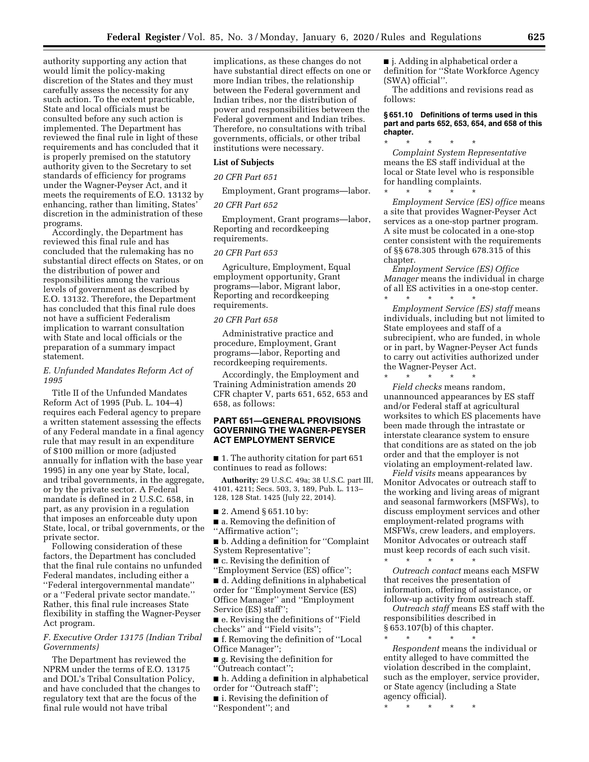authority supporting any action that would limit the policy-making discretion of the States and they must carefully assess the necessity for any such action. To the extent practicable, State and local officials must be consulted before any such action is implemented. The Department has reviewed the final rule in light of these requirements and has concluded that it is properly premised on the statutory authority given to the Secretary to set standards of efficiency for programs under the Wagner-Peyser Act, and it meets the requirements of E.O. 13132 by enhancing, rather than limiting, States' discretion in the administration of these programs.

Accordingly, the Department has reviewed this final rule and has concluded that the rulemaking has no substantial direct effects on States, or on the distribution of power and responsibilities among the various levels of government as described by E.O. 13132. Therefore, the Department has concluded that this final rule does not have a sufficient Federalism implication to warrant consultation with State and local officials or the preparation of a summary impact statement.

### *E. Unfunded Mandates Reform Act of 1995*

Title II of the Unfunded Mandates Reform Act of 1995 (Pub. L. 104–4) requires each Federal agency to prepare a written statement assessing the effects of any Federal mandate in a final agency rule that may result in an expenditure of $100 million or more (adjusted annually for inflation with the base year 1995) in any one year by State, local, and tribal governments, in the aggregate, or by the private sector. A Federal mandate is defined in 2 U.S.C. 658, in part, as any provision in a regulation that imposes an enforceable duty upon State, local, or tribal governments, or the private sector.

Following consideration of these factors, the Department has concluded that the final rule contains no unfunded Federal mandates, including either a ''Federal intergovernmental mandate'' or a ''Federal private sector mandate.'' Rather, this final rule increases State flexibility in staffing the Wagner-Peyser Act program.

### *F. Executive Order 13175 (Indian Tribal Governments)*

The Department has reviewed the NPRM under the terms of E.O. 13175 and DOL's Tribal Consultation Policy, and have concluded that the changes to regulatory text that are the focus of the final rule would not have tribal implications, as these changes do not have substantial direct effects on one or more Indian tribes, the relationship between the Federal government and Indian tribes, nor the distribution of power and responsibilities between the Federal government and Indian tribes. Therefore, no consultations with tribal governments, officials, or other tribal institutions were necessary.

**List of Subjects**

*20 CFR Part 651*

Employment, Grant programs—labor.

*20 CFR Part 652*

Employment, Grant programs—labor, Reporting and recordkeeping requirements.

*20 CFR Part 653*

Agriculture, Employment, Equal employment opportunity, Grant programs—labor, Migrant labor, Reporting and recordkeeping requirements.

*20 CFR Part 658*

Administrative practice and procedure, Employment, Grant programs—labor, Reporting and recordkeeping requirements.

Accordingly, the Employment and Training Administration amends 20 CFR chapter V, parts 651, 652, 653 and 658, as follows:

## PART 651—GENERAL PROVISIONS GOVERNING THE WAGNER-PEYSER ACT EMPLOYMENT SERVICE

■ 1. The authority citation for part 651 continues to read as follows:

**Authority:** 29 U.S.C. 49a; 38 U.S.C. part III, 4101, 4211; Secs. 503, 3, 189, Pub. L. 113–128, 128 Stat. 1425 (July 22, 2014).

■ 2. Amend § 651.10 by:

■ a. Removing the definition of ''Affirmative action'';

■ b. Adding a definition for ''Complaint System Representative'';

■ c. Revising the definition of ''Employment Service (ES) office'';

■ d. Adding definitions in alphabetical order for ''Employment Service (ES) Office Manager'' and ''Employment Service (ES) staff'';

■ e. Revising the definitions of ''Field checks'' and ''Field visits'';

■ f. Removing the definition of ''Local Office Manager'';

■ g. Revising the definition for ''Outreach contact'';

■ h. Adding a definition in alphabetical order for ''Outreach staff'';

■ i. Revising the definition of ''Respondent''; and

■ j. Adding in alphabetical order a definition for ''State Workforce Agency (SWA) official''.

The additions and revisions read as follows:

**§ 651.10 Definitions of terms used in this part and parts 652, 653, 654, and 658 of this chapter.**

\* \* \* \* \*

*Complaint System Representative* means the ES staff individual at the local or State level who is responsible for handling complaints.

\* \* \* \* \*

*Employment Service (ES) office* means a site that provides Wagner-Peyser Act services as a one-stop partner program. A site must be colocated in a one-stop center consistent with the requirements of §§ 678.305 through 678.315 of this chapter.

*Employment Service (ES) Office Manager* means the individual in charge of all ES activities in a one-stop center.

\* \* \* \* \*

*Employment Service (ES) staff* means individuals, including but not limited to State employees and staff of a subrecipient, who are funded, in whole or in part, by Wagner-Peyser Act funds to carry out activities authorized under the Wagner-Peyser Act.

\* \* \* \* \*

*Field checks* means random, unannounced appearances by ES staff and/or Federal staff at agricultural worksites to which ES placements have been made through the intrastate or interstate clearance system to ensure that conditions are as stated on the job order and that the employer is not violating an employment-related law.

*Field visits* means appearances by Monitor Advocates or outreach staff to the working and living areas of migrant and seasonal farmworkers (MSFWs), to discuss employment services and other employment-related programs with MSFWs, crew leaders, and employers. Monitor Advocates or outreach staff must keep records of each such visit.

\* \* \* \* \*

*Outreach contact* means each MSFW that receives the presentation of information, offering of assistance, or follow-up activity from outreach staff.

*Outreach staff* means ES staff with the responsibilities described in § 653.107(b) of this chapter.

\* \* \* \* \*

*Respondent* means the individual or entity alleged to have committed the violation described in the complaint, such as the employer, service provider, or State agency (including a State agency official).

\* \* \* \* \*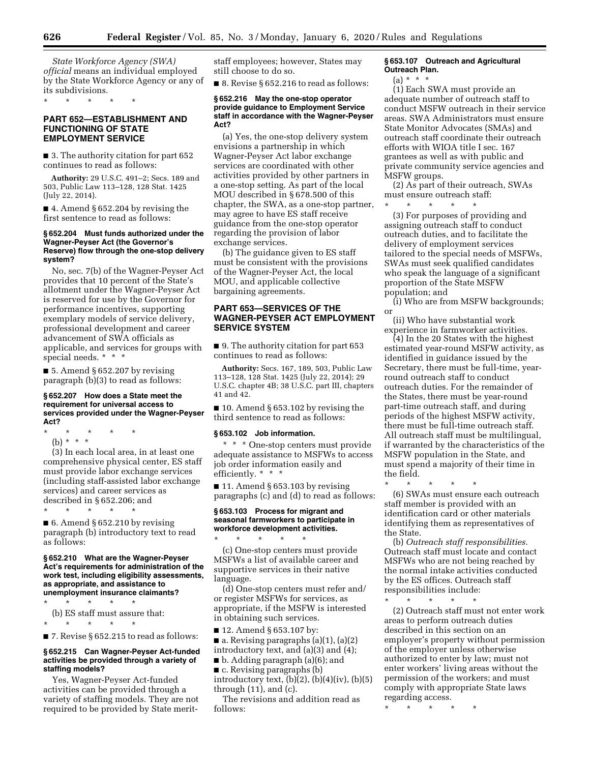*State Workforce Agency (SWA) official* means an individual employed by the State Workforce Agency or any of its subdivisions.

\* \* \* \* \*

## PART 652—ESTABLISHMENT AND FUNCTIONING OF STATE EMPLOYMENT SERVICE

■ 3. The authority citation for part 652 continues to read as follows:

**Authority:** 29 U.S.C. 491–2; Secs. 189 and 503, Public Law 113–128, 128 Stat. 1425 (July 22, 2014).

■ 4. Amend § 652.204 by revising the first sentence to read as follows:

### § 652.204 Must funds authorized under the Wagner-Peyser Act (the Governor's Reserve) flow through the one-stop delivery system?

No, sec. 7(b) of the Wagner-Peyser Act provides that 10 percent of the State's allotment under the Wagner-Peyser Act is reserved for use by the Governor for performance incentives, supporting exemplary models of service delivery, professional development and career advancement of SWA officials as applicable, and services for groups with special needs. \* \* \*

■ 5. Amend § 652.207 by revising paragraph (b)(3) to read as follows:

### § 652.207 How does a State meet the requirement for universal access to services provided under the Wagner-Peyser Act?

\* \* \* \* \*

(b) \* \* \*

(3) In each local area, in at least one comprehensive physical center, ES staff must provide labor exchange services (including staff-assisted labor exchange services) and career services as described in § 652.206; and

\* \* \* \* \*

■ 6. Amend § 652.210 by revising paragraph (b) introductory text to read as follows:

### § 652.210 What are the Wagner-Peyser Act's requirements for administration of the work test, including eligibility assessments, as appropriate, and assistance to unemployment insurance claimants?

\* \* \* \* \*

(b) ES staff must assure that:

\* \* \* \* \*

■ 7. Revise § 652.215 to read as follows:

### § 652.215 Can Wagner-Peyser Act-funded activities be provided through a variety of staffing models?

Yes, Wagner-Peyser Act-funded activities can be provided through a variety of staffing models. They are not required to be provided by State merit-staff employees; however, States may still choose to do so.

■ 8. Revise § 652.216 to read as follows:

### § 652.216 May the one-stop operator provide guidance to Employment Service staff in accordance with the Wagner-Peyser Act?

(a) Yes, the one-stop delivery system envisions a partnership in which Wagner-Peyser Act labor exchange services are coordinated with other activities provided by other partners in a one-stop setting. As part of the local MOU described in § 678.500 of this chapter, the SWA, as a one-stop partner, may agree to have ES staff receive guidance from the one-stop operator regarding the provision of labor exchange services.

(b) The guidance given to ES staff must be consistent with the provisions of the Wagner-Peyser Act, the local MOU, and applicable collective bargaining agreements.

## PART 653—SERVICES OF THE WAGNER-PEYSER ACT EMPLOYMENT SERVICE SYSTEM

■ 9. The authority citation for part 653 continues to read as follows:

**Authority:** Secs. 167, 189, 503, Public Law 113–128, 128 Stat. 1425 (July 22, 2014); 29 U.S.C. chapter 4B; 38 U.S.C. part III, chapters 41 and 42.

■ 10. Amend § 653.102 by revising the third sentence to read as follows:

### § 653.102 Job information.

\* \* \* One-stop centers must provide adequate assistance to MSFWs to access job order information easily and efficiently. \* \* \*

■ 11. Amend § 653.103 by revising paragraphs (c) and (d) to read as follows:

### § 653.103 Process for migrant and seasonal farmworkers to participate in workforce development activities.

\* \* \* \* \*

(c) One-stop centers must provide MSFWs a list of available career and supportive services in their native language.

(d) One-stop centers must refer and/or register MSFWs for services, as appropriate, if the MSFW is interested in obtaining such services.

■ 12. Amend § 653.107 by:

■ a. Revising paragraphs (a)(1), (a)(2) introductory text, and (a)(3) and (4);

■ b. Adding paragraph (a)(6); and

■ c. Revising paragraphs (b) introductory text, (b)(2), (b)(4)(iv), (b)(5) through (11), and (c).

The revisions and addition read as follows:

### § 653.107 Outreach and Agricultural Outreach Plan.

(a) \* \* \*

(1) Each SWA must provide an adequate number of outreach staff to conduct MSFW outreach in their service areas. SWA Administrators must ensure State Monitor Advocates (SMAs) and outreach staff coordinate their outreach efforts with WIOA title I sec. 167 grantees as well as with public and private community service agencies and MSFW groups.

(2) As part of their outreach, SWAs must ensure outreach staff:

\* \* \* \* \*

(3) For purposes of providing and assigning outreach staff to conduct outreach duties, and to facilitate the delivery of employment services tailored to the special needs of MSFWs, SWAs must seek qualified candidates who speak the language of a significant proportion of the State MSFW population; and

(i) Who are from MSFW backgrounds; or

(ii) Who have substantial work experience in farmworker activities.

(4) In the 20 States with the highest estimated year-round MSFW activity, as identified in guidance issued by the Secretary, there must be full-time, year-round outreach staff to conduct outreach duties. For the remainder of the States, there must be year-round part-time outreach staff, and during periods of the highest MSFW activity, there must be full-time outreach staff. All outreach staff must be multilingual, if warranted by the characteristics of the MSFW population in the State, and must spend a majority of their time in the field.

\* \* \* \* \*

(6) SWAs must ensure each outreach staff member is provided with an identification card or other materials identifying them as representatives of the State.

(b) *Outreach staff responsibilities.* Outreach staff must locate and contact MSFWs who are not being reached by the normal intake activities conducted by the ES offices. Outreach staff responsibilities include:

\* \* \* \* \*

(2) Outreach staff must not enter work areas to perform outreach duties described in this section on an employer's property without permission of the employer unless otherwise authorized to enter by law; must not enter workers' living areas without the permission of the workers; and must comply with appropriate State laws regarding access.

\* \* \* \* \*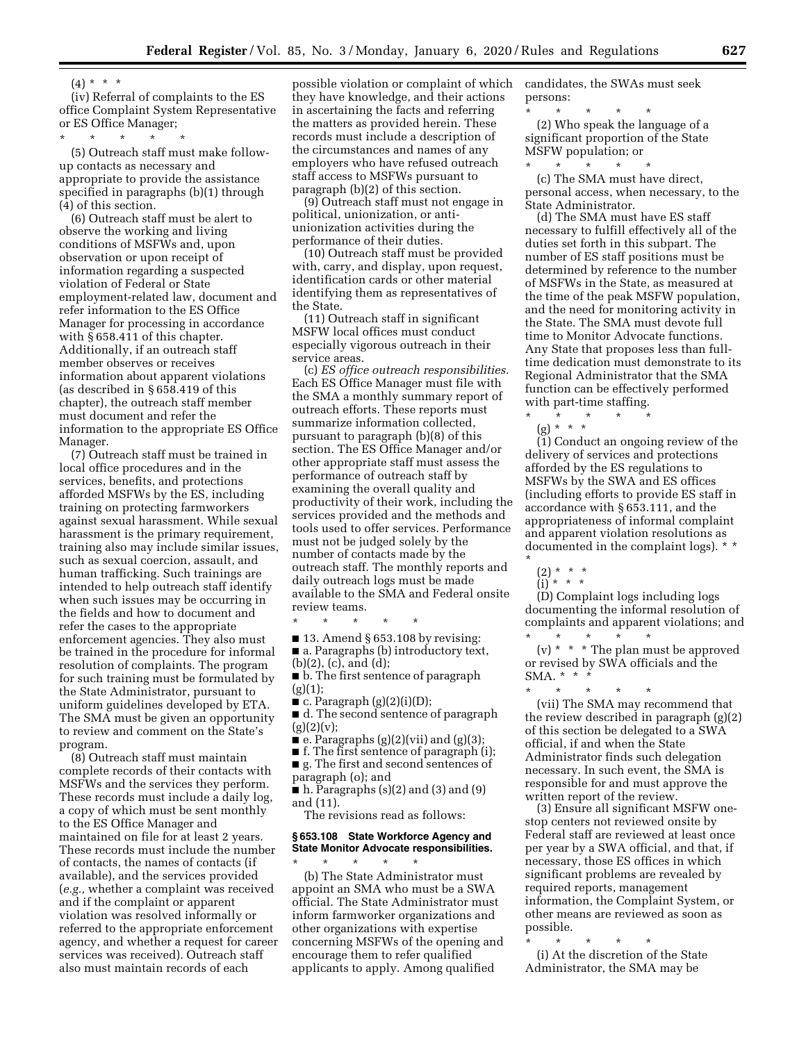(4) * * *

(iv) Referral of complaints to the ES office Complaint System Representative or ES Office Manager;

\* \* \* \* \*

(5) Outreach staff must make follow-up contacts as necessary and appropriate to provide the assistance specified in paragraphs (b)(1) through (4) of this section.

(6) Outreach staff must be alert to observe the working and living conditions of MSFWs and, upon observation or upon receipt of information regarding a suspected violation of Federal or State employment-related law, document and refer information to the ES Office Manager for processing in accordance with § 658.411 of this chapter. Additionally, if an outreach staff member observes or receives information about apparent violations (as described in § 658.419 of this chapter), the outreach staff member must document and refer the information to the appropriate ES Office Manager.

(7) Outreach staff must be trained in local office procedures and in the services, benefits, and protections afforded MSFWs by the ES, including training on protecting farmworkers against sexual harassment. While sexual harassment is the primary requirement, training also may include similar issues, such as sexual coercion, assault, and human trafficking. Such trainings are intended to help outreach staff identify when such issues may be occurring in the fields and how to document and refer the cases to the appropriate enforcement agencies. They also must be trained in the procedure for informal resolution of complaints. The program for such training must be formulated by the State Administrator, pursuant to uniform guidelines developed by ETA. The SMA must be given an opportunity to review and comment on the State's program.

(8) Outreach staff must maintain complete records of their contacts with MSFWs and the services they perform. These records must include a daily log, a copy of which must be sent monthly to the ES Office Manager and maintained on file for at least 2 years. These records must include the number of contacts, the names of contacts (if available), and the services provided (*e.g.,* whether a complaint was received and if the complaint or apparent violation was resolved informally or referred to the appropriate enforcement agency, and whether a request for career services was received). Outreach staff also must maintain records of each possible violation or complaint of which they have knowledge, and their actions in ascertaining the facts and referring the matters as provided herein. These records must include a description of the circumstances and names of any employers who have refused outreach staff access to MSFWs pursuant to paragraph (b)(2) of this section.

(9) Outreach staff must not engage in political, unionization, or anti-unionization activities during the performance of their duties.

(10) Outreach staff must be provided with, carry, and display, upon request, identification cards or other material identifying them as representatives of the State.

(11) Outreach staff in significant MSFW local offices must conduct especially vigorous outreach in their service areas.

(c) *ES office outreach responsibilities.* Each ES Office Manager must file with the SMA a monthly summary report of outreach efforts. These reports must summarize information collected, pursuant to paragraph (b)(8) of this section. The ES Office Manager and/or other appropriate staff must assess the performance of outreach staff by examining the overall quality and productivity of their work, including the services provided and the methods and tools used to offer services. Performance must not be judged solely by the number of contacts made by the outreach staff. The monthly reports and daily outreach logs must be made available to the SMA and Federal onsite review teams.

\* \* \* \* \*

■ 13. Amend § 653.108 by revising:

■ a. Paragraphs (b) introductory text, (b)(2), (c), and (d);

■ b. The first sentence of paragraph (g)(1);

■ c. Paragraph (g)(2)(i)(D);

■ d. The second sentence of paragraph (g)(2)(v);

■ e. Paragraphs (g)(2)(vii) and (g)(3);

■ f. The first sentence of paragraph (i);

■ g. The first and second sentences of paragraph (o); and

■ h. Paragraphs (s)(2) and (3) and (9) and (11).

The revisions read as follows:

#### § 653.108 State Workforce Agency and State Monitor Advocate responsibilities.

\* \* \* \* \*

(b) The State Administrator must appoint an SMA who must be a SWA official. The State Administrator must inform farmworker organizations and other organizations with expertise concerning MSFWs of the opening and encourage them to refer qualified applicants to apply. Among qualified candidates, the SWAs must seek persons:

\* \* \* \* \*

(2) Who speak the language of a significant proportion of the State MSFW population; or

\* \* \* \* \*

(c) The SMA must have direct, personal access, when necessary, to the State Administrator.

(d) The SMA must have ES staff necessary to fulfill effectively all of the duties set forth in this subpart. The number of ES staff positions must be determined by reference to the number of MSFWs in the State, as measured at the time of the peak MSFW population, and the need for monitoring activity in the State. The SMA must devote full time to Monitor Advocate functions. Any State that proposes less than full-time dedication must demonstrate to its Regional Administrator that the SMA function can be effectively performed with part-time staffing.

\* \* \* \* \*

(g) * * *

(1) Conduct an ongoing review of the delivery of services and protections afforded by the ES regulations to MSFWs by the SWA and ES offices (including efforts to provide ES staff in accordance with § 653.111, and the appropriateness of informal complaint and apparent violation resolutions as documented in the complaint logs). * * *

(2) * * *

(i) * * *

(D) Complaint logs including logs documenting the informal resolution of complaints and apparent violations; and

\* \* \* \* \*

(v) * * * The plan must be approved or revised by SWA officials and the SMA. * * *

\* \* \* \* \*

(vii) The SMA may recommend that the review described in paragraph (g)(2) of this section be delegated to a SWA official, if and when the State Administrator finds such delegation necessary. In such event, the SMA is responsible for and must approve the written report of the review.

(3) Ensure all significant MSFW one-stop centers not reviewed onsite by Federal staff are reviewed at least once per year by a SWA official, and that, if necessary, those ES offices in which significant problems are revealed by required reports, management information, the Complaint System, or other means are reviewed as soon as possible.

\* \* \* \* \*

(i) At the discretion of the State Administrator, the SMA may be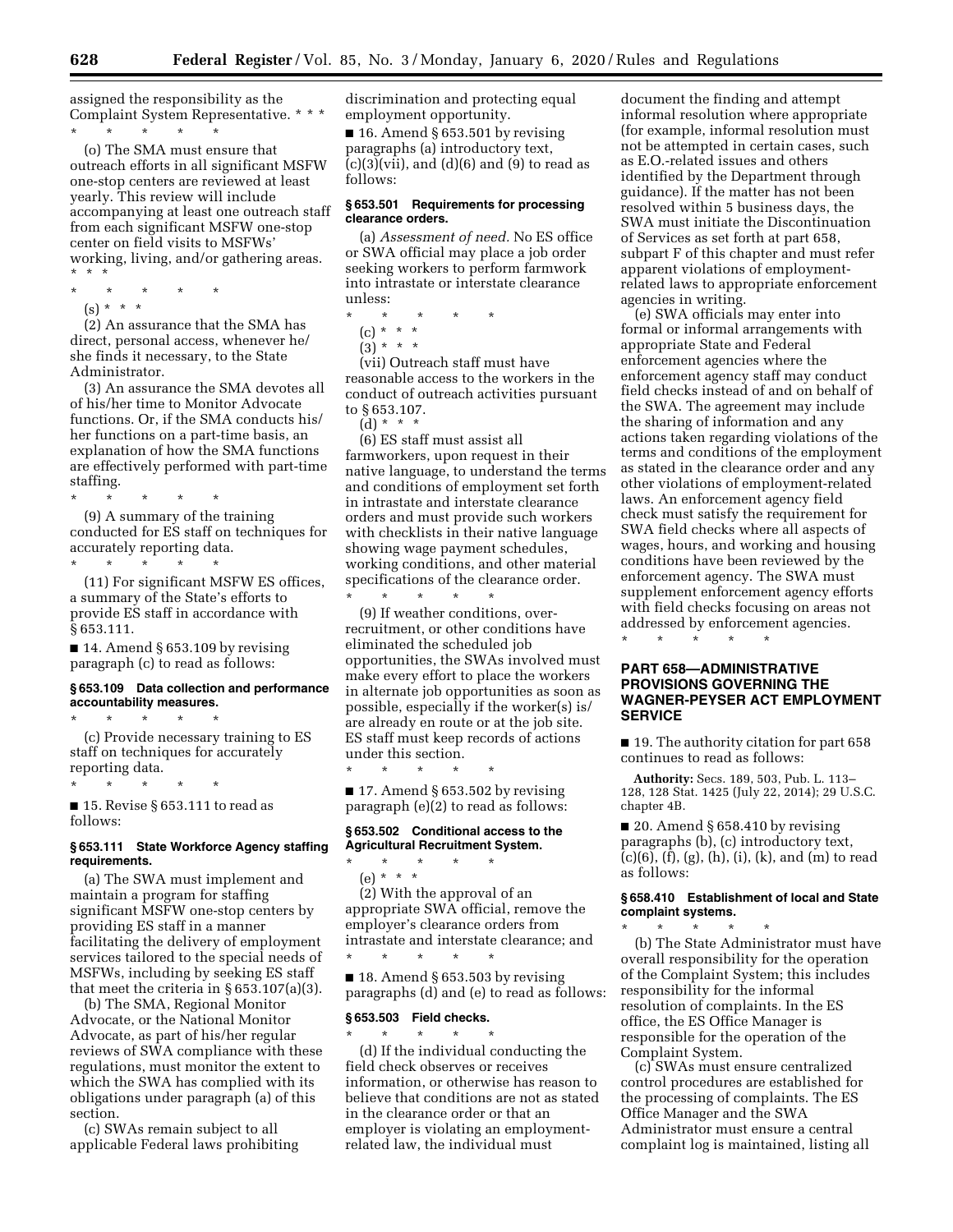assigned the responsibility as the Complaint System Representative. * * *

\* \* \* \* \*

(o) The SMA must ensure that outreach efforts in all significant MSFW one-stop centers are reviewed at least yearly. This review will include accompanying at least one outreach staff from each significant MSFW one-stop center on field visits to MSFWs' working, living, and/or gathering areas. * * *

\* \* \* \* \*

(s) * * *

(2) An assurance that the SMA has direct, personal access, whenever he/she finds it necessary, to the State Administrator.

(3) An assurance the SMA devotes all of his/her time to Monitor Advocate functions. Or, if the SMA conducts his/her functions on a part-time basis, an explanation of how the SMA functions are effectively performed with part-time staffing.

\* \* \* \* \*

(9) A summary of the training conducted for ES staff on techniques for accurately reporting data.

\* \* \* \* \*

(11) For significant MSFW ES offices, a summary of the State's efforts to provide ES staff in accordance with § 653.111.

■ 14. Amend § 653.109 by revising paragraph (c) to read as follows:

**§ 653.109 Data collection and performance accountability measures.**

\* \* \* \* \*

(c) Provide necessary training to ES staff on techniques for accurately reporting data.

\* \* \* \* \*

■ 15. Revise § 653.111 to read as follows:

**§ 653.111 State Workforce Agency staffing requirements.**

(a) The SWA must implement and maintain a program for staffing significant MSFW one-stop centers by providing ES staff in a manner facilitating the delivery of employment services tailored to the special needs of MSFWs, including by seeking ES staff that meet the criteria in § 653.107(a)(3).

(b) The SMA, Regional Monitor Advocate, or the National Monitor Advocate, as part of his/her regular reviews of SWA compliance with these regulations, must monitor the extent to which the SWA has complied with its obligations under paragraph (a) of this section.

(c) SWAs remain subject to all applicable Federal laws prohibiting discrimination and protecting equal employment opportunity.

■ 16. Amend § 653.501 by revising paragraphs (a) introductory text, (c)(3)(vii), and (d)(6) and (9) to read as follows:

**§ 653.501 Requirements for processing clearance orders.**

(a) *Assessment of need.* No ES office or SWA official may place a job order seeking workers to perform farmwork into intrastate or interstate clearance unless:

\* \* \* \* \*

(c) * * *

(3) * * *

(vii) Outreach staff must have reasonable access to the workers in the conduct of outreach activities pursuant to § 653.107.

(d) * * *

(6) ES staff must assist all farmworkers, upon request in their native language, to understand the terms and conditions of employment set forth in intrastate and interstate clearance orders and must provide such workers with checklists in their native language showing wage payment schedules, working conditions, and other material specifications of the clearance order.

\* \* \* \* \*

(9) If weather conditions, over-recruitment, or other conditions have eliminated the scheduled job opportunities, the SWAs involved must make every effort to place the workers in alternate job opportunities as soon as possible, especially if the worker(s) is/are already en route or at the job site. ES staff must keep records of actions under this section.

\* \* \* \* \*

■ 17. Amend § 653.502 by revising paragraph (e)(2) to read as follows:

**§ 653.502 Conditional access to the Agricultural Recruitment System.**

\* \* \* \* \*

(e) * * *

(2) With the approval of an appropriate SWA official, remove the employer's clearance orders from intrastate and interstate clearance; and

\* \* \* \* \*

■ 18. Amend § 653.503 by revising paragraphs (d) and (e) to read as follows:

**§ 653.503 Field checks.**

\* \* \* \* \*

(d) If the individual conducting the field check observes or receives information, or otherwise has reason to believe that conditions are not as stated in the clearance order or that an employer is violating an employment-related law, the individual must document the finding and attempt informal resolution where appropriate (for example, informal resolution must not be attempted in certain cases, such as E.O.-related issues and others identified by the Department through guidance). If the matter has not been resolved within 5 business days, the SWA must initiate the Discontinuation of Services as set forth at part 658, subpart F of this chapter and must refer apparent violations of employment-related laws to appropriate enforcement agencies in writing.

(e) SWA officials may enter into formal or informal arrangements with appropriate State and Federal enforcement agencies where the enforcement agency staff may conduct field checks instead of and on behalf of the SWA. The agreement may include the sharing of information and any actions taken regarding violations of the terms and conditions of the employment as stated in the clearance order and any other violations of employment-related laws. An enforcement agency field check must satisfy the requirement for SWA field checks where all aspects of wages, hours, and working and housing conditions have been reviewed by the enforcement agency. The SWA must supplement enforcement agency efforts with field checks focusing on areas not addressed by enforcement agencies.

\* \* \* \* \*

## PART 658—ADMINISTRATIVE PROVISIONS GOVERNING THE WAGNER-PEYSER ACT EMPLOYMENT SERVICE

■ 19. The authority citation for part 658 continues to read as follows:

**Authority:** Secs. 189, 503, Pub. L. 113–128, 128 Stat. 1425 (July 22, 2014); 29 U.S.C. chapter 4B.

■ 20. Amend § 658.410 by revising paragraphs (b), (c) introductory text, (c)(6), (f), (g), (h), (i), (k), and (m) to read as follows:

**§ 658.410 Establishment of local and State complaint systems.**

\* \* \* \* \*

(b) The State Administrator must have overall responsibility for the operation of the Complaint System; this includes responsibility for the informal resolution of complaints. In the ES office, the ES Office Manager is responsible for the operation of the Complaint System.

(c) SWAs must ensure centralized control procedures are established for the processing of complaints. The ES Office Manager and the SWA Administrator must ensure a central complaint log is maintained, listing all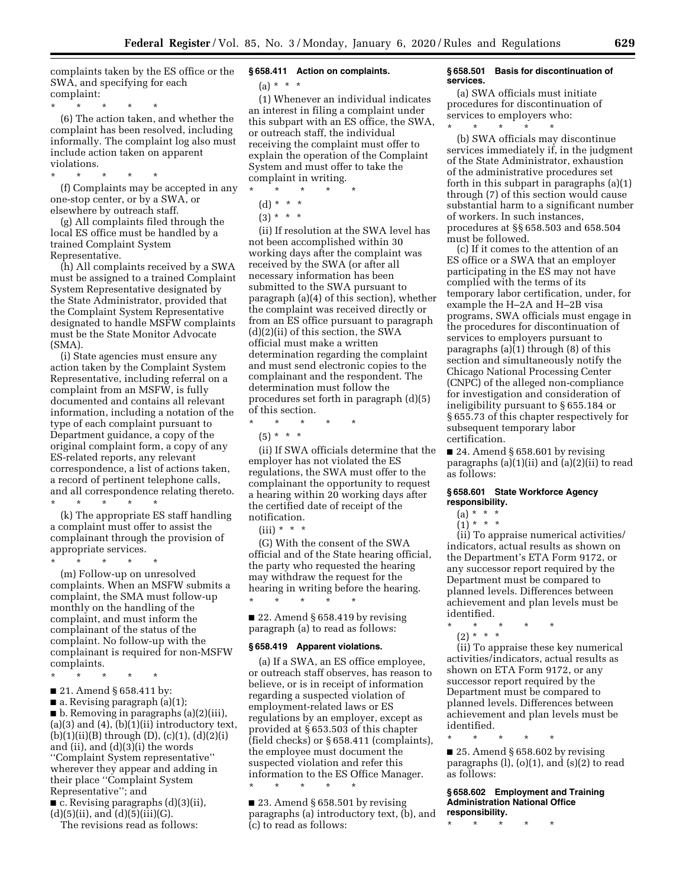complaints taken by the ES office or the SWA, and specifying for each complaint:

\* \* \* \* \*

(6) The action taken, and whether the complaint has been resolved, including informally. The complaint log also must include action taken on apparent violations.

\* \* \* \* \*

(f) Complaints may be accepted in any one-stop center, or by a SWA, or elsewhere by outreach staff.

(g) All complaints filed through the local ES office must be handled by a trained Complaint System Representative.

(h) All complaints received by a SWA must be assigned to a trained Complaint System Representative designated by the State Administrator, provided that the Complaint System Representative designated to handle MSFW complaints must be the State Monitor Advocate (SMA).

(i) State agencies must ensure any action taken by the Complaint System Representative, including referral on a complaint from an MSFW, is fully documented and contains all relevant information, including a notation of the type of each complaint pursuant to Department guidance, a copy of the original complaint form, a copy of any ES-related reports, any relevant correspondence, a list of actions taken, a record of pertinent telephone calls, and all correspondence relating thereto.

\* \* \* \* \*

(k) The appropriate ES staff handling a complaint must offer to assist the complainant through the provision of appropriate services.

\* \* \* \* \*

(m) Follow-up on unresolved complaints. When an MSFW submits a complaint, the SMA must follow-up monthly on the handling of the complaint, and must inform the complainant of the status of the complaint. No follow-up with the complainant is required for non-MSFW complaints.

\* \* \* \* \*

■ 21. Amend § 658.411 by:

■ a. Revising paragraph (a)(1);

■ b. Removing in paragraphs (a)(2)(iii), (a)(3) and (4), (b)(1)(ii) introductory text, (b)(1)(ii)(B) through (D), (c)(1), (d)(2)(i) and (ii), and (d)(3)(i) the words ''Complaint System representative'' wherever they appear and adding in their place ''Complaint System Representative''; and

■ c. Revising paragraphs (d)(3)(ii), (d)(5)(ii), and (d)(5)(iii)(G).

The revisions read as follows:

### § 658.411 Action on complaints.

(a) \* \* \*

(1) Whenever an individual indicates an interest in filing a complaint under this subpart with an ES office, the SWA, or outreach staff, the individual receiving the complaint must offer to explain the operation of the Complaint System and must offer to take the complaint in writing.

\* \* \* \* \*

(d) \* \* \*

(3) \* \* \*

(ii) If resolution at the SWA level has not been accomplished within 30 working days after the complaint was received by the SWA (or after all necessary information has been submitted to the SWA pursuant to paragraph (a)(4) of this section), whether the complaint was received directly or from an ES office pursuant to paragraph (d)(2)(ii) of this section, the SWA official must make a written determination regarding the complaint and must send electronic copies to the complainant and the respondent. The determination must follow the procedures set forth in paragraph (d)(5) of this section.

\* \* \* \* \*

(5) \* \* \*

(ii) If SWA officials determine that the employer has not violated the ES regulations, the SWA must offer to the complainant the opportunity to request a hearing within 20 working days after the certified date of receipt of the notification.

(iii) \* \* \*

(G) With the consent of the SWA official and of the State hearing official, the party who requested the hearing may withdraw the request for the hearing in writing before the hearing.

\* \* \* \* \*

■ 22. Amend § 658.419 by revising paragraph (a) to read as follows:

### § 658.419 Apparent violations.

(a) If a SWA, an ES office employee, or outreach staff observes, has reason to believe, or is in receipt of information regarding a suspected violation of employment-related laws or ES regulations by an employer, except as provided at § 653.503 of this chapter (field checks) or § 658.411 (complaints), the employee must document the suspected violation and refer this information to the ES Office Manager.

\* \* \* \* \*

■ 23. Amend § 658.501 by revising paragraphs (a) introductory text, (b), and (c) to read as follows:

### § 658.501 Basis for discontinuation of services.

(a) SWA officials must initiate procedures for discontinuation of services to employers who:

\* \* \* \* \*

(b) SWA officials may discontinue services immediately if, in the judgment of the State Administrator, exhaustion of the administrative procedures set forth in this subpart in paragraphs (a)(1) through (7) of this section would cause substantial harm to a significant number of workers. In such instances, procedures at §§ 658.503 and 658.504 must be followed.

(c) If it comes to the attention of an ES office or a SWA that an employer participating in the ES may not have complied with the terms of its temporary labor certification, under, for example the H–2A and H–2B visa programs, SWA officials must engage in the procedures for discontinuation of services to employers pursuant to paragraphs (a)(1) through (8) of this section and simultaneously notify the Chicago National Processing Center (CNPC) of the alleged non-compliance for investigation and consideration of ineligibility pursuant to § 655.184 or § 655.73 of this chapter respectively for subsequent temporary labor certification.

■ 24. Amend § 658.601 by revising paragraphs (a)(1)(ii) and (a)(2)(ii) to read as follows:

### § 658.601 State Workforce Agency responsibility.

(a) \* \* \*

(1) \* \* \*

(ii) To appraise numerical activities/indicators, actual results as shown on the Department's ETA Form 9172, or any successor report required by the Department must be compared to planned levels. Differences between achievement and plan levels must be identified.

\* \* \* \* \*

(2) \* \* \*

(ii) To appraise these key numerical activities/indicators, actual results as shown on ETA Form 9172, or any successor report required by the Department must be compared to planned levels. Differences between achievement and plan levels must be identified.

\* \* \* \* \*

■ 25. Amend § 658.602 by revising paragraphs (l), (o)(1), and (s)(2) to read as follows:

### § 658.602 Employment and Training Administration National Office responsibility.

\* \* \* \* \*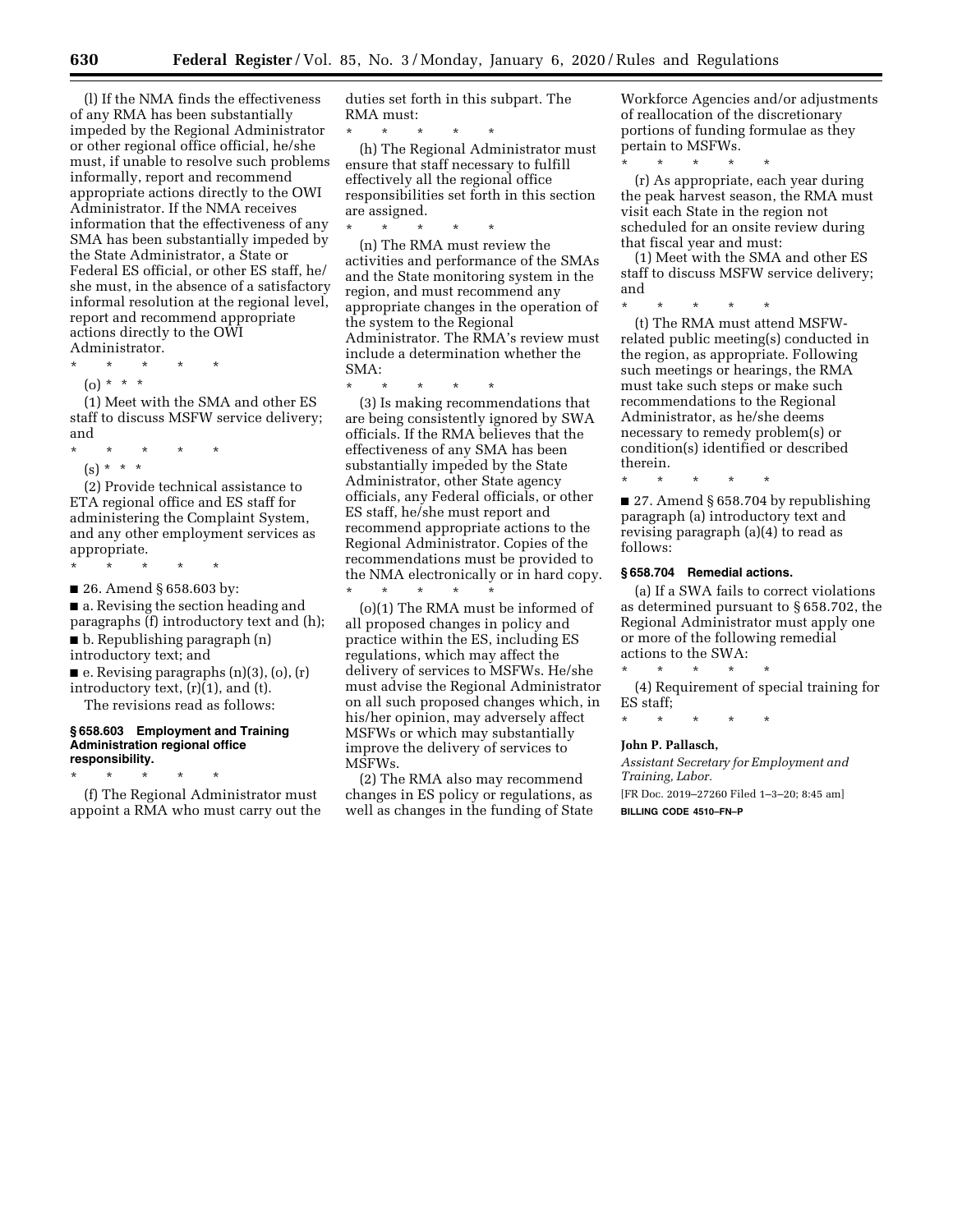(l) If the NMA finds the effectiveness of any RMA has been substantially impeded by the Regional Administrator or other regional office official, he/she must, if unable to resolve such problems informally, report and recommend appropriate actions directly to the OWI Administrator. If the NMA receives information that the effectiveness of any SMA has been substantially impeded by the State Administrator, a State or Federal ES official, or other ES staff, he/she must, in the absence of a satisfactory informal resolution at the regional level, report and recommend appropriate actions directly to the OWI Administrator.

\* \* \* \* \*

(o) \* \* \*

(1) Meet with the SMA and other ES staff to discuss MSFW service delivery; and

\* \* \* \* \*

(s) \* \* \*

(2) Provide technical assistance to ETA regional office and ES staff for administering the Complaint System, and any other employment services as appropriate.

\* \* \* \* \*

■ 26. Amend § 658.603 by:

■ a. Revising the section heading and paragraphs (f) introductory text and (h);

■ b. Republishing paragraph (n) introductory text; and

■ e. Revising paragraphs (n)(3), (o), (r) introductory text, (r)(1), and (t).

The revisions read as follows:

**§ 658.603 Employment and Training Administration regional office responsibility.**

\* \* \* \* \*

(f) The Regional Administrator must appoint a RMA who must carry out the duties set forth in this subpart. The RMA must:

\* \* \* \* \*

(h) The Regional Administrator must ensure that staff necessary to fulfill effectively all the regional office responsibilities set forth in this section are assigned.

\* \* \* \* \*

(n) The RMA must review the activities and performance of the SMAs and the State monitoring system in the region, and must recommend any appropriate changes in the operation of the system to the Regional Administrator. The RMA's review must include a determination whether the SMA:

\* \* \* \* \*

(3) Is making recommendations that are being consistently ignored by SWA officials. If the RMA believes that the effectiveness of any SMA has been substantially impeded by the State Administrator, other State agency officials, any Federal officials, or other ES staff, he/she must report and recommend appropriate actions to the Regional Administrator. Copies of the recommendations must be provided to the NMA electronically or in hard copy.

\* \* \* \* \*

(o)(1) The RMA must be informed of all proposed changes in policy and practice within the ES, including ES regulations, which may affect the delivery of services to MSFWs. He/she must advise the Regional Administrator on all such proposed changes which, in his/her opinion, may adversely affect MSFWs or which may substantially improve the delivery of services to MSFWs.

(2) The RMA also may recommend changes in ES policy or regulations, as well as changes in the funding of State Workforce Agencies and/or adjustments of reallocation of the discretionary portions of funding formulae as they pertain to MSFWs.

\* \* \* \* \*

(r) As appropriate, each year during the peak harvest season, the RMA must visit each State in the region not scheduled for an onsite review during that fiscal year and must:

(1) Meet with the SMA and other ES staff to discuss MSFW service delivery; and

\* \* \* \* \*

(t) The RMA must attend MSFW-related public meeting(s) conducted in the region, as appropriate. Following such meetings or hearings, the RMA must take such steps or make such recommendations to the Regional Administrator, as he/she deems necessary to remedy problem(s) or condition(s) identified or described therein.

\* \* \* \* \*

■ 27. Amend § 658.704 by republishing paragraph (a) introductory text and revising paragraph (a)(4) to read as follows:

**§ 658.704 Remedial actions.**

(a) If a SWA fails to correct violations as determined pursuant to § 658.702, the Regional Administrator must apply one or more of the following remedial actions to the SWA:

\* \* \* \* \*

(4) Requirement of special training for ES staff;

\* \* \* \* \*

**John P. Pallasch,**

*Assistant Secretary for Employment and Training, Labor.*

[FR Doc. 2019–27260 Filed 1–3–20; 8:45 am]

**BILLING CODE 4510–FN–P**